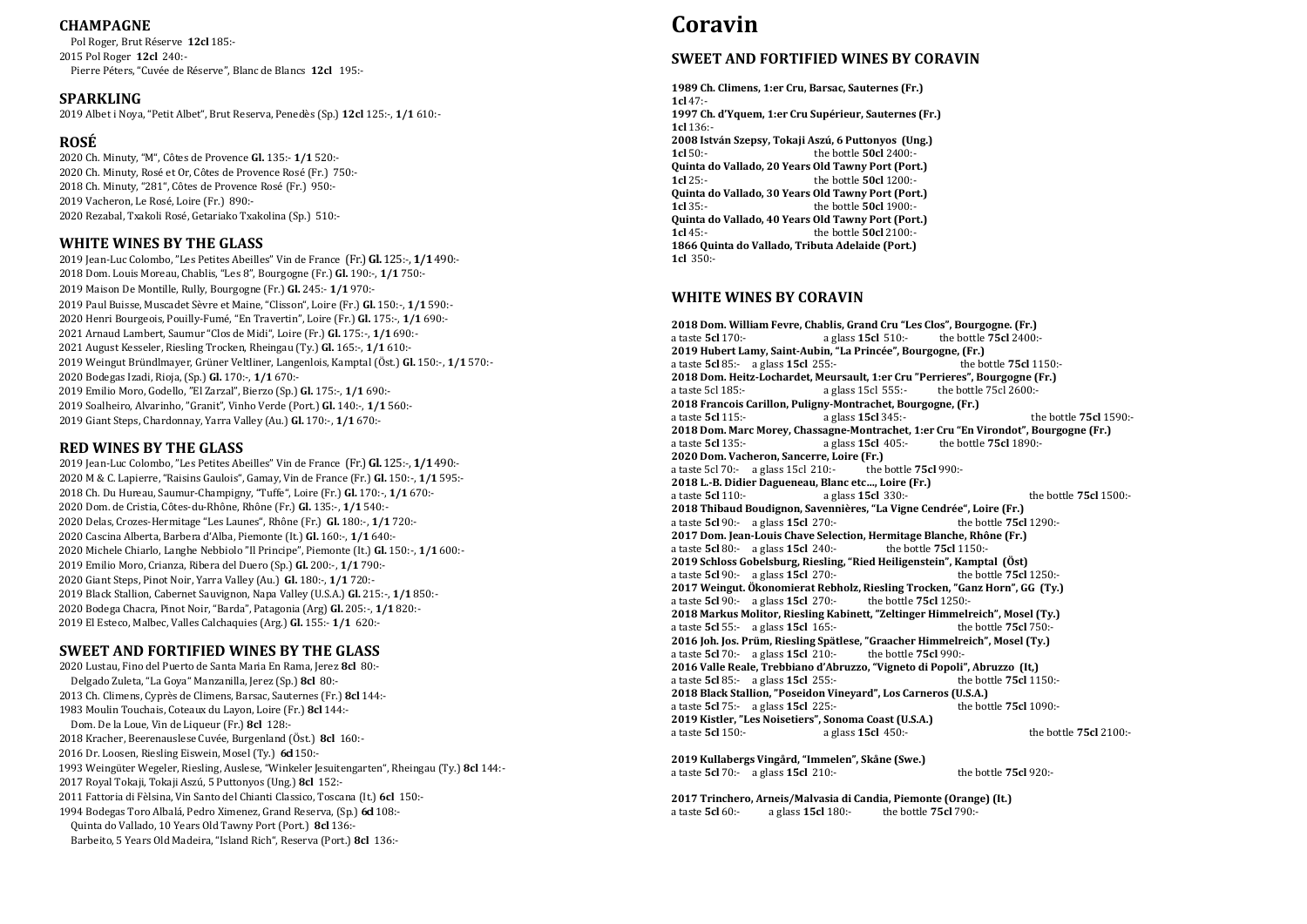## CHAMPAGNE

Pol Roger, Brut Réserve **12cl** 185:-
2015 Pol Roger **12cl** 240:-
Pierre Péters, "Cuvée de Réserve", Blanc de Blancs **12cl** 195:-

## SPARKLING

2019 Albet i Noya, "Petit Albet", Brut Reserva, Penedès (Sp.) **12cl** 125:-, **1/1** 610:-

## ROSÉ

2020 Ch. Minuty, "M", Côtes de Provence **Gl.** 135:- **1/1** 520:-
2020 Ch. Minuty, Rosé et Or, Côtes de Provence Rosé (Fr.) 750:-
2018 Ch. Minuty, "281", Côtes de Provence Rosé (Fr.) 950:-
2019 Vacheron, Le Rosé, Loire (Fr.) 890:-
2020 Rezabal, Txakoli Rosé, Getariako Txakolina (Sp.) 510:-

## WHITE WINES BY THE GLASS

2019 Jean-Luc Colombo, "Les Petites Abeilles" Vin de France (Fr.) **Gl.** 125:-, **1/1** 490:-
2018 Dom. Louis Moreau, Chablis, "Les 8", Bourgogne (Fr.) **Gl.** 190:-, **1/1** 750:-
2019 Maison De Montille, Rully, Bourgogne (Fr.) **Gl.** 245:- **1/1** 970:-
2019 Paul Buisse, Muscadet Sèvre et Maine, "Clisson", Loire (Fr.) **Gl.** 150:-, **1/1** 590:-
2020 Henri Bourgeois, Pouilly-Fumé, "En Travertin", Loire (Fr.) **Gl.** 175:-, **1/1** 690:-
2021 Arnaud Lambert, Saumur "Clos de Midi", Loire (Fr.) **Gl.** 175:-, **1/1** 690:-
2021 August Kesseler, Riesling Trocken, Rheingau (Ty.) **Gl.** 165:-, **1/1** 610:-
2019 Weingut Bründlmayer, Grüner Veltliner, Langenlois, Kamptal (Öst.) **Gl.** 150:-, **1/1** 570:-
2020 Bodegas Izadi, Rioja, (Sp.) **Gl.** 170:-, **1/1** 670:-
2019 Emilio Moro, Godello, "El Zarzal", Bierzo (Sp.) **Gl.** 175:-, **1/1** 690:-
2019 Soalheiro, Alvarinho, "Granit", Vinho Verde (Port.) **Gl.** 140:-, **1/1** 560:-
2019 Giant Steps, Chardonnay, Yarra Valley (Au.) **Gl.** 170:-, **1/1** 670:-

## RED WINES BY THE GLASS

2019 Jean-Luc Colombo, "Les Petites Abeilles" Vin de France (Fr.) **Gl.** 125:-, **1/1** 490:-
2020 M & C. Lapierre, "Raisins Gaulois", Gamay, Vin de France (Fr.) **Gl.** 150:-, **1/1** 595:-
2018 Ch. Du Hureau, Saumur-Champigny, "Tuffe", Loire (Fr.) **Gl.** 170:-, **1/1** 670:-
2020 Dom. de Cristia, Côtes-du-Rhône, Rhône (Fr.) **Gl.** 135:-, **1/1** 540:-
2020 Delas, Crozes-Hermitage "Les Launes", Rhône (Fr.) **Gl.** 180:-, **1/1** 720:-
2020 Cascina Alberta, Barbera d'Alba, Piemonte (It.) **Gl.** 160:-, **1/1** 640:-
2020 Michele Chiarlo, Langhe Nebbiolo "Il Principe", Piemonte (It.) **Gl.** 150:-, **1/1** 600:-
2019 Emilio Moro, Crianza, Ribera del Duero (Sp.) **Gl.** 200:-, **1/1** 790:-
2020 Giant Steps, Pinot Noir, Yarra Valley (Au.) **Gl.** 180:-, **1/1** 720:-
2019 Black Stallion, Cabernet Sauvignon, Napa Valley (U.S.A.) **Gl.** 215:-, **1/1** 850:-
2020 Bodega Chacra, Pinot Noir, "Barda", Patagonia (Arg) **Gl.** 205:-, **1/1** 820:-
2019 El Esteco, Malbec, Valles Calchaquies (Arg.) **Gl.** 155:- **1/1** 620:-

## SWEET AND FORTIFIED WINES BY THE GLASS

2020 Lustau, Fino del Puerto de Santa Maria En Rama, Jerez **8cl** 80:-
Delgado Zuleta, "La Goya" Manzanilla, Jerez (Sp.) **8cl** 80:-
2013 Ch. Climens, Cyprès de Climens, Barsac, Sauternes (Fr.) **8cl** 144:-
1983 Moulin Touchais, Coteaux du Layon, Loire (Fr.) **8cl** 144:-
Dom. De la Loue, Vin de Liqueur (Fr.) **8cl** 128:-
2018 Kracher, Beerenauslese Cuvée, Burgenland (Öst.) **8cl** 160:-
2016 Dr. Loosen, Riesling Eiswein, Mosel (Ty.) **6cl** 150:-
1993 Weingüter Wegeler, Riesling, Auslese, "Winkeler Jesuitengarten", Rheingau (Ty.) **8cl** 144:-
2017 Royal Tokaji, Tokaji Aszú, 5 Puttonyos (Ung.) **8cl** 152:-
2011 Fattoria di Fèlsina, Vin Santo del Chianti Classico, Toscana (It.) **6cl** 150:-
1994 Bodegas Toro Albalá, Pedro Ximenez, Grand Reserva, (Sp.) **6cl** 108:-
Quinta do Vallado, 10 Years Old Tawny Port (Port.) **8cl** 136:-
Barbeito, 5 Years Old Madeira, "Island Rich", Reserva (Port.) **8cl** 136:-

# Coravin

## SWEET AND FORTIFIED WINES BY CORAVIN

**1989 Ch. Climens, 1:er Cru, Barsac, Sauternes (Fr.)**
**1cl** 47:-
**1997 Ch. d'Yquem, 1:er Cru Supérieur, Sauternes (Fr.)**
**1cl** 136:-
**2008 István Szepsy, Tokaji Aszú, 6 Puttonyos (Ung.)**
**1cl** 50:- the bottle **50cl** 2400:-
**Quinta do Vallado, 20 Years Old Tawny Port (Port.)**
**1cl** 25:- the bottle **50cl** 1200:-
**Quinta do Vallado, 30 Years Old Tawny Port (Port.)**
**1cl** 35:- the bottle **50cl** 1900:-
**Quinta do Vallado, 40 Years Old Tawny Port (Port.)**
**1cl** 45:- the bottle **50cl** 2100:-
**1866 Quinta do Vallado, Tributa Adelaide (Port.)**
**1cl** 350:-

## WHITE WINES BY CORAVIN

**2018 Dom. William Fevre, Chablis, Grand Cru "Les Clos", Bourgogne. (Fr.)**
a taste **5cl** 170:- a glass **15cl** 510:- the bottle **75cl** 2400:-
**2019 Hubert Lamy, Saint-Aubin, "La Princée", Bourgogne, (Fr.)**
a taste **5cl** 85:- a glass **15cl** 255:- the bottle **75cl** 1150:-
**2018 Dom. Heitz-Lochardet, Meursault, 1:er Cru "Perrieres", Bourgogne (Fr.)**
a taste 5cl 185:- a glass 15cl 555:- the bottle 75cl 2600:-
**2018 Francois Carillon, Puligny-Montrachet, Bourgogne, (Fr.)**
a taste **5cl** 115:- a glass **15cl** 345:- the bottle **75cl** 1590:-
**2018 Dom. Marc Morey, Chassagne-Montrachet, 1:er Cru "En Virondot", Bourgogne (Fr.)**
a taste **5cl** 135:- a glass **15cl** 405:- the bottle **75cl** 1890:-
**2020 Dom. Vacheron, Sancerre, Loire (Fr.)**
a taste 5cl 70:- a glass 15cl 210:- the bottle **75cl** 990:-
**2018 L.-B. Didier Dagueneau, Blanc etc..., Loire (Fr.)**
a taste **5cl** 110:- a glass **15cl** 330:- the bottle **75cl** 1500:-
**2018 Thibaud Boudignon, Savennières, "La Vigne Cendrée", Loire (Fr.)**
a taste **5cl** 90:- a glass **15cl** 270:- the bottle **75cl** 1290:-
**2017 Dom. Jean-Louis Chave Selection, Hermitage Blanche, Rhône (Fr.)**
a taste **5cl** 80:- a glass **15cl** 240:- the bottle **75cl** 1150:-
**2019 Schloss Gobelsburg, Riesling, "Ried Heiligenstein", Kamptal (Öst)**
a taste **5cl** 90:- a glass **15cl** 270:- the bottle **75cl** 1250:-
**2017 Weingut. Ökonomierat Rebholz, Riesling Trocken, "Ganz Horn", GG (Ty.)**
a taste **5cl** 90:- a glass **15cl** 270:- the bottle **75cl** 1250:-
**2018 Markus Molitor, Riesling Kabinett, "Zeltinger Himmelreich", Mosel (Ty.)**
a taste **5cl** 55:- a glass **15cl** 165:- the bottle **75cl** 750:-
**2016 Joh. Jos. Prüm, Riesling Spätlese, "Graacher Himmelreich", Mosel (Ty.)**
a taste **5cl** 70:- a glass **15cl** 210:- the bottle **75cl** 990:-
**2016 Valle Reale, Trebbiano d'Abruzzo, "Vigneto di Popoli", Abruzzo (It,)**
a taste **5cl** 85:- a glass **15cl** 255:- the bottle **75cl** 1150:-
**2018 Black Stallion, "Poseidon Vineyard", Los Carneros (U.S.A.)**
a taste **5cl** 75:- a glass **15cl** 225:- the bottle **75cl** 1090:-
**2019 Kistler, "Les Noisetiers", Sonoma Coast (U.S.A.)**
a taste **5cl** 150:- a glass **15cl** 450:- the bottle **75cl** 2100:-

**2019 Kullabergs Vingård, "Immelen", Skåne (Swe.)**
a taste **5cl** 70:- a glass **15cl** 210:- the bottle **75cl** 920:-

**2017 Trinchero, Arneis/Malvasia di Candia, Piemonte (Orange) (It.)**
a taste **5cl** 60:- a glass **15cl** 180:- the bottle **75cl** 790:-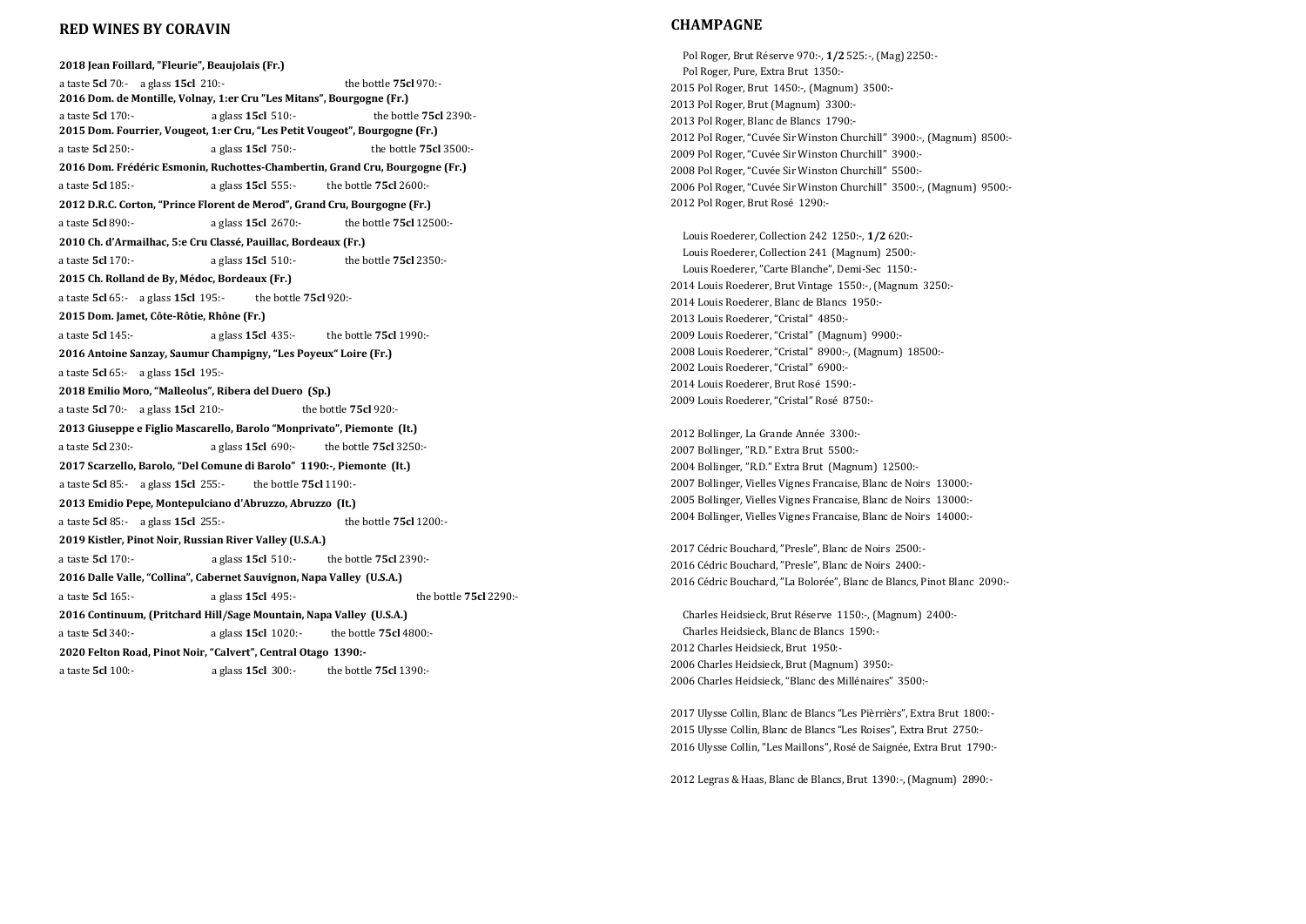## RED WINES BY CORAVIN

**2018 Jean Foillard, "Fleurie", Beaujolais (Fr.)**

a taste **5cl** 70:- a glass **15cl** 210:- the bottle **75cl** 970:-

**2016 Dom. de Montille, Volnay, 1:er Cru "Les Mitans", Bourgogne (Fr.)**

a taste **5cl** 170:- a glass **15cl** 510:- the bottle **75cl** 2390:-

**2015 Dom. Fourrier, Vougeot, 1:er Cru, "Les Petit Vougeot", Bourgogne (Fr.)**

a taste **5cl** 250:- a glass **15cl** 750:- the bottle **75cl** 3500:-

**2016 Dom. Frédéric Esmonin, Ruchottes-Chambertin, Grand Cru, Bourgogne (Fr.)**

a taste **5cl** 185:- a glass **15cl** 555:- the bottle **75cl** 2600:-

**2012 D.R.C. Corton, "Prince Florent de Merod", Grand Cru, Bourgogne (Fr.)**

a taste **5cl** 890:- a glass **15cl** 2670:- the bottle **75cl** 12500:-

**2010 Ch. d'Armailhac, 5:e Cru Classé, Pauillac, Bordeaux (Fr.)**

a taste **5cl** 170:- a glass **15cl** 510:- the bottle **75cl** 2350:-

**2015 Ch. Rolland de By, Médoc, Bordeaux (Fr.)**

a taste **5cl** 65:- a glass **15cl** 195:- the bottle **75cl** 920:-

**2015 Dom. Jamet, Côte-Rôtie, Rhône (Fr.)**

a taste **5cl** 145:- a glass **15cl** 435:- the bottle **75cl** 1990:-

**2016 Antoine Sanzay, Saumur Champigny, "Les Poyeux" Loire (Fr.)**

a taste **5cl** 65:- a glass **15cl** 195:-

**2018 Emilio Moro, "Malleolus", Ribera del Duero (Sp.)**

a taste **5cl** 70:- a glass **15cl** 210:- the bottle **75cl** 920:-

**2013 Giuseppe e Figlio Mascarello, Barolo "Monprivato", Piemonte (It.)**

a taste **5cl** 230:- a glass **15cl** 690:- the bottle **75cl** 3250:-

**2017 Scarzello, Barolo, "Del Comune di Barolo" 1190:-, Piemonte (It.)**

a taste **5cl** 85:- a glass **15cl** 255:- the bottle **75cl** 1190:-

**2013 Emidio Pepe, Montepulciano d'Abruzzo, Abruzzo (It.)**

a taste **5cl** 85:- a glass **15cl** 255:- the bottle **75cl** 1200:-

**2019 Kistler, Pinot Noir, Russian River Valley (U.S.A.)**

a taste **5cl** 170:- a glass **15cl** 510:- the bottle **75cl** 2390:-

**2016 Dalle Valle, "Collina", Cabernet Sauvignon, Napa Valley (U.S.A.)**

a taste **5cl** 165:- a glass **15cl** 495:- the bottle **75cl** 2290:-

**2016 Continuum, (Pritchard Hill/Sage Mountain, Napa Valley (U.S.A.)**

a taste **5cl** 340:- a glass **15cl** 1020:- the bottle **75cl** 4800:-

**2020 Felton Road, Pinot Noir, "Calvert", Central Otago 1390:-**

a taste **5cl** 100:- a glass **15cl** 300:- the bottle **75cl** 1390:-

## CHAMPAGNE

Pol Roger, Brut Réserve 970:-, **1/2** 525:-, (Mag) 2250:-
Pol Roger, Pure, Extra Brut 1350:-
2015 Pol Roger, Brut 1450:-, (Magnum) 3500:-
2013 Pol Roger, Brut (Magnum) 3300:-
2013 Pol Roger, Blanc de Blancs 1790:-
2012 Pol Roger, "Cuvée Sir Winston Churchill" 3900:-, (Magnum) 8500:-
2009 Pol Roger, "Cuvée Sir Winston Churchill" 3900:-
2008 Pol Roger, "Cuvée Sir Winston Churchill" 5500:-
2006 Pol Roger, "Cuvée Sir Winston Churchill" 3500:-, (Magnum) 9500:-
2012 Pol Roger, Brut Rosé 1290:-

Louis Roederer, Collection 242 1250:-, **1/2** 620:-
Louis Roederer, Collection 241 (Magnum) 2500:-
Louis Roederer, "Carte Blanche", Demi-Sec 1150:-
2014 Louis Roederer, Brut Vintage 1550:-, (Magnum 3250:-
2014 Louis Roederer, Blanc de Blancs 1950:-
2013 Louis Roederer, "Cristal" 4850:-
2009 Louis Roederer, "Cristal" (Magnum) 9900:-
2008 Louis Roederer, "Cristal" 8900:-, (Magnum) 18500:-
2002 Louis Roederer, "Cristal" 6900:-
2014 Louis Roederer, Brut Rosé 1590:-
2009 Louis Roederer, "Cristal" Rosé 8750:-

2012 Bollinger, La Grande Année 3300:-
2007 Bollinger, "R.D." Extra Brut 5500:-
2004 Bollinger, "R.D." Extra Brut (Magnum) 12500:-
2007 Bollinger, Vielles Vignes Francaise, Blanc de Noirs 13000:-
2005 Bollinger, Vielles Vignes Francaise, Blanc de Noirs 13000:-
2004 Bollinger, Vielles Vignes Francaise, Blanc de Noirs 14000:-

2017 Cédric Bouchard, "Presle", Blanc de Noirs 2500:-
2016 Cédric Bouchard, "Presle", Blanc de Noirs 2400:-
2016 Cédric Bouchard, "La Bolorée", Blanc de Blancs, Pinot Blanc 2090:-

Charles Heidsieck, Brut Réserve 1150:-, (Magnum) 2400:-
Charles Heidsieck, Blanc de Blancs 1590:-
2012 Charles Heidsieck, Brut 1950:-
2006 Charles Heidsieck, Brut (Magnum) 3950:-
2006 Charles Heidsieck, "Blanc des Millénaires" 3500:-

2017 Ulysse Collin, Blanc de Blancs "Les Pièrrièrs", Extra Brut 1800:-
2015 Ulysse Collin, Blanc de Blancs "Les Roises", Extra Brut 2750:-
2016 Ulysse Collin, "Les Maillons", Rosé de Saignée, Extra Brut 1790:-

2012 Legras & Haas, Blanc de Blancs, Brut 1390:-, (Magnum) 2890:-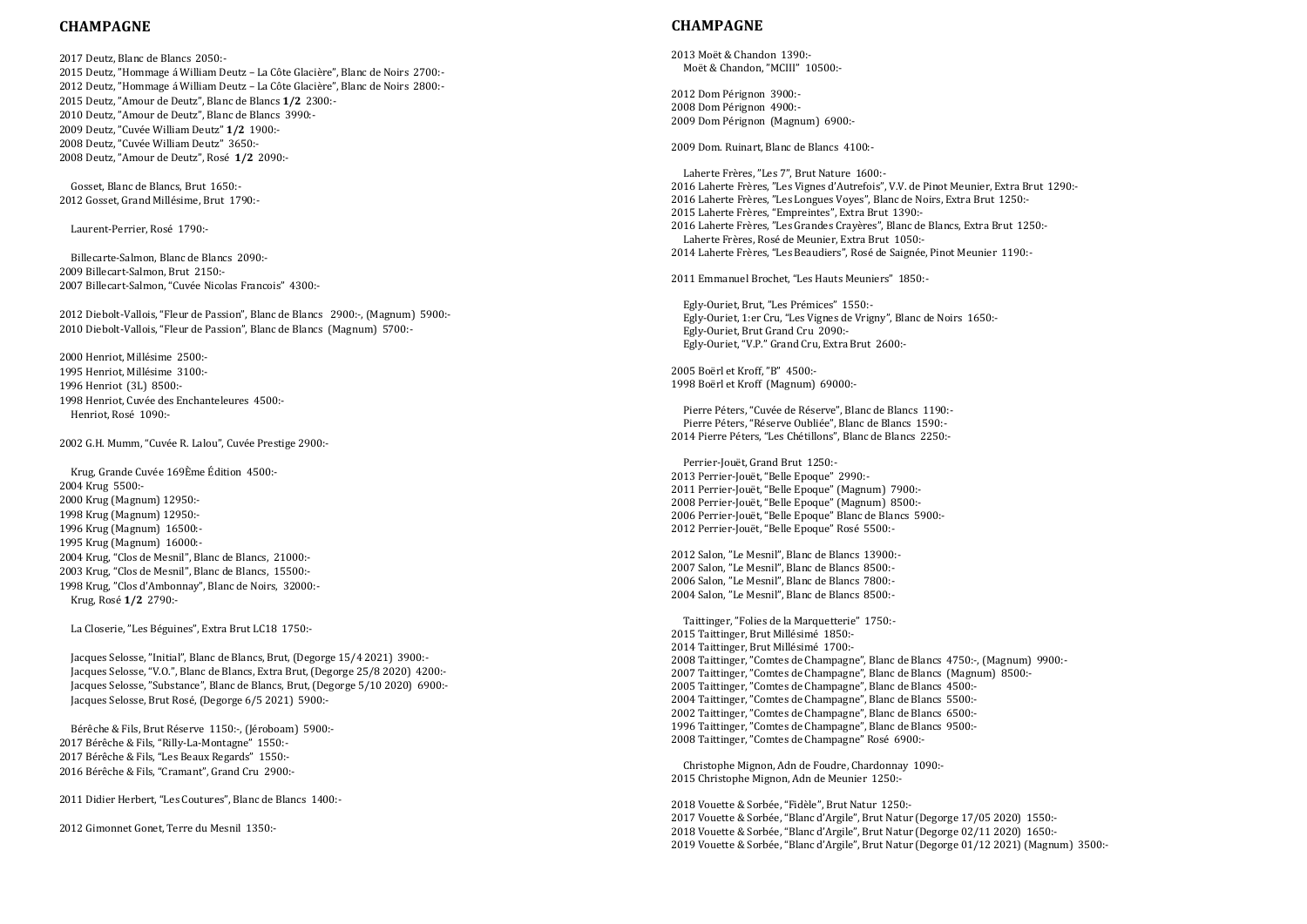## CHAMPAGNE

2017 Deutz, Blanc de Blancs 2050:-
2015 Deutz, "Hommage á William Deutz – La Côte Glacière", Blanc de Noirs 2700:-
2012 Deutz, "Hommage á William Deutz – La Côte Glacière", Blanc de Noirs 2800:-
2015 Deutz, "Amour de Deutz", Blanc de Blancs **1/2** 2300:-
2010 Deutz, "Amour de Deutz", Blanc de Blancs 3990:-
2009 Deutz, "Cuvée William Deutz" **1/2** 1900:-
2008 Deutz, "Cuvée William Deutz" 3650:-
2008 Deutz, "Amour de Deutz", Rosé **1/2** 2090:-

Gosset, Blanc de Blancs, Brut 1650:-
2012 Gosset, Grand Millésime, Brut 1790:-

Laurent-Perrier, Rosé 1790:-

Billecarte-Salmon, Blanc de Blancs 2090:-
2009 Billecart-Salmon, Brut 2150:-
2007 Billecart-Salmon, "Cuvée Nicolas Francois" 4300:-

2012 Diebolt-Vallois, "Fleur de Passion", Blanc de Blancs 2900:-, (Magnum) 5900:-
2010 Diebolt-Vallois, "Fleur de Passion", Blanc de Blancs (Magnum) 5700:-

2000 Henriot, Millésime 2500:-
1995 Henriot, Millésime 3100:-
1996 Henriot (3L) 8500:-
1998 Henriot, Cuvée des Enchanteleures 4500:-
Henriot, Rosé 1090:-

2002 G.H. Mumm, "Cuvée R. Lalou", Cuvée Prestige 2900:-

Krug, Grande Cuvée 169Ème Édition 4500:-
2004 Krug 5500:-
2000 Krug (Magnum) 12950:-
1998 Krug (Magnum) 12950:-
1996 Krug (Magnum) 16500:-
1995 Krug (Magnum) 16000:-
2004 Krug, "Clos de Mesnil", Blanc de Blancs, 21000:-
2003 Krug, "Clos de Mesnil", Blanc de Blancs, 15500:-
1998 Krug, "Clos d'Ambonnay", Blanc de Noirs, 32000:-
Krug, Rosé **1/2** 2790:-

La Closerie, "Les Béguines", Extra Brut LC18 1750:-

Jacques Selosse, "Initial", Blanc de Blancs, Brut, (Degorge 15/4 2021) 3900:-
Jacques Selosse, "V.O.", Blanc de Blancs, Extra Brut, (Degorge 25/8 2020) 4200:-
Jacques Selosse, "Substance", Blanc de Blancs, Brut, (Degorge 5/10 2020) 6900:-
Jacques Selosse, Brut Rosé, (Degorge 6/5 2021) 5900:-

Bérêche & Fils, Brut Réserve 1150:-, (Jéroboam) 5900:-
2017 Bérêche & Fils, "Rilly-La-Montagne" 1550:-
2017 Bérêche & Fils, "Les Beaux Regards" 1550:-
2016 Bérêche & Fils, "Cramant", Grand Cru 2900:-

2011 Didier Herbert, "Les Coutures", Blanc de Blancs 1400:-

2012 Gimonnet Gonet, Terre du Mesnil 1350:-

## CHAMPAGNE

2013 Moët & Chandon 1390:-
Moët & Chandon, "MCIII" 10500:-

2012 Dom Pérignon 3900:-
2008 Dom Pérignon 4900:-
2009 Dom Pérignon (Magnum) 6900:-

2009 Dom. Ruinart, Blanc de Blancs 4100:-

Laherte Frères, "Les 7", Brut Nature 1600:-
2016 Laherte Frères, "Les Vignes d'Autrefois", V.V. de Pinot Meunier, Extra Brut 1290:-
2016 Laherte Frères, "Les Longues Voyes", Blanc de Noirs, Extra Brut 1250:-
2015 Laherte Frères, "Empreintes", Extra Brut 1390:-
2016 Laherte Frères, "Les Grandes Crayères", Blanc de Blancs, Extra Brut 1250:-
Laherte Frères, Rosé de Meunier, Extra Brut 1050:-
2014 Laherte Frères, "Les Beaudiers", Rosé de Saignée, Pinot Meunier 1190:-

2011 Emmanuel Brochet, "Les Hauts Meuniers" 1850:-

Egly-Ouriet, Brut, "Les Prémices" 1550:-
Egly-Ouriet, 1:er Cru, "Les Vignes de Vrigny", Blanc de Noirs 1650:-
Egly-Ouriet, Brut Grand Cru 2090:-
Egly-Ouriet, "V.P." Grand Cru, Extra Brut 2600:-

2005 Boërl et Kroff, "B" 4500:-
1998 Boërl et Kroff (Magnum) 69000:-

Pierre Péters, "Cuvée de Réserve", Blanc de Blancs 1190:-
Pierre Péters, "Réserve Oubliée", Blanc de Blancs 1590:-
2014 Pierre Péters, "Les Chétillons", Blanc de Blancs 2250:-

Perrier-Jouët, Grand Brut 1250:-
2013 Perrier-Jouët, "Belle Epoque" 2990:-
2011 Perrier-Jouët, "Belle Epoque" (Magnum) 7900:-
2008 Perrier-Jouët, "Belle Epoque" (Magnum) 8500:-
2006 Perrier-Jouët, "Belle Epoque" Blanc de Blancs 5900:-
2012 Perrier-Jouët, "Belle Epoque" Rosé 5500:-

2012 Salon, "Le Mesnil", Blanc de Blancs 13900:-
2007 Salon, "Le Mesnil", Blanc de Blancs 8500:-
2006 Salon, "Le Mesnil", Blanc de Blancs 7800:-
2004 Salon, "Le Mesnil", Blanc de Blancs 8500:-

Taittinger, "Folies de la Marquetterie" 1750:-
2015 Taittinger, Brut Millésimé 1850:-
2014 Taittinger, Brut Millésimé 1700:-
2008 Taittinger, "Comtes de Champagne", Blanc de Blancs 4750:-, (Magnum) 9900:-
2007 Taittinger, "Comtes de Champagne", Blanc de Blancs (Magnum) 8500:-
2005 Taittinger, "Comtes de Champagne", Blanc de Blancs 4500:-
2004 Taittinger, "Comtes de Champagne", Blanc de Blancs 5500:-
2002 Taittinger, "Comtes de Champagne", Blanc de Blancs 6500:-
1996 Taittinger, "Comtes de Champagne", Blanc de Blancs 9500:-
2008 Taittinger, "Comtes de Champagne" Rosé 6900:-

Christophe Mignon, Adn de Foudre, Chardonnay 1090:-
2015 Christophe Mignon, Adn de Meunier 1250:-

2018 Vouette & Sorbée, "Fidèle", Brut Natur 1250:-
2017 Vouette & Sorbée, "Blanc d'Argile", Brut Natur (Degorge 17/05 2020) 1550:-
2018 Vouette & Sorbée, "Blanc d'Argile", Brut Natur (Degorge 02/11 2020) 1650:-
2019 Vouette & Sorbée, "Blanc d'Argile", Brut Natur (Degorge 01/12 2021) (Magnum) 3500:-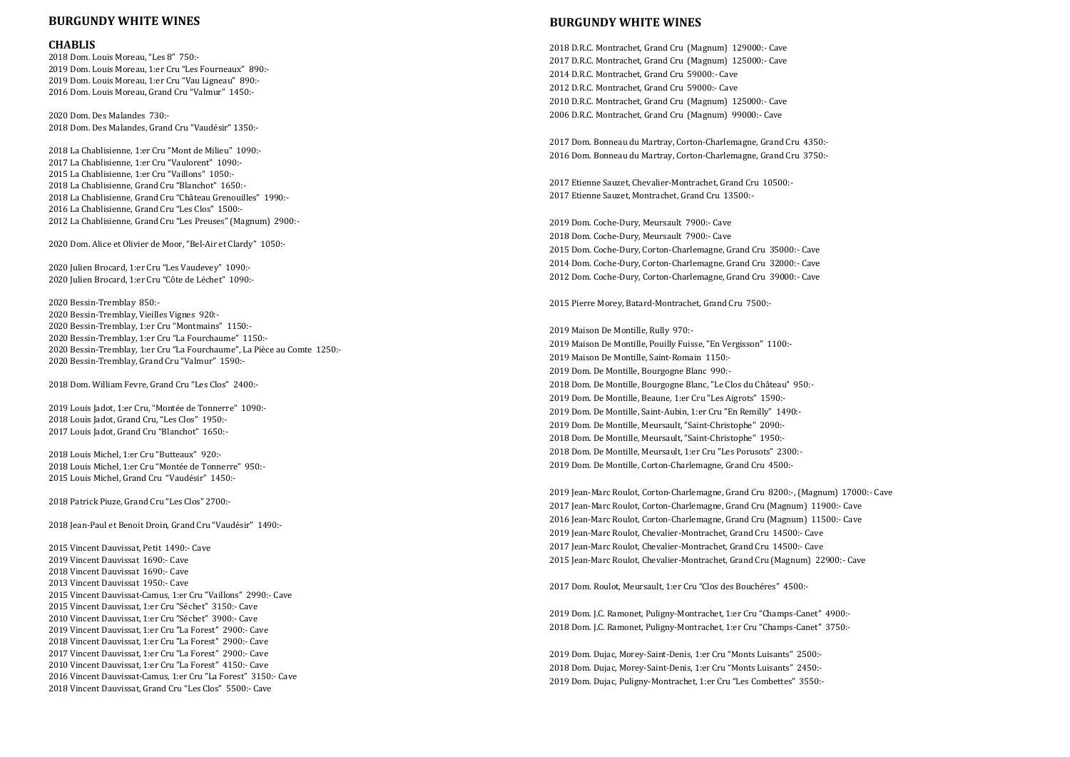## BURGUNDY WHITE WINES

### CHABLIS

2018 Dom. Louis Moreau, "Les 8" 750:-
2019 Dom. Louis Moreau, 1:er Cru "Les Fourneaux" 890:-
2019 Dom. Louis Moreau, 1:er Cru "Vau Ligneau" 890:-
2016 Dom. Louis Moreau, Grand Cru "Valmur" 1450:-

2020 Dom. Des Malandes 730:-
2018 Dom. Des Malandes, Grand Cru "Vaudésir" 1350:-

2018 La Chablisienne, 1:er Cru "Mont de Milieu" 1090:-
2017 La Chablisienne, 1:er Cru "Vaulorent" 1090:-
2015 La Chablisienne, 1:er Cru "Vaillons" 1050:-
2018 La Chablisienne, Grand Cru "Blanchot" 1650:-
2018 La Chablisienne, Grand Cru "Château Grenouilles" 1990:-
2016 La Chablisienne, Grand Cru "Les Clos" 1500:-
2012 La Chablisienne, Grand Cru "Les Preuses" (Magnum) 2900:-

2020 Dom. Alice et Olivier de Moor, "Bel-Air et Clardy" 1050:-

2020 Julien Brocard, 1:er Cru "Les Vaudevey" 1090:-
2020 Julien Brocard, 1:er Cru "Côte de Léchet" 1090:-

2020 Bessin-Tremblay 850:-
2020 Bessin-Tremblay, Vieilles Vignes 920:-
2020 Bessin-Tremblay, 1:er Cru "Montmains" 1150:-
2020 Bessin-Tremblay, 1:er Cru "La Fourchaume" 1150:-
2020 Bessin-Tremblay, 1:er Cru "La Fourchaume", La Pièce au Comte 1250:-
2020 Bessin-Tremblay, Grand Cru "Valmur" 1590:-

2018 Dom. William Fevre, Grand Cru "Les Clos" 2400:-

2019 Louis Jadot, 1:er Cru, "Montée de Tonnerre" 1090:-
2018 Louis Jadot, Grand Cru, "Les Clos" 1950:-
2017 Louis Jadot, Grand Cru "Blanchot" 1650:-

2018 Louis Michel, 1:er Cru "Butteaux" 920:-
2018 Louis Michel, 1:er Cru "Montée de Tonnerre" 950:-
2015 Louis Michel, Grand Cru "Vaudésir" 1450:-

2018 Patrick Piuze, Grand Cru "Les Clos" 2700:-

2018 Jean-Paul et Benoit Droin, Grand Cru "Vaudésir" 1490:-

2015 Vincent Dauvissat, Petit 1490:- Cave
2019 Vincent Dauvissat 1690:- Cave
2018 Vincent Dauvissat 1690:- Cave
2013 Vincent Dauvissat 1950:- Cave
2015 Vincent Dauvissat-Camus, 1:er Cru "Vaillons" 2990:- Cave
2015 Vincent Dauvissat, 1:er Cru "Séchet" 3150:- Cave
2010 Vincent Dauvissat, 1:er Cru "Séchet" 3900:- Cave
2019 Vincent Dauvissat, 1:er Cru "La Forest" 2900:- Cave
2018 Vincent Dauvissat, 1:er Cru "La Forest" 2900:- Cave
2017 Vincent Dauvissat, 1:er Cru "La Forest" 2900:- Cave
2010 Vincent Dauvissat, 1:er Cru "La Forest" 4150:- Cave
2016 Vincent Dauvissat-Camus, 1:er Cru "La Forest" 3150:- Cave
2018 Vincent Dauvissat, Grand Cru "Les Clos" 5500:- Cave

## BURGUNDY WHITE WINES

2018 D.R.C. Montrachet, Grand Cru (Magnum) 129000:- Cave
2017 D.R.C. Montrachet, Grand Cru (Magnum) 125000:- Cave
2014 D.R.C. Montrachet, Grand Cru 59000:- Cave
2012 D.R.C. Montrachet, Grand Cru 59000:- Cave
2010 D.R.C. Montrachet, Grand Cru (Magnum) 125000:- Cave
2006 D.R.C. Montrachet, Grand Cru (Magnum) 99000:- Cave

2017 Dom. Bonneau du Martray, Corton-Charlemagne, Grand Cru 4350:-
2016 Dom. Bonneau du Martray, Corton-Charlemagne, Grand Cru 3750:-

2017 Etienne Sauzet, Chevalier-Montrachet, Grand Cru 10500:-
2017 Etienne Sauzet, Montrachet, Grand Cru 13500:-

2019 Dom. Coche-Dury, Meursault 7900:- Cave
2018 Dom. Coche-Dury, Meursault 7900:- Cave
2015 Dom. Coche-Dury, Corton-Charlemagne, Grand Cru 35000:- Cave
2014 Dom. Coche-Dury, Corton-Charlemagne, Grand Cru 32000:- Cave
2012 Dom. Coche-Dury, Corton-Charlemagne, Grand Cru 39000:- Cave

2015 Pierre Morey, Batard-Montrachet, Grand Cru 7500:-

2019 Maison De Montille, Rully 970:-
2019 Maison De Montille, Pouilly Fuisse, "En Vergisson" 1100:-
2019 Maison De Montille, Saint-Romain 1150:-
2019 Dom. De Montille, Bourgogne Blanc 990:-
2018 Dom. De Montille, Bourgogne Blanc, "Le Clos du Château" 950:-
2019 Dom. De Montille, Beaune, 1:er Cru "Les Aigrots" 1590:-
2019 Dom. De Montille, Saint-Aubin, 1:er Cru "En Remilly" 1490:-
2019 Dom. De Montille, Meursault, "Saint-Christophe" 2090:-
2018 Dom. De Montille, Meursault, "Saint-Christophe" 1950:-
2018 Dom. De Montille, Meursault, 1:er Cru "Les Porusots" 2300:-
2019 Dom. De Montille, Corton-Charlemagne, Grand Cru 4500:-

2019 Jean-Marc Roulot, Corton-Charlemagne, Grand Cru 8200:-, (Magnum) 17000:- Cave
2017 Jean-Marc Roulot, Corton-Charlemagne, Grand Cru (Magnum) 11900:- Cave
2016 Jean-Marc Roulot, Corton-Charlemagne, Grand Cru (Magnum) 11500:- Cave
2019 Jean-Marc Roulot, Chevalier-Montrachet, Grand Cru 14500:- Cave
2017 Jean-Marc Roulot, Chevalier-Montrachet, Grand Cru 14500:- Cave
2015 Jean-Marc Roulot, Chevalier-Montrachet, Grand Cru (Magnum) 22900:- Cave

2017 Dom. Roulot, Meursault, 1:er Cru "Clos des Bouchéres" 4500:-

2019 Dom. J.C. Ramonet, Puligny-Montrachet, 1:er Cru "Champs-Canet" 4900:-
2018 Dom. J.C. Ramonet, Puligny-Montrachet, 1:er Cru "Champs-Canet" 3750:-

2019 Dom. Dujac, Morey-Saint-Denis, 1:er Cru "Monts Luisants" 2500:-
2018 Dom. Dujac, Morey-Saint-Denis, 1:er Cru "Monts Luisants" 2450:-
2019 Dom. Dujac, Puligny-Montrachet, 1:er Cru "Les Combettes" 3550:-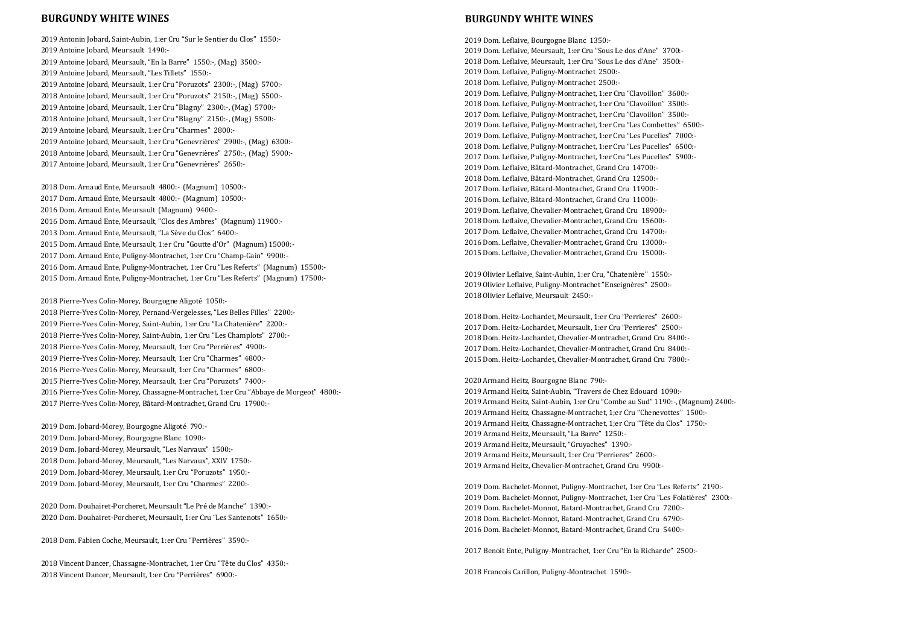## BURGUNDY WHITE WINES

2019 Antonin Jobard, Saint-Aubin, 1:er Cru "Sur le Sentier du Clos" 1550:-
2019 Antoine Jobard, Meursault 1490:-
2019 Antoine Jobard, Meursault, "En la Barre" 1550:-, (Mag) 3500:-
2019 Antoine Jobard, Meursault, "Les Tillets" 1550:-
2019 Antoine Jobard, Meursault, 1:er Cru "Poruzots" 2300:-, (Mag) 5700:-
2018 Antoine Jobard, Meursault, 1:er Cru "Poruzots" 2150:-, (Mag) 5500:-
2019 Antoine Jobard, Meursault, 1:er Cru "Blagny" 2300:-, (Mag) 5700:-
2018 Antoine Jobard, Meursault, 1:er Cru "Blagny" 2150:-, (Mag) 5500:-
2019 Antoine Jobard, Meursault, 1:er Cru "Charmes" 2800:-
2019 Antoine Jobard, Meursault, 1:er Cru "Genevrières" 2900:-, (Mag) 6300:-
2018 Antoine Jobard, Meursault, 1:er Cru "Genevrières" 2750:-, (Mag) 5900:-
2017 Antoine Jobard, Meursault, 1:er Cru "Genevrières" 2650:-

2018 Dom. Arnaud Ente, Meursault 4800:- (Magnum) 10500:-
2017 Dom. Arnaud Ente, Meursault 4800:- (Magnum) 10500:-
2016 Dom. Arnaud Ente, Meursault (Magnum) 9400:-
2016 Dom. Arnaud Ente, Meursault, "Clos des Ambres" (Magnum) 11900:-
2013 Dom. Arnaud Ente, Meursault, "La Sève du Clos" 6400:-
2015 Dom. Arnaud Ente, Meursault, 1:er Cru "Goutte d'Or" (Magnum) 15000:-
2017 Dom. Arnaud Ente, Puligny-Montrachet, 1:er Cru "Champ-Gain" 9900:-
2016 Dom. Arnaud Ente, Puligny-Montrachet, 1:er Cru "Les Referts" (Magnum) 15500:-
2015 Dom. Arnaud Ente, Puligny-Montrachet, 1:er Cru "Les Referts" (Magnum) 17500:-

2018 Pierre-Yves Colin-Morey, Bourgogne Aligoté 1050:-
2018 Pierre-Yves Colin-Morey, Pernand-Vergelesses, "Les Belles Filles" 2200:-
2019 Pierre-Yves Colin-Morey, Saint-Aubin, 1:er Cru "La Chatenière" 2200:-
2018 Pierre-Yves Colin-Morey, Saint-Aubin, 1:er Cru "Les Champlots" 2700:-
2018 Pierre-Yves Colin-Morey, Meursault, 1:er Cru "Perrières" 4900:-
2019 Pierre-Yves Colin-Morey, Meursault, 1:er Cru "Charmes" 4800:-
2016 Pierre-Yves Colin-Morey, Meursault, 1:er Cru "Charmes" 6800:-
2015 Pierre-Yves Colin-Morey, Meursault, 1:er Cru "Poruzots" 7400:-
2016 Pierre-Yves Colin-Morey, Chassagne-Montrachet, 1:er Cru "Abbaye de Morgeot" 4800:-
2017 Pierre-Yves Colin-Morey, Bâtard-Montrachet, Grand Cru 17900:-

2019 Dom. Jobard-Morey, Bourgogne Aligoté 790:-
2019 Dom. Jobard-Morey, Bourgogne Blanc 1090:-
2019 Dom. Jobard-Morey, Meursault, "Les Narvaux" 1500:-
2018 Dom. Jobard-Morey, Meursault, "Les Narvaux", XXIV 1750:-
2019 Dom. Jobard-Morey, Meursault, 1:er Cru "Poruzots" 1950:-
2019 Dom. Jobard-Morey, Meursault, 1:er Cru "Charmes" 2200:-

2020 Dom. Douhairet-Porcheret, Meursault "Le Pré de Manche" 1390:-
2020 Dom. Douhairet-Porcheret, Meursault, 1:er Cru "Les Santenots" 1650:-

2018 Dom. Fabien Coche, Meursault, 1:er Cru "Perrières" 3590:-

2018 Vincent Dancer, Chassagne-Montrachet, 1:er Cru "Tête du Clos" 4350:-
2018 Vincent Dancer, Meursault, 1:er Cru "Perrières" 6900:-

## BURGUNDY WHITE WINES

2019 Dom. Leflaive, Bourgogne Blanc 1350:-
2019 Dom. Leflaive, Meursault, 1:er Cru "Sous Le dos d'Ane" 3700:-
2018 Dom. Leflaive, Meursault, 1:er Cru "Sous Le dos d'Ane" 3500:-
2019 Dom. Leflaive, Puligny-Montrachet 2500:-
2018 Dom. Leflaive, Puligny-Montrachet 2500:-
2019 Dom. Leflaive, Puligny-Montrachet, 1:er Cru "Clavoillon" 3600:-
2018 Dom. Leflaive, Puligny-Montrachet, 1:er Cru "Clavoillon" 3500:-
2017 Dom. Leflaive, Puligny-Montrachet, 1:er Cru "Clavoillon" 3500:-
2019 Dom. Leflaive, Puligny-Montrachet, 1:er Cru "Les Combettes" 6500:-
2019 Dom. Leflaive, Puligny-Montrachet, 1:er Cru "Les Pucelles" 7000:-
2018 Dom. Leflaive, Puligny-Montrachet, 1:er Cru "Les Pucelles" 6500:-
2017 Dom. Leflaive, Puligny-Montrachet, 1:er Cru "Les Pucelles" 5900:-
2019 Dom. Leflaive, Bâtard-Montrachet, Grand Cru 14700:-
2018 Dom. Leflaive, Bâtard-Montrachet, Grand Cru 12500:-
2017 Dom. Leflaive, Bâtard-Montrachet, Grand Cru 11900:-
2016 Dom. Leflaive, Bâtard-Montrachet, Grand Cru 11000:-
2019 Dom. Leflaive, Chevalier-Montrachet, Grand Cru 18900:-
2018 Dom. Leflaive, Chevalier-Montrachet, Grand Cru 15600:-
2017 Dom. Leflaive, Chevalier-Montrachet, Grand Cru 14700:-
2016 Dom. Leflaive, Chevalier-Montrachet, Grand Cru 13000:-
2015 Dom. Leflaive, Chevalier-Montrachet, Grand Cru 15000:-

2019 Olivier Leflaive, Saint-Aubin, 1:er Cru, "Chatenière" 1550:-
2019 Olivier Leflaive, Puligny-Montrachet "Enseignères" 2500:-
2018 Olivier Leflaive, Meursault 2450:-

2018 Dom. Heitz-Lochardet, Meursault, 1:er Cru "Perrieres" 2600:-
2017 Dom. Heitz-Lochardet, Meursault, 1:er Cru "Perrieres" 2500:-
2018 Dom. Heitz-Lochardet, Chevalier-Montrachet, Grand Cru 8400:-
2017 Dom. Heitz-Lochardet, Chevalier-Montrachet, Grand Cru 8400:-
2015 Dom. Heitz-Lochardet, Chevalier-Montrachet, Grand Cru 7800:-

2020 Armand Heitz, Bourgogne Blanc 790:-
2019 Armand Heitz, Saint-Aubin, "Travers de Chez Edouard 1090:-
2019 Armand Heitz, Saint-Aubin, 1:er Cru "Combe au Sud" 1190:-, (Magnum) 2400:-
2019 Armand Heitz, Chassagne-Montrachet, 1;er Cru "Chenevottes" 1500:-
2019 Armand Heitz, Chassagne-Montrachet, 1;er Cru "Tête du Clos" 1750:-
2019 Armand Heitz, Meursault, "La Barre" 1250:-
2019 Armand Heitz, Meursault, "Gruyaches" 1390:-
2019 Armand Heitz, Meursault, 1:er Cru "Perrieres" 2600:-
2019 Armand Heitz, Chevalier-Montrachet, Grand Cru 9900:-

2019 Dom. Bachelet-Monnot, Puligny-Montrachet, 1:er Cru "Les Referts" 2190:-
2019 Dom. Bachelet-Monnot, Puligny-Montrachet, 1:er Cru "Les Folatières" 2300:-
2019 Dom. Bachelet-Monnot, Batard-Montrachet, Grand Cru 7200:-
2018 Dom. Bachelet-Monnot, Batard-Montrachet, Grand Cru 6790:-
2016 Dom. Bachelet-Monnot, Batard-Montrachet, Grand Cru 5400:-

2017 Benoit Ente, Puligny-Montrachet, 1:er Cru "En la Richarde" 2500:-

2018 Francois Carillon, Puligny-Montrachet 1590:-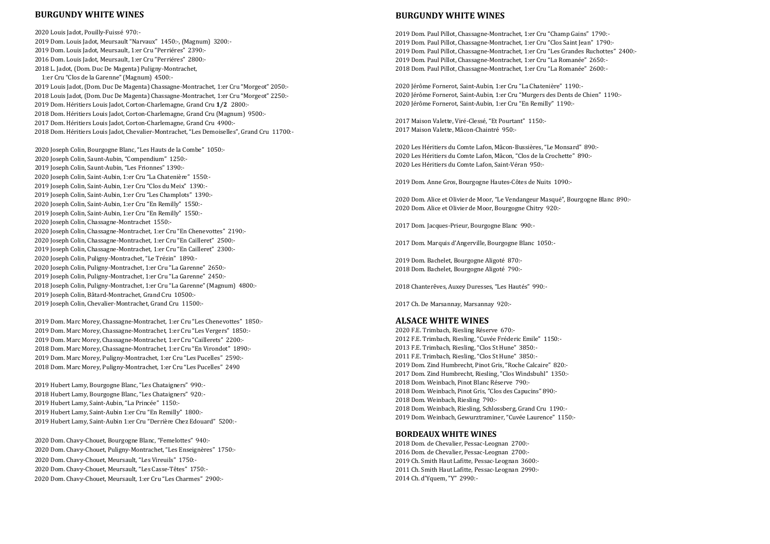## BURGUNDY WHITE WINES

2020 Louis Jadot, Pouilly-Fuissé 970:-
2019 Dom. Louis Jadot, Meursault "Narvaux" 1450:-, (Magnum) 3200:-
2019 Dom. Louis Jadot, Meursault, 1:er Cru "Perriéres" 2390:-
2016 Dom. Louis Jadot, Meursault, 1:er Cru "Perriéres" 2800:-
2018 L. Jadot, (Dom. Duc De Magenta) Puligny-Montrachet,
1:er Cru "Clos de la Garenne" (Magnum) 4500:-
2019 Louis Jadot, (Dom. Duc De Magenta) Chassagne-Montrachet, 1:er Cru "Morgeot" 2050:-
2018 Louis Jadot, (Dom. Duc De Magenta) Chassagne-Montrachet, 1:er Cru "Morgeot" 2250:-
2019 Dom. Héritiers Louis Jadot, Corton-Charlemagne, Grand Cru **1/2** 2800:-
2018 Dom. Héritiers Louis Jadot, Corton-Charlemagne, Grand Cru (Magnum) 9500:-
2017 Dom. Héritiers Louis Jadot, Corton-Charlemagne, Grand Cru 4900:-
2018 Dom. Héritiers Louis Jadot, Chevalier-Montrachet, "Les Demoiselles", Grand Cru 11700:-

2020 Joseph Colin, Bourgogne Blanc, "Les Hauts de la Combe" 1050:-
2020 Joseph Colin, Saunt-Aubin, "Compendium" 1250:-
2019 Joseph Colin, Saunt-Aubin, "Les Frionnes" 1390:-
2020 Joseph Colin, Saint-Aubin, 1:er Cru "La Chatenière" 1550:-
2019 Joseph Colin, Saint-Aubin, 1:er Cru "Clos du Meix" 1390:-
2019 Joseph Colin, Saint-Aubin, 1:er Cru "Les Champlots" 1390:-
2020 Joseph Colin, Saint-Aubin, 1:er Cru "En Remilly" 1550:-
2019 Joseph Colin, Saint-Aubin, 1:er Cru "En Remilly" 1550:-
2020 Joseph Colin, Chassagne-Montrachet 1550:-
2020 Joseph Colin, Chassagne-Montrachet, 1:er Cru "En Chenevottes" 2190:-
2020 Joseph Colin, Chassagne-Montrachet, 1:er Cru "En Cailleret" 2500:-
2019 Joseph Colin, Chassagne-Montrachet, 1:er Cru "En Cailleret" 2300:-
2020 Joseph Colin, Puligny-Montrachet, "Le Trézin" 1890:-
2020 Joseph Colin, Puligny-Montrachet, 1:er Cru "La Garenne" 2650:-
2019 Joseph Colin, Puligny-Montrachet, 1:er Cru "La Garenne" 2450:-
2018 Joseph Colin, Puligny-Montrachet, 1:er Cru "La Garenne" (Magnum) 4800:-
2019 Joseph Colin, Bâtard-Montrachet, Grand Cru 10500:-
2019 Joseph Colin, Chevalier-Montrachet, Grand Cru 11500:-

2019 Dom. Marc Morey, Chassagne-Montrachet, 1:er Cru "Les Chenevottes" 1850:-
2019 Dom. Marc Morey, Chassagne-Montrachet, 1:er Cru "Les Vergers" 1850:-
2019 Dom. Marc Morey, Chassagne-Montrachet, 1:er Cru "Caillerets" 2200:-
2018 Dom. Marc Morey, Chassagne-Montrachet, 1:er Cru "En Virondot" 1890:-
2019 Dom. Marc Morey, Puligny-Montrachet, 1:er Cru "Les Pucelles" 2590:-
2018 Dom. Marc Morey, Puligny-Montrachet, 1:er Cru "Les Pucelles" 2490

2019 Hubert Lamy, Bourgogne Blanc, "Les Chataigners" 990:-
2018 Hubert Lamy, Bourgogne Blanc, "Les Chataigners" 920:-
2019 Hubert Lamy, Saint-Aubin, "La Princée" 1150:-
2019 Hubert Lamy, Saint-Aubin 1:er Cru "En Remilly" 1800:-
2019 Hubert Lamy, Saint-Aubin 1:er Cru "Derrière Chez Edouard" 5200:-

2020 Dom. Chavy-Chouet, Bourgogne Blanc, "Femelottes" 940:-
2020 Dom. Chavy-Chouet, Puligny-Montrachet, "Les Enseignères" 1750:-
2020 Dom. Chavy-Chouet, Meursault, "Les Vireuils" 1750:-
2020 Dom. Chavy-Chouet, Meursault, "Les Casse-Têtes" 1750:-
2020 Dom. Chavy-Chouet, Meursault, 1:er Cru "Les Charmes" 2900:-

## BURGUNDY WHITE WINES

2019 Dom. Paul Pillot, Chassagne-Montrachet, 1:er Cru "Champ Gains" 1790:-
2019 Dom. Paul Pillot, Chassagne-Montrachet, 1:er Cru "Clos Saint Jean" 1790:-
2019 Dom. Paul Pillot, Chassagne-Montrachet, 1:er Cru "Les Grandes Ruchottes" 2400:-
2019 Dom. Paul Pillot, Chassagne-Montrachet, 1:er Cru "La Romanée" 2650:-
2018 Dom. Paul Pillot, Chassagne-Montrachet, 1:er Cru "La Romanée" 2600:-

2020 Jérôme Fornerot, Saint-Aubin, 1:er Cru "La Chatenière" 1190:-
2020 Jérôme Fornerot, Saint-Aubin, 1:er Cru "Murgers des Dents de Chien" 1190:-
2020 Jérôme Fornerot, Saint-Aubin, 1:er Cru "En Remilly" 1190:-

2017 Maison Valette, Viré-Clessé, "Et Pourtant" 1150:-
2017 Maison Valette, Mâcon-Chaintré 950:-

2020 Les Héritiers du Comte Lafon, Mâcon-Bussières, "Le Monsard" 890:-
2020 Les Héritiers du Comte Lafon, Mâcon, "Clos de la Crochette" 890:-
2020 Les Héritiers du Comte Lafon, Saint-Véran 950:-

2019 Dom. Anne Gros, Bourgogne Hautes-Côtes de Nuits 1090:-

2020 Dom. Alice et Olivier de Moor, "Le Vendangeur Masqué", Bourgogne Blanc 890:-
2020 Dom. Alice et Olivier de Moor, Bourgogne Chitry 920:-

2017 Dom. Jacques-Prieur, Bourgogne Blanc 990:-

2017 Dom. Marquis d'Angerville, Bourgogne Blanc 1050:-

2019 Dom. Bachelet, Bourgogne Aligoté 870:-
2018 Dom. Bachelet, Bourgogne Aligoté 790:-

2018 Chanterêves, Auxey Duresses, "Les Hautés" 990:-

2017 Ch. De Marsannay, Marsannay 920:-

## ALSACE WHITE WINES

2020 F.E. Trimbach, Riesling Réserve 670:-
2012 F.E. Trimbach, Riesling, "Cuvée Fréderic Emile" 1150:-
2013 F.E. Trimbach, Riesling, "Clos St Hune" 3850:-
2011 F.E. Trimbach, Riesling, "Clos St Hune" 3850:-
2019 Dom. Zind Humbrecht, Pinot Gris, "Roche Calcaire" 820:-
2017 Dom. Zind Humbrecht, Riesling, "Clos Windsbuhl" 1350:-
2018 Dom. Weinbach, Pinot Blanc Réserve 790:-
2018 Dom. Weinbach, Pinot Gris, "Clos des Capucins" 890:-
2018 Dom. Weinbach, Riesling 790:-
2018 Dom. Weinbach, Riesling, Schlossberg, Grand Cru 1190:-
2019 Dom. Weinbach, Gewurztraminer, "Cuvée Laurence" 1150:-

## BORDEAUX WHITE WINES

2018 Dom. de Chevalier, Pessac-Leognan 2700:-
2016 Dom. de Chevalier, Pessac-Leognan 2700:-
2019 Ch. Smith Haut Lafitte, Pessac-Leognan 3600:-
2011 Ch. Smith Haut Lafitte, Pessac-Leognan 2990:-
2014 Ch. d'Yquem, "Y" 2990:-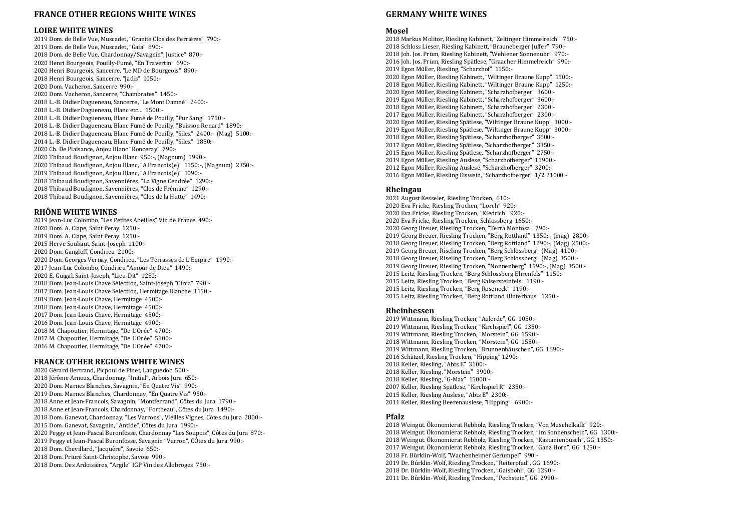## FRANCE OTHER REGIONS WHITE WINES

### LOIRE WHITE WINES

2019 Dom. de Belle Vue, Muscadet, "Granite Clos des Perrières" 790:-
2019 Dom. de Belle Vue, Muscadet, "Gaia" 890:-
2018 Dom. de Belle Vue, Chardonnay/Savagnin", Justice" 870:-
2020 Henri Bourgeois, Pouilly-Fumé, "En Travertin" 690:-
2020 Henri Bourgeois, Sancerre, "Le MD de Bourgeois" 890:-
2018 Henri Bourgeois, Sancerre, "Jadis" 1050:-
2020 Dom. Vacheron, Sancerre 990:-
2020 Dom. Vacheron, Sancerre, "Chambrates" 1450:-
2018 L.-B. Didier Dagueneau, Sancerre, "Le Mont Damné" 2400:-
2018 L.-B. Didier Dagueneau, Blanc etc… 1500:-
2018 L.-B. Didier Dagueneau, Blanc Fumé de Pouilly, "Pur Sang" 1750:-
2018 L.-B. Didier Dagueneau, Blanc Fumé de Pouilly, "Buisson Renard" 1890:-
2018 L.-B. Didier Dagueneau, Blanc Fumé de Pouilly, "Silex" 2400:- (Mag) 5100:-
2014 L.-B. Didier Dagueneau, Blanc Fumé de Pouilly, "Silex" 1850:-
2020 Ch. De Plaisance, Anjou Blanc "Ronceray" 790:-
2020 Thibaud Boudignon, Anjou Blanc 950:-, (Magnum) 1990:-
2020 Thibaud Boudignon, Anjou Blanc, "A Francois(e)" 1150:-, (Magnum) 2350:-
2019 Thibaud Boudignon, Anjou Blanc, "A Francois(e)" 1090:-
2018 Thibaud Boudignon, Savennières, "La Vigne Cendrée" 1290:-
2018 Thibaud Boudignon, Savennières, "Clos de Frémine" 1290:-
2018 Thibaud Boudignon, Savennières, "Clos de la Hutte" 1490:-

### RHÔNE WHITE WINES

2019 Jean-Luc Colombo, "Les Petites Abeilles" Vin de France 490:-
2020 Dom. A. Clape, Saint Peray 1250:-
2019 Dom. A. Clape, Saint Peray 1250:-
2015 Herve Souhaut, Saint-Joseph 1100:-
2020 Dom. Gangloff, Condrieu 2100:-
2020 Dom. Georges Vernay, Condrieu, "Les Terrasses de L'Empire" 1990:-
2017 Jean-Luc Colombo, Condrieu "Amour de Dieu" 1490:-
2020 E. Guigal, Saint-Joseph, "Lieu-Dit" 1250:-
2018 Dom. Jean-Louis Chave Sélection, Saint-Joseph "Circa" 790:-
2017 Dom. Jean-Louis Chave Selection, Hermitage Blanche 1150:-
2019 Dom. Jean-Louis Chave, Hermitage 4500:-
2018 Dom. Jean-Louis Chave, Hermitage 4500:-
2017 Dom. Jean-Louis Chave, Hermitage 4500:-
2016 Dom. Jean-Louis Chave, Hermitage 4900:-
2018 M. Chapoutier, Hermitage, "De L'Orée" 4700:-
2017 M. Chapoutier, Hermitage, "De L'Orée" 5100:-
2016 M. Chapoutier, Hermitage, "De L'Orée" 4700:-

### FRANCE OTHER REGIONS WHITE WINES

2020 Gérard Bertrand, Picpoul de Pinet, Languedoc 500:-
2018 Jérôme Arnoux, Chardonnay, "Initial", Arbois Jura 650:-
2020 Dom. Marnes Blanches, Savagnin, "En Quatre Vis" 990:-
2019 Dom. Marnes Blanches, Chardonnay, "En Quatre Vis" 950:-
2018 Anne et Jean-Francois, Savagnin, "Montferrand", Côtes du Jura 1790:-
2018 Anne et Jean-Francois, Chardonnay, "Fortbeau", Côtes du Jura 1490:-
2018 Dom. Ganevat, Chardonnay, "Les Varrons", Vieilles Vignes, Côtes du Jura 2800:-
2015 Dom. Ganevat, Savagnin, "Antide", Côtes du Jura 1990:-
2020 Peggy et Jean-Pascal Buronfosse, Chardonnay "Les Soupois", Côtes du Jura 870:-
2019 Peggy et Jean-Pascal Buronfosse, Savagnin "Varron", CÔtes du Jura 990:-
2018 Dom. Chevillard, "Jacquère", Savoie 650:-
2018 Dom. Priuré Saint-Christophe, Savoie 990:-
2018 Dom. Des Ardoisières, "Argile" IGP Vin des Allobroges 750:-

## GERMANY WHITE WINES

### Mosel

2018 Markus Molitor, Riesling Kabinett, "Zeltinger Himmelreich" 750:-
2018 Schloss Lieser, Riesling Kabinett, "Brauneberger Juffer" 790:-
2018 Joh. Jos. Prüm, Riesling Kabinett, "Wehlener Sonnenuhr" 970:-
2016 Joh. Jos. Prüm, Riesling Spätlese, "Graacher Himmelreich" 990:-
2019 Egon Müller, Riesling, "Scharzhof" 1150:-
2020 Egon Müller, Riesling Kabinett, "Wiltinger Braune Kupp" 1500:-
2018 Egon Müller, Riesling Kabinett, "Wiltinger Braune Kupp" 1250:-
2020 Egon Müller, Riesling Kabinett, "Scharzhofberger" 3600:-
2019 Egon Müller, Riesling Kabinett, "Scharzhofberger" 3600:-
2018 Egon Müller, Riesling Kabinett, "Scharzhofberger" 2300:-
2017 Egon Müller, Riesling Kabinett, "Scharzhofberger" 2300:-
2020 Egon Müller, Riesling Spätlese, "Wiltinger Braune Kupp" 3000:-
2019 Egon Müller, Riesling Spätlese, "Wiltinger Braune Kupp" 3000:-
2018 Egon Müller, Riesling Spätlese, "Scharzhofberger" 3600:-
2017 Egon Müller, Riesling Spätlese, "Scharzhofberger" 3350:-
2015 Egon Müller, Riesling Spätlese, "Scharzhofberger" 2750:-
2019 Egon Müller, Riesling Auslese, "Scharzhofberger" 11900:-
2012 Egon Müller, Riesling Auslese, "Scharzhofberger" 3200:-
2016 Egon Müller, Riesling Eiswein, "Scharzhofberger" **1/2** 21000:-

### Rheingau

2021 August Kesseler, Riesling Trocken, 610:-
2020 Eva Fricke, Riesling Trocken, "Lorch" 920:-
2020 Eva Fricke, Riesling Trocken, "Kiedrich" 920:-
2020 Eva Fricke, Riesling Trocken, Schlossberg 1650:-
2020 Georg Breuer, Riesling Trocken, "Terra Montosa" 790:-
2019 Georg Breuer, Riesling Trocken, "Berg Rottland" 1350:-, (mag) 2800:-
2018 Georg Breuer, Riesling Trocken, "Berg Rottland" 1290:-, (Mag) 2500:-
2019 Georg Breuer, Riseling Trocken, "Berg Schlossberg" (Mag) 4100:-
2018 Georg Breuer, Riseling Trocken, "Berg Schlossberg" (Mag) 3500:-
2019 Georg Breuer, Riesling Trocken, "Nonnenberg" 1590:-, (Mag) 3500:-
2015 Leitz, Riesling Trocken, "Berg Schlossberg Ehrenfels" 1150:-
2015 Leitz, Riesling Trocken, "Berg Kaisersteinfels" 1190:-
2015 Leitz, Riesling Trocken, "Berg Roseneck" 1190:-
2015 Leitz, Riesling Trocken, "Berg Rottland Hinterhaus" 1250:-

### Rheinhessen

2019 Wittmann, Riesling Trocken, "Aulerde", GG 1050:-
2019 Wittmann, Riesling Trocken, "Kirchspiel", GG 1350:-
2019 Wittmann, Riesling Trocken, "Morstein", GG 1590:-
2018 Wittmann, Riesling Trocken, "Morstein", GG 1550:-
2019 Wittmann, Riesling Trocken, "Brunnenhäuschen", GG 1690:-
2016 Schätzel, Riesling Trocken, "Hipping" 1290:-
2018 Keller, Riesling, "Abts E" 3100:-
2018 Keller, Riesling, "Morstein" 3900:-
2018 Keller, Riesling, "G-Max" 15000:-
2007 Keller, Riesling Spätlese, "Kirchspiel R" 2350:-
2015 Keller, Riesling Auslese, "Abts E" 2300:-
2011 Keller, Riesling Beerenauslese, "Hipping" 6900:-

### Pfalz

2018 Weingut. Ökonomierat Rebholz, Riesling Trocken, "Von Muschelkalk" 920:-
2018 Weingut. Ökonomierat Rebholz, Riesling Trocken, "Im Sonnenschein", GG 1300:-
2018 Weingut. Ökonomierat Rebholz, Riesling Trocken, "Kastanienbusch", GG 1350:-
2017 Weingut. Ökonomierat Rebholz, Riesling Trocken, "Ganz Horn", GG 1250:-
2018 Fr. Bûrklin-Wolf, "Wachenheimer Gerümpel" 990:-
2019 Dr. Bûrklin-Wolf, Riesling Trocken, "Reiterpfad", GG 1690:-
2018 Dr. Bûrklin-Wolf, Riesling Trocken, "Gaisböhl", GG 1290:-
2011 Dr. Bûrklin-Wolf, Riesling Trocken, "Pechstein", GG 2990:-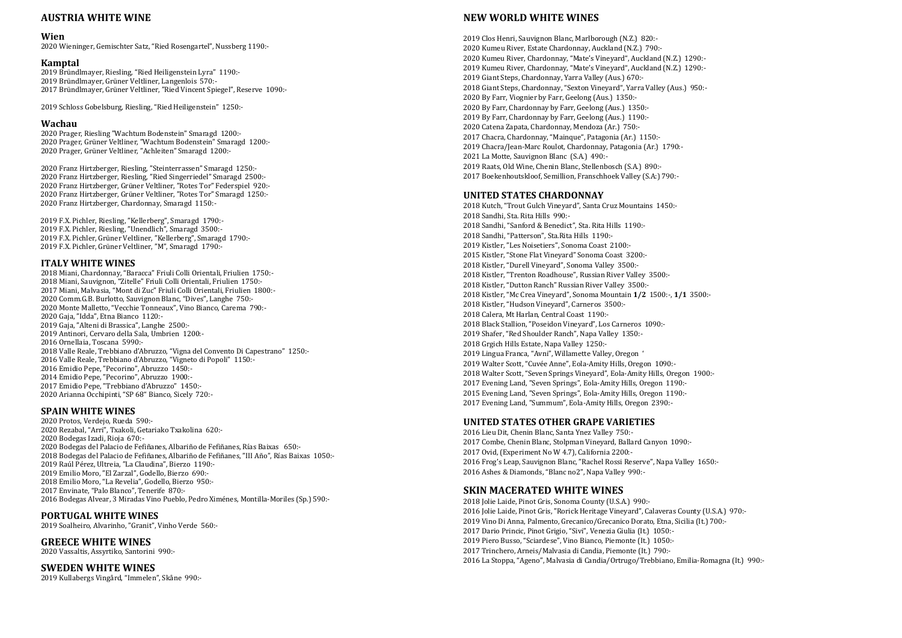## AUSTRIA WHITE WINE

### Wien

2020 Wieninger, Gemischter Satz, "Ried Rosengartel", Nussberg 1190:-

### Kamptal

2019 Bründlmayer, Riesling, "Ried Heiligenstein Lyra" 1190:-
2019 Bründlmayer, Grüner Veltliner, Langenlois 570:-
2017 Bründlmayer, Grüner Veltliner, "Ried Vincent Spiegel", Reserve 1090:-

2019 Schloss Gobelsburg, Riesling, "Ried Heiligenstein" 1250:-

### Wachau

2020 Prager, Riesling "Wachtum Bodenstein" Smaragd 1200:-
2020 Prager, Grüner Veltliner, "Wachtum Bodenstein" Smaragd 1200:-
2020 Prager, Grüner Veltliner, "Achleiten" Smaragd 1200:-

2020 Franz Hirtzberger, Riesling, "Steinterrassen" Smaragd 1250:-
2020 Franz Hirtzberger, Riesling, "Ried Singerriedel" Smaragd 2500:-
2020 Franz Hirtzberger, Grüner Veltliner, "Rotes Tor" Federspiel 920:-
2020 Franz Hirtzberger, Grüner Veltliner, "Rotes Tor" Smaragd 1250:-
2020 Franz Hirtzberger, Chardonnay, Smaragd 1150:-

2019 F.X. Pichler, Riesling, "Kellerberg", Smaragd 1790:-
2019 F.X. Pichler, Riesling, "Unendlich", Smaragd 3500:-
2019 F.X. Pichler, Grüner Veltliner, "Kellerberg", Smaragd 1790:-
2019 F.X. Pichler, Grüner Veltliner, "M", Smaragd 1790:-

## ITALY WHITE WINES

2018 Miani, Chardonnay, "Baracca" Friuli Colli Orientali, Friulien 1750:-
2018 Miani, Sauvignon, "Zitelle" Friuli Colli Orientali, Friulien 1750:-
2017 Miani, Malvasia, "Mont di Zuc" Friuli Colli Orientali, Friulien 1800:-
2020 Comm.G.B. Burlotto, Sauvignon Blanc, "Dives", Langhe 750:-
2020 Monte Malletto, "Vecchie Tonneaux", Vino Bianco, Carema 790:-
2020 Gaja, "Idda", Etna Bianco 1120:-
2019 Gaja, "Alteni di Brassica", Langhe 2500:-
2019 Antinori, Cervaro della Sala, Umbrien 1200:-
2016 Ornellaia, Toscana 5990:-
2018 Valle Reale, Trebbiano d'Abruzzo, "Vigna del Convento Di Capestrano" 1250:-
2016 Valle Reale, Trebbiano d'Abruzzo, "Vigneto di Popoli" 1150:-
2016 Emidio Pepe, "Pecorino", Abruzzo 1450:-
2014 Emidio Pepe, "Pecorino", Abruzzo 1900:-
2017 Emidio Pepe, "Trebbiano d'Abruzzo" 1450:-
2020 Arianna Occhipinti, "SP 68" Bianco, Sicely 720:-

## SPAIN WHITE WINES

2020 Protos, Verdejo, Rueda 590:-
2020 Rezabal, "Arri", Txakoli, Getariako Txakolina 620:-
2020 Bodegas Izadi, Rioja 670:-
2020 Bodegas del Palacio de Fefiñanes, Albariño de Fefiñanes, Rías Baixas 650:-
2018 Bodegas del Palacio de Fefiñanes, Albariño de Fefiñanes, "III Año", Rías Baixas 1050:-
2019 Raúl Pérez, Ultreia, "La Claudina", Bierzo 1190:-
2019 Emilio Moro, "El Zarzal", Godello, Bierzo 690:-
2018 Emilio Moro, "La Revelía", Godello, Bierzo 950:-
2017 Envinate, "Palo Blanco", Tenerife 870:-
2016 Bodegas Alvear, 3 Miradas Vino Pueblo, Pedro Ximénes, Montilla-Moriles (Sp.) 590:-

## PORTUGAL WHITE WINES

2019 Soalheiro, Alvarinho, "Granit", Vinho Verde 560:-

## GREECE WHITE WINES

2020 Vassaltis, Assyrtiko, Santorini 990:-

## SWEDEN WHITE WINES

2019 Kullabergs Vingård, "Immelen", Skåne 990:-

## NEW WORLD WHITE WINES

2019 Clos Henri, Sauvignon Blanc, Marlborough (N.Z.) 820:-
2020 Kumeu River, Estate Chardonnay, Auckland (N.Z.) 790:-
2020 Kumeu River, Chardonnay, "Mate's Vineyard", Auckland (N.Z.) 1290:-
2019 Kumeu River, Chardonnay, "Mate's Vineyard", Auckland (N.Z.) 1290:-
2019 Giant Steps, Chardonnay, Yarra Valley (Aus.) 670:-
2018 Giant Steps, Chardonnay, "Sexton Vineyard", Yarra Valley (Aus.) 950:-
2020 By Farr, Viognier by Farr, Geelong (Aus.) 1350:-
2020 By Farr, Chardonnay by Farr, Geelong (Aus.) 1350:-
2019 By Farr, Chardonnay by Farr, Geelong (Aus.) 1190:-
2020 Catena Zapata, Chardonnay, Mendoza (Ar.) 750:-
2017 Chacra, Chardonnay, "Mainque", Patagonia (Ar.) 1150:-
2019 Chacra/Jean-Marc Roulot, Chardonnay, Patagonia (Ar.) 1790:-
2021 La Motte, Sauvignon Blanc (S.A.) 490:-
2019 Raats, Old Wine, Chenin Blanc, Stellenbosch (S.A.) 890:-
2017 Boekenhoutskloof, Semillion, Franschhoek Valley (S.A:) 790:-

## UNITED STATES CHARDONNAY

2018 Kutch, "Trout Gulch Vineyard", Santa Cruz Mountains 1450:-
2018 Sandhi, Sta. Rita Hills 990:-
2018 Sandhi, "Sanford & Benedict", Sta. Rita Hills 1190:-
2018 Sandhi, "Patterson", Sta.Rita Hills 1190:-
2019 Kistler, "Les Noisetiers", Sonoma Coast 2100:-
2015 Kistler, "Stone Flat Vineyard" Sonoma Coast 3200:-
2018 Kistler, "Durell Vineyard", Sonoma Valley 3500:-
2018 Kistler, "Trenton Roadhouse", Russian River Valley 3500:-
2018 Kistler, "Dutton Ranch" Russian River Valley 3500:-
2018 Kistler, "Mc Crea Vineyard", Sonoma Mountain **1/2** 1500:-, **1/1** 3500:-
2018 Kistler, "Hudson Vineyard", Carneros 3500:-
2018 Calera, Mt Harlan, Central Coast 1190:-
2018 Black Stallion, "Poseidon Vineyard", Los Carneros 1090:-
2019 Shafer, "Red Shoulder Ranch", Napa Valley 1350:-
2018 Grgich Hills Estate, Napa Valley 1250:-
2019 Lingua Franca, "Avni", Willamette Valley, Oregon '
2019 Walter Scott, "Cuvée Anne", Eola-Amity Hills, Oregon 1090:-
2018 Walter Scott, "Seven Springs Vineyard", Eola-Amity Hills, Oregon 1900:-
2017 Evening Land, "Seven Springs", Eola-Amity Hills, Oregon 1190:-
2015 Evening Land, "Seven Springs", Eola-Amity Hills, Oregon 1190:-
2017 Evening Land, "Summum", Eola-Amity Hills, Oregon 2390:-

## UNITED STATES OTHER GRAPE VARIETIES

2016 Lieu Dit, Chenin Blanc, Santa Ynez Valley 750:-
2017 Combe, Chenin Blanc, Stolpman Vineyard, Ballard Canyon 1090:-
2017 Ovid, (Experiment No W 4.7), California 2200:-
2016 Frog's Leap, Sauvignon Blanc, "Rachel Rossi Reserve", Napa Valley 1650:-
2016 Ashes & Diamonds, "Blanc no2", Napa Valley 990:-

## SKIN MACERATED WHITE WINES

2018 Jolie Laide, Pinot Gris, Sonoma County (U.S.A.) 990:-
2016 Jolie Laide, Pinot Gris, "Rorick Heritage Vineyard", Calaveras County (U.S.A.) 970:-
2019 Vino Di Anna, Palmento, Grecanico/Grecanico Dorato, Etna, Sicilia (It.) 700:-
2017 Dario Princic, Pinot Grigio, "Sivi", Venezia Giulia (It.) 1050:-
2019 Piero Busso, "Sciardese", Vino Bianco, Piemonte (It.) 1050:-
2017 Trinchero, Arneis/Malvasia di Candia, Piemonte (It.) 790:-
2016 La Stoppa, "Ageno", Malvasia di Candia/Ortrugo/Trebbiano, Emilia-Romagna (It.) 990:-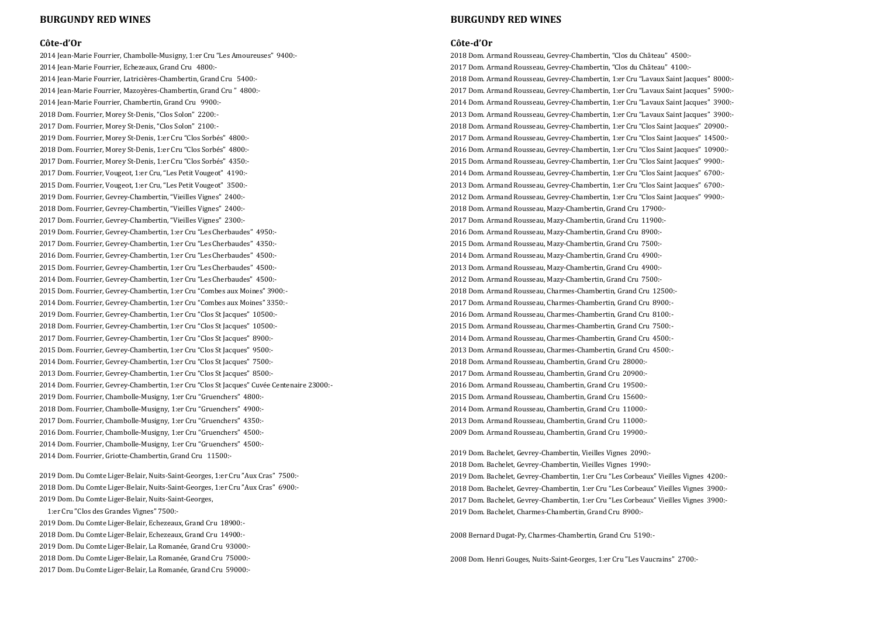## BURGUNDY RED WINES

### Côte-d'Or

2014 Jean-Marie Fourrier, Chambolle-Musigny, 1:er Cru "Les Amoureuses" 9400:-
2014 Jean-Marie Fourrier, Echezeaux, Grand Cru 4800:-
2014 Jean-Marie Fourrier, Latricières-Chambertin, Grand Cru 5400:-
2014 Jean-Marie Fourrier, Mazoyères-Chambertin, Grand Cru " 4800:-
2014 Jean-Marie Fourrier, Chambertin, Grand Cru 9900:-
2018 Dom. Fourrier, Morey St-Denis, "Clos Solon" 2200:-
2017 Dom. Fourrier, Morey St-Denis, "Clos Solon" 2100:-
2019 Dom. Fourrier, Morey St-Denis, 1:er Cru "Clos Sorbés" 4800:-
2018 Dom. Fourrier, Morey St-Denis, 1:er Cru "Clos Sorbés" 4800:-
2017 Dom. Fourrier, Morey St-Denis, 1:er Cru "Clos Sorbés" 4350:-
2017 Dom. Fourrier, Vougeot, 1:er Cru, "Les Petit Vougeot" 4190:-
2015 Dom. Fourrier, Vougeot, 1:er Cru, "Les Petit Vougeot" 3500:-
2019 Dom. Fourrier, Gevrey-Chambertin, "Vieilles Vignes" 2400:-
2018 Dom. Fourrier, Gevrey-Chambertin, "Vieilles Vignes" 2400:-
2017 Dom. Fourrier, Gevrey-Chambertin, "Vieilles Vignes" 2300:-
2019 Dom. Fourrier, Gevrey-Chambertin, 1:er Cru "Les Cherbaudes" 4950:-
2017 Dom. Fourrier, Gevrey-Chambertin, 1:er Cru "Les Cherbaudes" 4350:-
2016 Dom. Fourrier, Gevrey-Chambertin, 1:er Cru "Les Cherbaudes" 4500:-
2015 Dom. Fourrier, Gevrey-Chambertin, 1:er Cru "Les Cherbaudes" 4500:-
2014 Dom. Fourrier, Gevrey-Chambertin, 1:er Cru "Les Cherbaudes" 4500:-
2015 Dom. Fourrier, Gevrey-Chambertin, 1:er Cru "Combes aux Moines" 3900:-
2014 Dom. Fourrier, Gevrey-Chambertin, 1:er Cru "Combes aux Moines" 3350:-
2019 Dom. Fourrier, Gevrey-Chambertin, 1:er Cru "Clos St Jacques" 10500:-
2018 Dom. Fourrier, Gevrey-Chambertin, 1:er Cru "Clos St Jacques" 10500:-
2017 Dom. Fourrier, Gevrey-Chambertin, 1:er Cru "Clos St Jacques" 8900:-
2015 Dom. Fourrier, Gevrey-Chambertin, 1:er Cru "Clos St Jacques" 9500:-
2014 Dom. Fourrier, Gevrey-Chambertin, 1:er Cru "Clos St Jacques" 7500:-
2013 Dom. Fourrier, Gevrey-Chambertin, 1:er Cru "Clos St Jacques" 8500:-
2014 Dom. Fourrier, Gevrey-Chambertin, 1:er Cru "Clos St Jacques" Cuvée Centenaire 23000:-
2019 Dom. Fourrier, Chambolle-Musigny, 1:er Cru "Gruenchers" 4800:-
2018 Dom. Fourrier, Chambolle-Musigny, 1:er Cru "Gruenchers" 4900:-
2017 Dom. Fourrier, Chambolle-Musigny, 1:er Cru "Gruenchers" 4350:-
2016 Dom. Fourrier, Chambolle-Musigny, 1:er Cru "Gruenchers" 4500:-
2014 Dom. Fourrier, Chambolle-Musigny, 1:er Cru "Gruenchers" 4500:-
2014 Dom. Fourrier, Griotte-Chambertin, Grand Cru 11500:-

2019 Dom. Du Comte Liger-Belair, Nuits-Saint-Georges, 1:er Cru "Aux Cras" 7500:-
2018 Dom. Du Comte Liger-Belair, Nuits-Saint-Georges, 1:er Cru "Aux Cras" 6900:-
2019 Dom. Du Comte Liger-Belair, Nuits-Saint-Georges,
1:er Cru "Clos des Grandes Vignes" 7500:-
2019 Dom. Du Comte Liger-Belair, Echezeaux, Grand Cru 18900:-
2018 Dom. Du Comte Liger-Belair, Echezeaux, Grand Cru 14900:-
2019 Dom. Du Comte Liger-Belair, La Romanée, Grand Cru 93000:-
2018 Dom. Du Comte Liger-Belair, La Romanée, Grand Cru 75000:-
2017 Dom. Du Comte Liger-Belair, La Romanée, Grand Cru 59000:-

## BURGUNDY RED WINES

### Côte-d'Or

2018 Dom. Armand Rousseau, Gevrey-Chambertin, "Clos du Château" 4500:-
2017 Dom. Armand Rousseau, Gevrey-Chambertin, "Clos du Château" 4100:-
2018 Dom. Armand Rousseau, Gevrey-Chambertin, 1:er Cru "Lavaux Saint Jacques" 8000:-
2017 Dom. Armand Rousseau, Gevrey-Chambertin, 1:er Cru "Lavaux Saint Jacques" 5900:-
2014 Dom. Armand Rousseau, Gevrey-Chambertin, 1:er Cru "Lavaux Saint Jacques" 3900:-
2013 Dom. Armand Rousseau, Gevrey-Chambertin, 1:er Cru "Lavaux Saint Jacques" 3900:-
2018 Dom. Armand Rousseau, Gevrey-Chambertin, 1:er Cru "Clos Saint Jacques" 20900:-
2017 Dom. Armand Rousseau, Gevrey-Chambertin, 1:er Cru "Clos Saint Jacques" 14500:-
2016 Dom. Armand Rousseau, Gevrey-Chambertin, 1:er Cru "Clos Saint Jacques" 10900:-
2015 Dom. Armand Rousseau, Gevrey-Chambertin, 1:er Cru "Clos Saint Jacques" 9900:-
2014 Dom. Armand Rousseau, Gevrey-Chambertin, 1:er Cru "Clos Saint Jacques" 6700:-
2013 Dom. Armand Rousseau, Gevrey-Chambertin, 1:er Cru "Clos Saint Jacques" 6700:-
2012 Dom. Armand Rousseau, Gevrey-Chambertin, 1:er Cru "Clos Saint Jacques" 9900:-
2018 Dom. Armand Rousseau, Mazy-Chambertin, Grand Cru 17900:-
2017 Dom. Armand Rousseau, Mazy-Chambertin, Grand Cru 11900:-
2016 Dom. Armand Rousseau, Mazy-Chambertin, Grand Cru 8900:-
2015 Dom. Armand Rousseau, Mazy-Chambertin, Grand Cru 7500:-
2014 Dom. Armand Rousseau, Mazy-Chambertin, Grand Cru 4900:-
2013 Dom. Armand Rousseau, Mazy-Chambertin, Grand Cru 4900:-
2012 Dom. Armand Rousseau, Mazy-Chambertin, Grand Cru 7500:-
2018 Dom. Armand Rousseau, Charmes-Chambertin, Grand Cru 12500:-
2017 Dom. Armand Rousseau, Charmes-Chambertin, Grand Cru 8900:-
2016 Dom. Armand Rousseau, Charmes-Chambertin, Grand Cru 8100:-
2015 Dom. Armand Rousseau, Charmes-Chambertin, Grand Cru 7500:-
2014 Dom. Armand Rousseau, Charmes-Chambertin, Grand Cru 4500:-
2013 Dom. Armand Rousseau, Charmes-Chambertin, Grand Cru 4500:-
2018 Dom. Armand Rousseau, Chambertin, Grand Cru 28000:-
2017 Dom. Armand Rousseau, Chambertin, Grand Cru 20900:-
2016 Dom. Armand Rousseau, Chambertin, Grand Cru 19500:-
2015 Dom. Armand Rousseau, Chambertin, Grand Cru 15600:-
2014 Dom. Armand Rousseau, Chambertin, Grand Cru 11000:-
2013 Dom. Armand Rousseau, Chambertin, Grand Cru 11000:-
2009 Dom. Armand Rousseau, Chambertin, Grand Cru 19900:-

2019 Dom. Bachelet, Gevrey-Chambertin, Vieilles Vignes 2090:-
2018 Dom. Bachelet, Gevrey-Chambertin, Vieilles Vignes 1990:-
2019 Dom. Bachelet, Gevrey-Chambertin, 1:er Cru "Les Corbeaux" Vieilles Vignes 4200:-
2018 Dom. Bachelet, Gevrey-Chambertin, 1:er Cru "Les Corbeaux" Vieilles Vignes 3900:-
2017 Dom. Bachelet, Gevrey-Chambertin, 1:er Cru "Les Corbeaux" Vieilles Vignes 3900:-
2019 Dom. Bachelet, Charmes-Chambertin, Grand Cru 8900:-

2008 Bernard Dugat-Py, Charmes-Chambertin, Grand Cru 5190:-

2008 Dom. Henri Gouges, Nuits-Saint-Georges, 1:er Cru "Les Vaucrains" 2700:-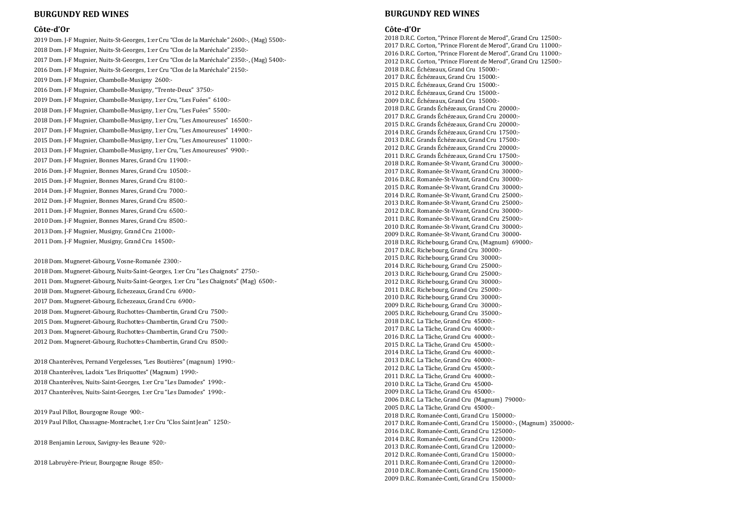## BURGUNDY RED WINES

### Côte-d'Or

2019 Dom. J-F Mugnier, Nuits-St-Georges, 1:er Cru "Clos de la Maréchale" 2600:-, (Mag) 5500:-

2018 Dom. J-F Mugnier, Nuits-St-Georges, 1:er Cru "Clos de la Maréchale" 2350:-

2017 Dom. J-F Mugnier, Nuits-St-Georges, 1:er Cru "Clos de la Maréchale" 2350:-, (Mag) 5400:-

2016 Dom. J-F Mugnier, Nuits-St-Georges, 1:er Cru "Clos de la Maréchale" 2150:-

2019 Dom. J-F Mugnier, Chambolle-Musigny 2600:-

2016 Dom. J-F Mugnier, Chambolle-Musigny, "Trente-Deux" 3750:-

2019 Dom. J-F Mugnier, Chambolle-Musigny, 1:er Cru, "Les Fuées" 6100:-

2018 Dom. J-F Mugnier, Chambolle-Musigny, 1:er Cru, "Les Fuées" 5500:-

2018 Dom. J-F Mugnier, Chambolle-Musigny, 1:er Cru, "Les Amoureuses" 16500:-

2017 Dom. J-F Mugnier, Chambolle-Musigny, 1:er Cru, "Les Amoureuses" 14900:-

2015 Dom. J-F Mugnier, Chambolle-Musigny, 1:er Cru, "Les Amoureuses" 11000:-

2013 Dom. J-F Mugnier, Chambolle-Musigny, 1:er Cru, "Les Amoureuses" 9900:-

2017 Dom. J-F Mugnier, Bonnes Mares, Grand Cru 11900:-

2016 Dom. J-F Mugnier, Bonnes Mares, Grand Cru 10500:-

2015 Dom. J-F Mugnier, Bonnes Mares, Grand Cru 8100:-

2014 Dom. J-F Mugnier, Bonnes Mares, Grand Cru 7000:-

2012 Dom. J-F Mugnier, Bonnes Mares, Grand Cru 8500:-

2011 Dom. J-F Mugnier, Bonnes Mares, Grand Cru 6500:-

2010 Dom. J-F Mugnier, Bonnes Mares, Grand Cru 8500:-

2013 Dom. J-F Mugnier, Musigny, Grand Cru 21000:-

2011 Dom. J-F Mugnier, Musigny, Grand Cru 14500:-

2018 Dom. Mugneret-Gibourg, Vosne-Romanée 2300:-

2018 Dom. Mugneret-Gibourg, Nuits-Saint-Georges, 1:er Cru "Les Chaignots" 2750:-

2011 Dom. Mugneret-Gibourg, Nuits-Saint-Georges, 1:er Cru "Les Chaignots" (Mag) 6500:-

2018 Dom. Mugneret-Gibourg, Echezeaux, Grand Cru 6900:-

2017 Dom. Mugneret-Gibourg, Echezeaux, Grand Cru 6900:-

2018 Dom. Mugneret-Gibourg, Ruchottes-Chambertin, Grand Cru 7500:-

2015 Dom. Mugneret-Gibourg, Ruchottes-Chambertin, Grand Cru 7500:-

2013 Dom. Mugneret-Gibourg, Ruchottes-Chambertin, Grand Cru 7500:-

2012 Dom. Mugneret-Gibourg, Ruchottes-Chambertin, Grand Cru 8500:-

2018 Chanterêves, Pernand Vergelesses, "Les Boutières" (magnum) 1990:-

2018 Chanterêves, Ladoix "Les Briquottes" (Magnum) 1990:-

2018 Chanterêves, Nuits-Saint-Georges, 1:er Cru "Les Damodes" 1990:-

2017 Chanterêves, Nuits-Saint-Georges, 1:er Cru "Les Damodes" 1990:-

2019 Paul Pillot, Bourgogne Rouge 900:-

2019 Paul Pillot, Chassagne-Montrachet, 1:er Cru "Clos Saint Jean" 1250:-

2018 Benjamin Leroux, Savigny-les Beaune 920:-

2018 Labruyère-Prieur, Bourgogne Rouge 850:-

## BURGUNDY RED WINES

### Côte-d'Or

2018 D.R.C. Corton, "Prince Florent de Merod", Grand Cru 12500:-
2017 D.R.C. Corton, "Prince Florent de Merod", Grand Cru 11000:-
2016 D.R.C. Corton, "Prince Florent de Merod", Grand Cru 11000:-
2012 D.R.C. Corton, "Prince Florent de Merod", Grand Cru 12500:-
2018 D.R.C. Échézeaux, Grand Cru 15000:-
2017 D.R.C. Échézeaux, Grand Cru 15000:-
2015 D.R.C. Échézeaux, Grand Cru 15000:-
2012 D.R.C. Échézeaux, Grand Cru 15000:-
2009 D.R.C. Échézeaux, Grand Cru 15000:-
2018 D.R.C. Grands Échézeaux, Grand Cru 20000:-
2017 D.R.C. Grands Échézeaux, Grand Cru 20000:-
2015 D.R.C. Grands Échézeaux, Grand Cru 20000:-
2014 D.R.C. Grands Échézeaux, Grand Cru 17500:-
2013 D.R.C. Grands Échézeaux, Grand Cru 17500:-
2012 D.R.C. Grands Échézeaux, Grand Cru 20000:-
2011 D.R.C. Grands Échézeaux, Grand Cru 17500:-
2018 D.R.C. Romanée-St-Vivant, Grand Cru 30000:-
2017 D.R.C. Romanée-St-Vivant, Grand Cru 30000:-
2016 D.R.C. Romanée-St-Vivant, Grand Cru 30000:-
2015 D.R.C. Romanée-St-Vivant, Grand Cru 30000:-
2014 D.R.C. Romanée-St-Vivant, Grand Cru 25000:-
2013 D.R.C. Romanée-St-Vivant, Grand Cru 25000:-
2012 D.R.C. Romanée-St-Vivant, Grand Cru 30000:-
2011 D.R.C. Romanée-St-Vivant, Grand Cru 25000:-
2010 D.R.C. Romanée-St-Vivant, Grand Cru 30000:-
2009 D.R.C. Romanée-St-Vivant, Grand Cru 30000-
2018 D.R.C. Richebourg, Grand Cru, (Magnum) 69000:-
2017 D.R.C. Richebourg, Grand Cru 30000:-
2015 D.R.C. Richebourg, Grand Cru 30000:-
2014 D.R.C. Richebourg, Grand Cru 25000:-
2013 D.R.C. Richebourg, Grand Cru 25000:-
2012 D.R.C. Richebourg, Grand Cru 30000:-
2011 D.R.C. Richebourg, Grand Cru 25000:-
2010 D.R.C. Richebourg, Grand Cru 30000:-
2009 D.R.C. Richebourg, Grand Cru 30000:-
2005 D.R.C. Richebourg, Grand Cru 35000:-
2018 D.R.C. La Tâche, Grand Cru 45000:-
2017 D.R.C. La Tâche, Grand Cru 40000:-
2016 D.R.C. La Tâche, Grand Cru 40000:-
2015 D.R.C. La Tâche, Grand Cru 45000:-
2014 D.R.C. La Tâche, Grand Cru 40000:-
2013 D.R.C. La Tâche, Grand Cru 40000:-
2012 D.R.C. La Tâche, Grand Cru 45000:-
2011 D.R.C. La Tâche, Grand Cru 40000:-
2010 D.R.C. La Tâche, Grand Cru 45000-
2009 D.R.C. La Tâche, Grand Cru 45000:-
2006 D.R.C. La Tâche, Grand Cru (Magnum) 79000:-
2005 D.R.C. La Tâche, Grand Cru 45000:-
2018 D.R.C. Romanée-Conti, Grand Cru 150000:-
2017 D.R.C. Romanée-Conti, Grand Cru 150000:-, (Magnum) 350000:-
2016 D.R.C. Romanée-Conti, Grand Cru 125000:-
2014 D.R.C. Romanée-Conti, Grand Cru 120000:-
2013 D.R.C. Romanée-Conti, Grand Cru 120000:-
2012 D.R.C. Romanée-Conti, Grand Cru 150000:-
2011 D.R.C. Romanée-Conti, Grand Cru 120000:-
2010 D.R.C. Romanée-Conti, Grand Cru 150000:-
2009 D.R.C. Romanée-Conti, Grand Cru 150000:-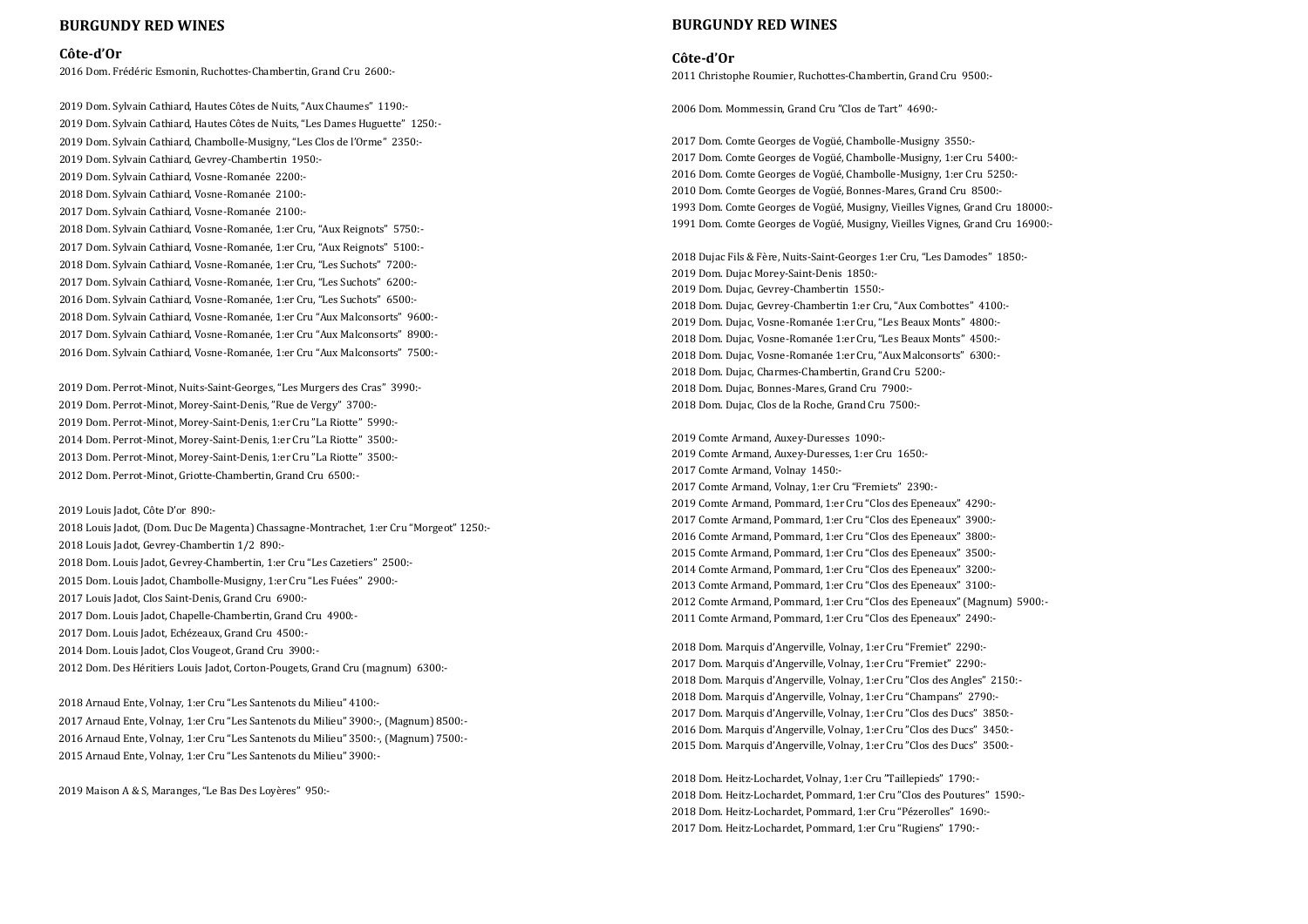## BURGUNDY RED WINES

### Côte-d'Or

2016 Dom. Frédéric Esmonin, Ruchottes-Chambertin, Grand Cru 2600:-

2019 Dom. Sylvain Cathiard, Hautes Côtes de Nuits, "Aux Chaumes" 1190:-
2019 Dom. Sylvain Cathiard, Hautes Côtes de Nuits, "Les Dames Huguette" 1250:-
2019 Dom. Sylvain Cathiard, Chambolle-Musigny, "Les Clos de l'Orme" 2350:-
2019 Dom. Sylvain Cathiard, Gevrey-Chambertin 1950:-
2019 Dom. Sylvain Cathiard, Vosne-Romanée 2200:-
2018 Dom. Sylvain Cathiard, Vosne-Romanée 2100:-
2017 Dom. Sylvain Cathiard, Vosne-Romanée 2100:-
2018 Dom. Sylvain Cathiard, Vosne-Romanée, 1:er Cru, "Aux Reignots" 5750:-
2017 Dom. Sylvain Cathiard, Vosne-Romanée, 1:er Cru, "Aux Reignots" 5100:-
2018 Dom. Sylvain Cathiard, Vosne-Romanée, 1:er Cru, "Les Suchots" 7200:-
2017 Dom. Sylvain Cathiard, Vosne-Romanée, 1:er Cru, "Les Suchots" 6200:-
2016 Dom. Sylvain Cathiard, Vosne-Romanée, 1:er Cru, "Les Suchots" 6500:-
2018 Dom. Sylvain Cathiard, Vosne-Romanée, 1:er Cru "Aux Malconsorts" 9600:-
2017 Dom. Sylvain Cathiard, Vosne-Romanée, 1:er Cru "Aux Malconsorts" 8900:-
2016 Dom. Sylvain Cathiard, Vosne-Romanée, 1:er Cru "Aux Malconsorts" 7500:-

2019 Dom. Perrot-Minot, Nuits-Saint-Georges, "Les Murgers des Cras" 3990:-
2019 Dom. Perrot-Minot, Morey-Saint-Denis, "Rue de Vergy" 3700:-
2019 Dom. Perrot-Minot, Morey-Saint-Denis, 1:er Cru "La Riotte" 5990:-
2014 Dom. Perrot-Minot, Morey-Saint-Denis, 1:er Cru "La Riotte" 3500:-
2013 Dom. Perrot-Minot, Morey-Saint-Denis, 1:er Cru "La Riotte" 3500:-
2012 Dom. Perrot-Minot, Griotte-Chambertin, Grand Cru 6500:-

2019 Louis Jadot, Côte D'or 890:-
2018 Louis Jadot, (Dom. Duc De Magenta) Chassagne-Montrachet, 1:er Cru "Morgeot" 1250:-
2018 Louis Jadot, Gevrey-Chambertin 1/2 890:-
2018 Dom. Louis Jadot, Gevrey-Chambertin, 1:er Cru "Les Cazetiers" 2500:-
2015 Dom. Louis Jadot, Chambolle-Musigny, 1:er Cru "Les Fuées" 2900:-
2017 Louis Jadot, Clos Saint-Denis, Grand Cru 6900:-
2017 Dom. Louis Jadot, Chapelle-Chambertin, Grand Cru 4900:-
2017 Dom. Louis Jadot, Echézeaux, Grand Cru 4500:-
2014 Dom. Louis Jadot, Clos Vougeot, Grand Cru 3900:-
2012 Dom. Des Héritiers Louis Jadot, Corton-Pougets, Grand Cru (magnum) 6300:-

2018 Arnaud Ente, Volnay, 1:er Cru "Les Santenots du Milieu" 4100:-
2017 Arnaud Ente, Volnay, 1:er Cru "Les Santenots du Milieu" 3900:-, (Magnum) 8500:-
2016 Arnaud Ente, Volnay, 1:er Cru "Les Santenots du Milieu" 3500:-, (Magnum) 7500:-
2015 Arnaud Ente, Volnay, 1:er Cru "Les Santenots du Milieu" 3900:-

2019 Maison A & S, Maranges, "Le Bas Des Loyères" 950:-

## BURGUNDY RED WINES

### Côte-d'Or

2011 Christophe Roumier, Ruchottes-Chambertin, Grand Cru 9500:-

2006 Dom. Mommessin, Grand Cru "Clos de Tart" 4690:-

2017 Dom. Comte Georges de Vogüé, Chambolle-Musigny 3550:-
2017 Dom. Comte Georges de Vogüé, Chambolle-Musigny, 1:er Cru 5400:-
2016 Dom. Comte Georges de Vogüé, Chambolle-Musigny, 1:er Cru 5250:-
2010 Dom. Comte Georges de Vogüé, Bonnes-Mares, Grand Cru 8500:-
1993 Dom. Comte Georges de Vogüé, Musigny, Vieilles Vignes, Grand Cru 18000:-
1991 Dom. Comte Georges de Vogüé, Musigny, Vieilles Vignes, Grand Cru 16900:-

2018 Dujac Fils & Fère, Nuits-Saint-Georges 1:er Cru, "Les Damodes" 1850:-
2019 Dom. Dujac Morey-Saint-Denis 1850:-
2019 Dom. Dujac, Gevrey-Chambertin 1550:-
2018 Dom. Dujac, Gevrey-Chambertin 1:er Cru, "Aux Combottes" 4100:-
2019 Dom. Dujac, Vosne-Romanée 1:er Cru, "Les Beaux Monts" 4800:-
2018 Dom. Dujac, Vosne-Romanée 1:er Cru, "Les Beaux Monts" 4500:-
2018 Dom. Dujac, Vosne-Romanée 1:er Cru, "Aux Malconsorts" 6300:-
2018 Dom. Dujac, Charmes-Chambertin, Grand Cru 5200:-
2018 Dom. Dujac, Bonnes-Mares, Grand Cru 7900:-
2018 Dom. Dujac, Clos de la Roche, Grand Cru 7500:-

2019 Comte Armand, Auxey-Duresses 1090:-
2019 Comte Armand, Auxey-Duresses, 1:er Cru 1650:-
2017 Comte Armand, Volnay 1450:-
2017 Comte Armand, Volnay, 1:er Cru "Fremiets" 2390:-
2019 Comte Armand, Pommard, 1:er Cru "Clos des Epeneaux" 4290:-
2017 Comte Armand, Pommard, 1:er Cru "Clos des Epeneaux" 3900:-
2016 Comte Armand, Pommard, 1:er Cru "Clos des Epeneaux" 3800:-
2015 Comte Armand, Pommard, 1:er Cru "Clos des Epeneaux" 3500:-
2014 Comte Armand, Pommard, 1:er Cru "Clos des Epeneaux" 3200:-
2013 Comte Armand, Pommard, 1:er Cru "Clos des Epeneaux" 3100:-
2012 Comte Armand, Pommard, 1:er Cru "Clos des Epeneaux" (Magnum) 5900:-
2011 Comte Armand, Pommard, 1:er Cru "Clos des Epeneaux" 2490:-

2018 Dom. Marquis d'Angerville, Volnay, 1:er Cru "Fremiet" 2290:-
2017 Dom. Marquis d'Angerville, Volnay, 1:er Cru "Fremiet" 2290:-
2018 Dom. Marquis d'Angerville, Volnay, 1:er Cru "Clos des Angles" 2150:-
2018 Dom. Marquis d'Angerville, Volnay, 1:er Cru "Champans" 2790:-
2017 Dom. Marquis d'Angerville, Volnay, 1:er Cru "Clos des Ducs" 3850:-
2016 Dom. Marquis d'Angerville, Volnay, 1:er Cru "Clos des Ducs" 3450:-
2015 Dom. Marquis d'Angerville, Volnay, 1:er Cru "Clos des Ducs" 3500:-

2018 Dom. Heitz-Lochardet, Volnay, 1:er Cru "Taillepieds" 1790:-
2018 Dom. Heitz-Lochardet, Pommard, 1:er Cru "Clos des Poutures" 1590:-
2018 Dom. Heitz-Lochardet, Pommard, 1:er Cru "Pézerolles" 1690:-
2017 Dom. Heitz-Lochardet, Pommard, 1:er Cru "Rugiens" 1790:-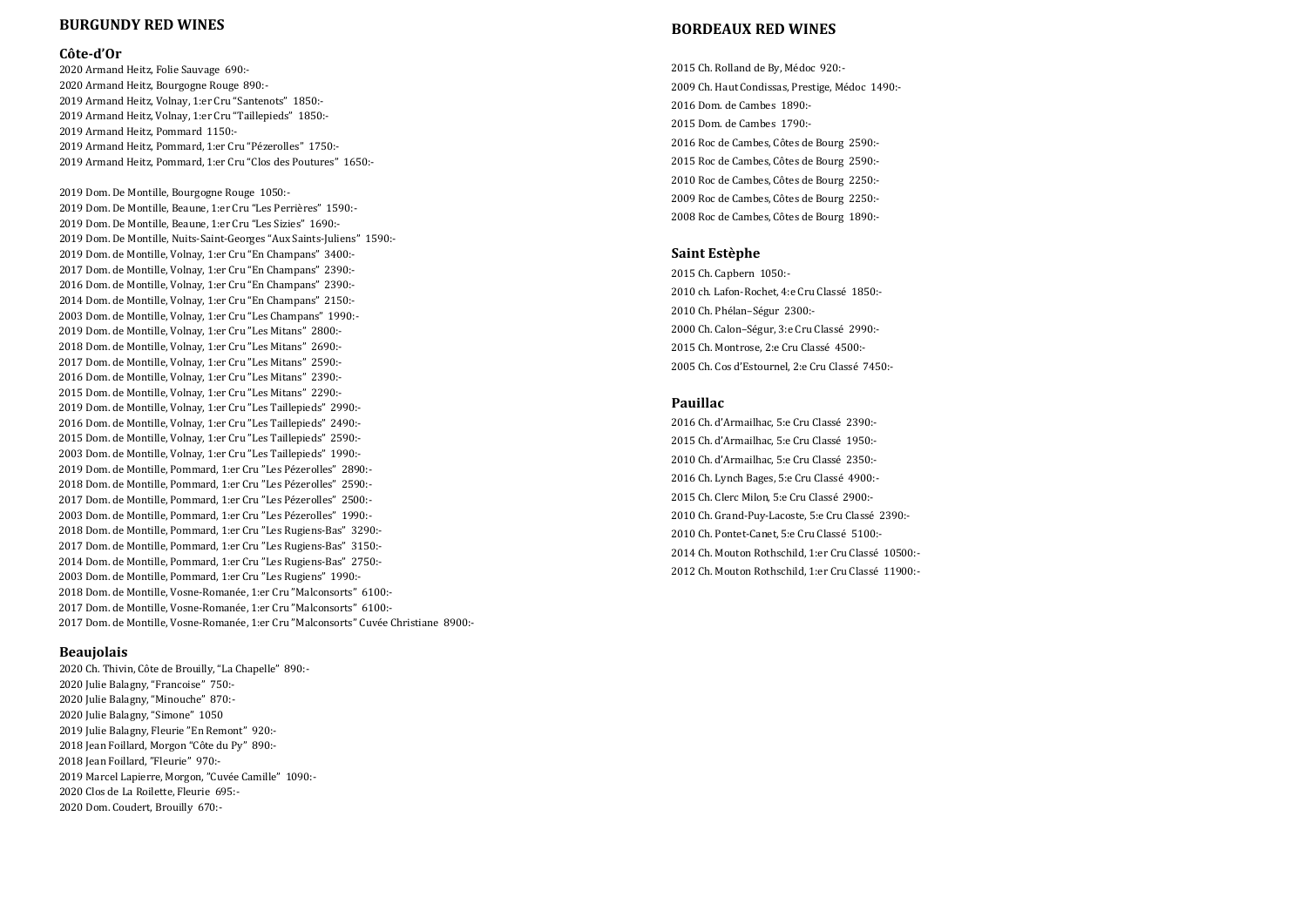## BURGUNDY RED WINES

### Côte-d'Or

2020 Armand Heitz, Folie Sauvage 690:-
2020 Armand Heitz, Bourgogne Rouge 890:-
2019 Armand Heitz, Volnay, 1:er Cru "Santenots" 1850:-
2019 Armand Heitz, Volnay, 1:er Cru "Taillepieds" 1850:-
2019 Armand Heitz, Pommard 1150:-
2019 Armand Heitz, Pommard, 1:er Cru "Pézerolles" 1750:-
2019 Armand Heitz, Pommard, 1:er Cru "Clos des Poutures" 1650:-

2019 Dom. De Montille, Bourgogne Rouge 1050:-
2019 Dom. De Montille, Beaune, 1:er Cru "Les Perrières" 1590:-
2019 Dom. De Montille, Beaune, 1:er Cru "Les Sizies" 1690:-
2019 Dom. De Montille, Nuits-Saint-Georges "Aux Saints-Juliens" 1590:-
2019 Dom. de Montille, Volnay, 1:er Cru "En Champans" 3400:-
2017 Dom. de Montille, Volnay, 1:er Cru "En Champans" 2390:-
2016 Dom. de Montille, Volnay, 1:er Cru "En Champans" 2390:-
2014 Dom. de Montille, Volnay, 1:er Cru "En Champans" 2150:-
2003 Dom. de Montille, Volnay, 1:er Cru "Les Champans" 1990:-
2019 Dom. de Montille, Volnay, 1:er Cru "Les Mitans" 2800:-
2018 Dom. de Montille, Volnay, 1:er Cru "Les Mitans" 2690:-
2017 Dom. de Montille, Volnay, 1:er Cru "Les Mitans" 2590:-
2016 Dom. de Montille, Volnay, 1:er Cru "Les Mitans" 2390:-
2015 Dom. de Montille, Volnay, 1:er Cru "Les Mitans" 2290:-
2019 Dom. de Montille, Volnay, 1:er Cru "Les Taillepieds" 2990:-
2016 Dom. de Montille, Volnay, 1:er Cru "Les Taillepieds" 2490:-
2015 Dom. de Montille, Volnay, 1:er Cru "Les Taillepieds" 2590:-
2003 Dom. de Montille, Volnay, 1:er Cru "Les Taillepieds" 1990:-
2019 Dom. de Montille, Pommard, 1:er Cru "Les Pézerolles" 2890:-
2018 Dom. de Montille, Pommard, 1:er Cru "Les Pézerolles" 2590:-
2017 Dom. de Montille, Pommard, 1:er Cru "Les Pézerolles" 2500:-
2003 Dom. de Montille, Pommard, 1:er Cru "Les Pézerolles" 1990:-
2018 Dom. de Montille, Pommard, 1:er Cru "Les Rugiens-Bas" 3290:-
2017 Dom. de Montille, Pommard, 1:er Cru "Les Rugiens-Bas" 3150:-
2014 Dom. de Montille, Pommard, 1:er Cru "Les Rugiens-Bas" 2750:-
2003 Dom. de Montille, Pommard, 1:er Cru "Les Rugiens" 1990:-
2018 Dom. de Montille, Vosne-Romanée, 1:er Cru "Malconsorts" 6100:-
2017 Dom. de Montille, Vosne-Romanée, 1:er Cru "Malconsorts" 6100:-
2017 Dom. de Montille, Vosne-Romanée, 1:er Cru "Malconsorts" Cuvée Christiane 8900:-

### Beaujolais

2020 Ch. Thivin, Côte de Brouilly, "La Chapelle" 890:-
2020 Julie Balagny, "Francoise" 750:-
2020 Julie Balagny, "Minouche" 870:-
2020 Julie Balagny, "Simone" 1050
2019 Julie Balagny, Fleurie "En Remont" 920:-
2018 Jean Foillard, Morgon "Côte du Py" 890:-
2018 Jean Foillard, "Fleurie" 970:-
2019 Marcel Lapierre, Morgon, "Cuvée Camille" 1090:-
2020 Clos de La Roilette, Fleurie 695:-
2020 Dom. Coudert, Brouilly 670:-

## BORDEAUX RED WINES

2015 Ch. Rolland de By, Médoc 920:-
2009 Ch. Haut Condissas, Prestige, Médoc 1490:-
2016 Dom. de Cambes 1890:-
2015 Dom. de Cambes 1790:-
2016 Roc de Cambes, Côtes de Bourg 2590:-
2015 Roc de Cambes, Côtes de Bourg 2590:-
2010 Roc de Cambes, Côtes de Bourg 2250:-
2009 Roc de Cambes, Côtes de Bourg 2250:-
2008 Roc de Cambes, Côtes de Bourg 1890:-

### Saint Estèphe

2015 Ch. Capbern 1050:-
2010 ch. Lafon-Rochet, 4:e Cru Classé 1850:-
2010 Ch. Phélan–Ségur 2300:-
2000 Ch. Calon–Ségur, 3:e Cru Classé 2990:-
2015 Ch. Montrose, 2:e Cru Classé 4500:-
2005 Ch. Cos d'Estournel, 2:e Cru Classé 7450:-

### Pauillac

2016 Ch. d'Armailhac, 5:e Cru Classé 2390:-
2015 Ch. d'Armailhac, 5:e Cru Classé 1950:-
2010 Ch. d'Armailhac, 5:e Cru Classé 2350:-
2016 Ch. Lynch Bages, 5:e Cru Classé 4900:-
2015 Ch. Clerc Milon, 5:e Cru Classé 2900:-
2010 Ch. Grand-Puy-Lacoste, 5:e Cru Classé 2390:-
2010 Ch. Pontet-Canet, 5:e Cru Classé 5100:-
2014 Ch. Mouton Rothschild, 1:er Cru Classé 10500:-
2012 Ch. Mouton Rothschild, 1:er Cru Classé 11900:-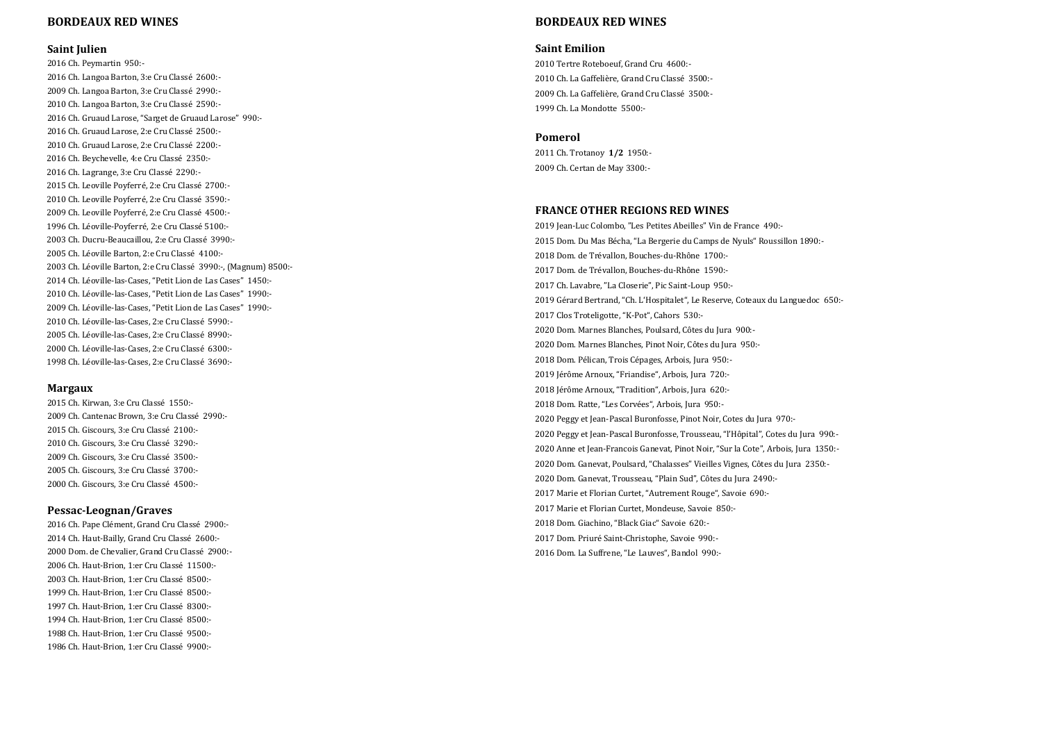## BORDEAUX RED WINES

### Saint Julien

2016 Ch. Peymartin 950:-
2016 Ch. Langoa Barton, 3:e Cru Classé 2600:-
2009 Ch. Langoa Barton, 3:e Cru Classé 2990:-
2010 Ch. Langoa Barton, 3:e Cru Classé 2590:-
2016 Ch. Gruaud Larose, "Sarget de Gruaud Larose" 990:-
2016 Ch. Gruaud Larose, 2:e Cru Classé 2500:-
2010 Ch. Gruaud Larose, 2:e Cru Classé 2200:-
2016 Ch. Beychevelle, 4:e Cru Classé 2350:-
2016 Ch. Lagrange, 3:e Cru Classé 2290:-
2015 Ch. Leoville Poyferré, 2:e Cru Classé 2700:-
2010 Ch. Leoville Poyferré, 2:e Cru Classé 3590:-
2009 Ch. Leoville Poyferré, 2:e Cru Classé 4500:-
1996 Ch. Léoville-Poyferré, 2:e Cru Classé 5100:-
2003 Ch. Ducru-Beaucaillou, 2:e Cru Classé 3990:-
2005 Ch. Léoville Barton, 2:e Cru Classé 4100:-
2003 Ch. Léoville Barton, 2:e Cru Classé 3990:-, (Magnum) 8500:-
2014 Ch. Léoville-las-Cases, "Petit Lion de Las Cases" 1450:-
2010 Ch. Léoville-las-Cases, "Petit Lion de Las Cases" 1990:-
2009 Ch. Léoville-las-Cases, "Petit Lion de Las Cases" 1990:-
2010 Ch. Léoville-las-Cases, 2:e Cru Classé 5990:-
2005 Ch. Léoville-las-Cases, 2:e Cru Classé 8990:-
2000 Ch. Léoville-las-Cases, 2:e Cru Classé 6300:-
1998 Ch. Léoville-las-Cases, 2:e Cru Classé 3690:-

### Margaux

2015 Ch. Kirwan, 3:e Cru Classé 1550:-
2009 Ch. Cantenac Brown, 3:e Cru Classé 2990:-
2015 Ch. Giscours, 3:e Cru Classé 2100:-
2010 Ch. Giscours, 3:e Cru Classé 3290:-
2009 Ch. Giscours, 3:e Cru Classé 3500:-
2005 Ch. Giscours, 3:e Cru Classé 3700:-
2000 Ch. Giscours, 3:e Cru Classé 4500:-

### Pessac-Leognan/Graves

2016 Ch. Pape Clément, Grand Cru Classé 2900:-
2014 Ch. Haut-Bailly, Grand Cru Classé 2600:-
2000 Dom. de Chevalier, Grand Cru Classé 2900:-
2006 Ch. Haut-Brion, 1:er Cru Classé 11500:-
2003 Ch. Haut-Brion, 1:er Cru Classé 8500:-
1999 Ch. Haut-Brion, 1:er Cru Classé 8500:-
1997 Ch. Haut-Brion, 1:er Cru Classé 8300:-
1994 Ch. Haut-Brion, 1:er Cru Classé 8500:-
1988 Ch. Haut-Brion, 1:er Cru Classé 9500:-
1986 Ch. Haut-Brion, 1:er Cru Classé 9900:-

## BORDEAUX RED WINES

### Saint Emilion

2010 Tertre Roteboeuf, Grand Cru 4600:-
2010 Ch. La Gaffelière, Grand Cru Classé 3500:-
2009 Ch. La Gaffelière, Grand Cru Classé 3500:-
1999 Ch. La Mondotte 5500:-

### Pomerol

2011 Ch. Trotanoy **1/2** 1950:-
2009 Ch. Certan de May 3300:-

## FRANCE OTHER REGIONS RED WINES

2019 Jean-Luc Colombo, "Les Petites Abeilles" Vin de France 490:-
2015 Dom. Du Mas Bécha, "La Bergerie du Camps de Nyuls" Roussillon 1890:-
2018 Dom. de Trévallon, Bouches-du-Rhône 1700:-
2017 Dom. de Trévallon, Bouches-du-Rhône 1590:-
2017 Ch. Lavabre, "La Closerie", Pic Saint-Loup 950:-
2019 Gérard Bertrand, "Ch. L'Hospitalet", Le Reserve, Coteaux du Languedoc 650:-
2017 Clos Troteligotte, "K-Pot", Cahors 530:-
2020 Dom. Marnes Blanches, Poulsard, Côtes du Jura 900:-
2020 Dom. Marnes Blanches, Pinot Noir, Côtes du Jura 950:-
2018 Dom. Pélican, Trois Cépages, Arbois, Jura 950:-
2019 Jérôme Arnoux, "Friandise", Arbois, Jura 720:-
2018 Jérôme Arnoux, "Tradition", Arbois, Jura 620:-
2018 Dom. Ratte, "Les Corvées", Arbois, Jura 950:-
2020 Peggy et Jean-Pascal Buronfosse, Pinot Noir, Cotes du Jura 970:-
2020 Peggy et Jean-Pascal Buronfosse, Trousseau, "l'Hôpital", Cotes du Jura 990:-
2020 Anne et Jean-Francois Ganevat, Pinot Noir, "Sur la Cote", Arbois, Jura 1350:-
2020 Dom. Ganevat, Poulsard, "Chalasses" Vieilles Vignes, Côtes du Jura 2350:-
2020 Dom. Ganevat, Trousseau, "Plain Sud", Côtes du Jura 2490:-
2017 Marie et Florian Curtet, "Autrement Rouge", Savoie 690:-
2017 Marie et Florian Curtet, Mondeuse, Savoie 850:-
2018 Dom. Giachino, "Black Giac" Savoie 620:-
2017 Dom. Priuré Saint-Christophe, Savoie 990:-
2016 Dom. La Suffrene, "Le Lauves", Bandol 990:-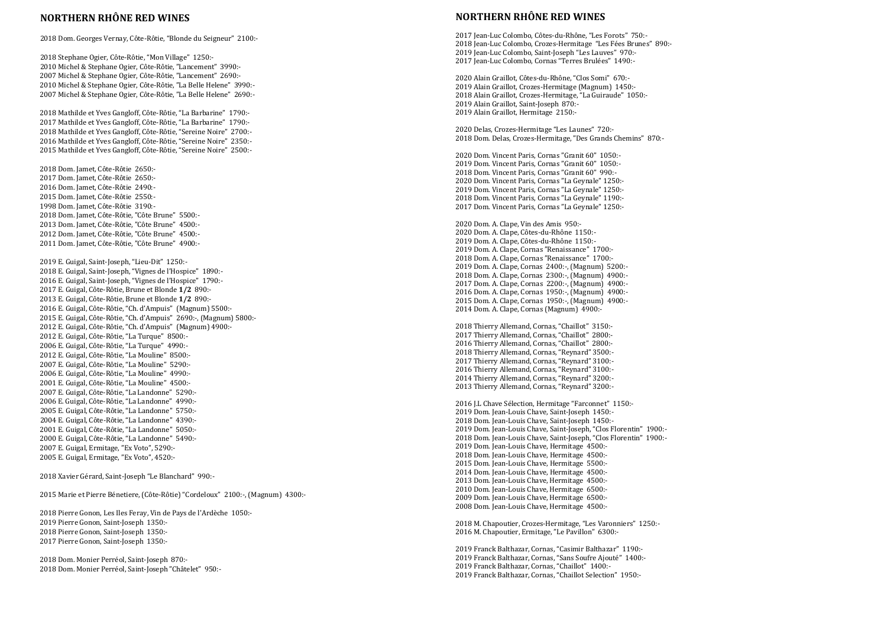## NORTHERN RHÔNE RED WINES

2018 Dom. Georges Vernay, Côte-Rôtie, "Blonde du Seigneur" 2100:-

2018 Stephane Ogier, Côte-Rôtie, "Mon Village" 1250:-
2010 Michel & Stephane Ogier, Côte-Rôtie, "Lancement" 3990:-
2007 Michel & Stephane Ogier, Côte-Rôtie, "Lancement" 2690:-
2010 Michel & Stephane Ogier, Côte-Rôtie, "La Belle Helene" 3990:-
2007 Michel & Stephane Ogier, Côte-Rôtie, "La Belle Helene" 2690:-

2018 Mathilde et Yves Gangloff, Côte-Rôtie, "La Barbarine" 1790:-
2017 Mathilde et Yves Gangloff, Côte-Rôtie, "La Barbarine" 1790:-
2018 Mathilde et Yves Gangloff, Côte-Rôtie, "Sereine Noire" 2700:-
2016 Mathilde et Yves Gangloff, Côte-Rôtie, "Sereine Noire" 2350:-
2015 Mathilde et Yves Gangloff, Côte-Rôtie, "Sereine Noire" 2500:-

2018 Dom. Jamet, Côte-Rôtie 2650:-
2017 Dom. Jamet, Côte-Rôtie 2650:-
2016 Dom. Jamet, Côte-Rôtie 2490:-
2015 Dom. Jamet, Côte-Rôtie 2550:-
1998 Dom. Jamet, Côte-Rôtie 3190:-
2018 Dom. Jamet, Côte-Rôtie, "Côte Brune" 5500:-
2013 Dom. Jamet, Côte-Rôtie, "Côte Brune" 4500:-
2012 Dom. Jamet, Côte-Rôtie, "Côte Brune" 4500:-
2011 Dom. Jamet, Côte-Rôtie, "Côte Brune" 4900:-

2019 E. Guigal, Saint-Joseph, "Lieu-Dit" 1250:-
2018 E. Guigal, Saint-Joseph, "Vignes de l'Hospice" 1890:-
2016 E. Guigal, Saint-Joseph, "Vignes de l'Hospice" 1790:-
2017 E. Guigal, Côte-Rôtie, Brune et Blonde **1/2** 890:-
2013 E. Guigal, Côte-Rôtie, Brune et Blonde **1/2** 890:-
2016 E. Guigal, Côte-Rôtie, "Ch. d'Ampuis" (Magnum) 5500:-
2015 E. Guigal, Côte-Rôtie, "Ch. d'Ampuis" 2690:-, (Magnum) 5800:-
2012 E. Guigal, Côte-Rôtie, "Ch. d'Ampuis" (Magnum) 4900:-
2012 E. Guigal, Côte-Rôtie, "La Turque" 8500:-
2006 E. Guigal, Côte-Rôtie, "La Turque" 4990:-
2012 E. Guigal, Côte-Rôtie, "La Mouline" 8500:-
2007 E. Guigal, Côte-Rôtie, "La Mouline" 5290:-
2006 E. Guigal, Côte-Rôtie, "La Mouline" 4990:-
2001 E. Guigal, Côte-Rôtie, "La Mouline" 4500:-
2007 E. Guigal, Côte-Rôtie, "La Landonne" 5290:-
2006 E. Guigal, Côte-Rôtie, "La Landonne" 4990:-
2005 E. Guigal, Côte-Rôtie, "La Landonne" 5750:-
2004 E. Guigal, Côte-Rôtie, "La Landonne" 4390:-
2001 E. Guigal, Côte-Rôtie, "La Landonne" 5050:-
2000 E. Guigal, Côte-Rôtie, "La Landonne" 5490:-
2007 E. Guigal, Ermitage, "Ex Voto", 5290:-
2005 E. Guigal, Ermitage, "Ex Voto", 4520:-

2018 Xavier Gérard, Saint-Joseph "Le Blanchard" 990:-

2015 Marie et Pierre Bénetiere, (Côte-Rôtie) "Cordeloux" 2100:-, (Magnum) 4300:-

2018 Pierre Gonon, Les Iles Feray, Vin de Pays de l'Ardèche 1050:-
2019 Pierre Gonon, Saint-Joseph 1350:-
2018 Pierre Gonon, Saint-Joseph 1350:-
2017 Pierre Gonon, Saint-Joseph 1350:-

2018 Dom. Monier Perréol, Saint-Joseph 870:-
2018 Dom. Monier Perréol, Saint-Joseph "Châtelet" 950:-

## NORTHERN RHÔNE RED WINES

2017 Jean-Luc Colombo, Côtes-du-Rhône, "Les Forots" 750:-
2018 Jean-Luc Colombo, Crozes-Hermitage "Les Fées Brunes" 890:-
2019 Jean-Luc Colombo, Saint-Joseph "Les Lauves" 970:-
2017 Jean-Luc Colombo, Cornas "Terres Brulées" 1490:-

2020 Alain Graillot, Côtes-du-Rhône, "Clos Somi" 670:-
2019 Alain Graillot, Crozes-Hermitage (Magnum) 1450:-
2018 Alain Graillot, Crozes-Hermitage, "La Guiraude" 1050:-
2019 Alain Graillot, Saint-Joseph 870:-
2019 Alain Graillot, Hermitage 2150:-

2020 Delas, Crozes-Hermitage "Les Launes" 720:-
2018 Dom. Delas, Crozes-Hermitage, "Des Grands Chemins" 870:-

2020 Dom. Vincent Paris, Cornas "Granit 60" 1050:-
2019 Dom. Vincent Paris, Cornas "Granit 60" 1050:-
2018 Dom. Vincent Paris, Cornas "Granit 60" 990:-
2020 Dom. Vincent Paris, Cornas "La Geynale" 1250:-
2019 Dom. Vincent Paris, Cornas "La Geynale" 1250:-
2018 Dom. Vincent Paris, Cornas "La Geynale" 1190:-
2017 Dom. Vincent Paris, Cornas "La Geynale" 1250:-

2020 Dom. A. Clape, Vin des Amis 950:-
2020 Dom. A. Clape, Côtes-du-Rhône 1150:-
2019 Dom. A. Clape, Côtes-du-Rhône 1150:-
2019 Dom. A. Clape, Cornas "Renaissance" 1700:-
2018 Dom. A. Clape, Cornas "Renaissance" 1700:-
2019 Dom. A. Clape, Cornas 2400:-, (Magnum) 5200:-
2018 Dom. A. Clape, Cornas 2300:-, (Magnum) 4900:-
2017 Dom. A. Clape, Cornas 2200:-, (Magnum) 4900:-
2016 Dom. A. Clape, Cornas 1950:-, (Magnum) 4900:-
2015 Dom. A. Clape, Cornas 1950:-, (Magnum) 4900:-
2014 Dom. A. Clape, Cornas (Magnum) 4900:-

2018 Thierry Allemand, Cornas, "Chaillot" 3150:-
2017 Thierry Allemand, Cornas, "Chaillot" 2800:-
2016 Thierry Allemand, Cornas, "Chaillot" 2800:-
2018 Thierry Allemand, Cornas, "Reynard" 3500:-
2017 Thierry Allemand, Cornas, "Reynard" 3100:-
2016 Thierry Allemand, Cornas, "Reynard" 3100:-
2014 Thierry Allemand, Cornas, "Reynard" 3200:-
2013 Thierry Allemand, Cornas, "Reynard" 3200:-

2016 J.L Chave Sélection, Hermitage "Farconnet" 1150:-
2019 Dom. Jean-Louis Chave, Saint-Joseph 1450:-
2018 Dom. Jean-Louis Chave, Saint-Joseph 1450:-
2019 Dom. Jean-Louis Chave, Saint-Joseph, "Clos Florentin" 1900:-
2018 Dom. Jean-Louis Chave, Saint-Joseph, "Clos Florentin" 1900:-
2019 Dom. Jean-Louis Chave, Hermitage 4500:-
2018 Dom. Jean-Louis Chave, Hermitage 4500:-
2015 Dom. Jean-Louis Chave, Hermitage 5500:-
2014 Dom. Jean-Louis Chave, Hermitage 4500:-
2013 Dom. Jean-Louis Chave, Hermitage 4500:-
2010 Dom. Jean-Louis Chave, Hermitage 6500:-
2009 Dom. Jean-Louis Chave, Hermitage 6500:-
2008 Dom. Jean-Louis Chave, Hermitage 4500:-

2018 M. Chapoutier, Crozes-Hermitage, "Les Varonniers" 1250:-
2016 M. Chapoutier, Ermitage, "Le Pavillon" 6300:-

2019 Franck Balthazar, Cornas, "Casimir Balthazar" 1190:-
2019 Franck Balthazar, Cornas, "Sans Soufre Ajouté" 1400:-
2019 Franck Balthazar, Cornas, "Chaillot" 1400:-
2019 Franck Balthazar, Cornas, "Chaillot Selection" 1950:-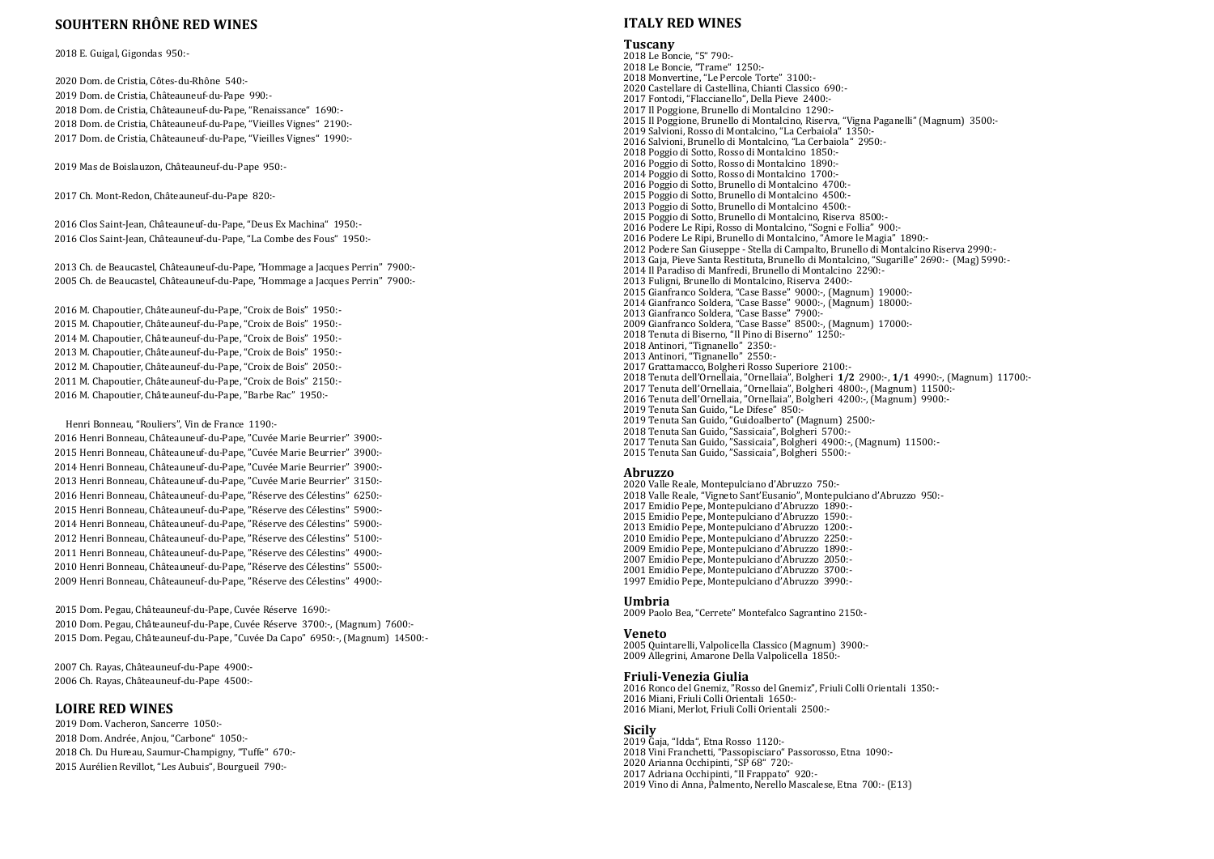## SOUHTERN RHÔNE RED WINES

2018 E. Guigal, Gigondas 950:-

2020 Dom. de Cristia, Côtes-du-Rhône 540:-
2019 Dom. de Cristia, Châteauneuf-du-Pape 990:-
2018 Dom. de Cristia, Châteauneuf-du-Pape, "Renaissance" 1690:-
2018 Dom. de Cristia, Châteauneuf-du-Pape, "Vieilles Vignes" 2190:-
2017 Dom. de Cristia, Châteauneuf-du-Pape, "Vieilles Vignes" 1990:-

2019 Mas de Boislauzon, Châteauneuf-du-Pape 950:-

2017 Ch. Mont-Redon, Châteauneuf-du-Pape 820:-

2016 Clos Saint-Jean, Châteauneuf-du-Pape, "Deus Ex Machina" 1950:-
2016 Clos Saint-Jean, Châteauneuf-du-Pape, "La Combe des Fous" 1950:-

2013 Ch. de Beaucastel, Châteauneuf-du-Pape, "Hommage a Jacques Perrin" 7900:-
2005 Ch. de Beaucastel, Châteauneuf-du-Pape, "Hommage a Jacques Perrin" 7900:-

2016 M. Chapoutier, Châteauneuf-du-Pape, "Croix de Bois" 1950:-
2015 M. Chapoutier, Châteauneuf-du-Pape, "Croix de Bois" 1950:-
2014 M. Chapoutier, Châteauneuf-du-Pape, "Croix de Bois" 1950:-
2013 M. Chapoutier, Châteauneuf-du-Pape, "Croix de Bois" 1950:-
2012 M. Chapoutier, Châteauneuf-du-Pape, "Croix de Bois" 2050:-
2011 M. Chapoutier, Châteauneuf-du-Pape, "Croix de Bois" 2150:-
2016 M. Chapoutier, Châteauneuf-du-Pape, "Barbe Rac" 1950:-

Henri Bonneau, "Rouliers", Vin de France 1190:-
2016 Henri Bonneau, Châteauneuf-du-Pape, "Cuvée Marie Beurrier" 3900:-
2015 Henri Bonneau, Châteauneuf-du-Pape, "Cuvée Marie Beurrier" 3900:-
2014 Henri Bonneau, Châteauneuf-du-Pape, "Cuvée Marie Beurrier" 3900:-
2013 Henri Bonneau, Châteauneuf-du-Pape, "Cuvée Marie Beurrier" 3150:-
2016 Henri Bonneau, Châteauneuf-du-Pape, "Réserve des Célestins" 6250:-
2015 Henri Bonneau, Châteauneuf-du-Pape, "Réserve des Célestins" 5900:-
2014 Henri Bonneau, Châteauneuf-du-Pape, "Réserve des Célestins" 5900:-
2012 Henri Bonneau, Châteauneuf-du-Pape, "Réserve des Célestins" 5100:-
2011 Henri Bonneau, Châteauneuf-du-Pape, "Réserve des Célestins" 4900:-
2010 Henri Bonneau, Châteauneuf-du-Pape, "Réserve des Célestins" 5500:-
2009 Henri Bonneau, Châteauneuf-du-Pape, "Réserve des Célestins" 4900:-

2015 Dom. Pegau, Châteauneuf-du-Pape, Cuvée Réserve 1690:-
2010 Dom. Pegau, Châteauneuf-du-Pape, Cuvée Réserve 3700:-, (Magnum) 7600:-
2015 Dom. Pegau, Châteauneuf-du-Pape, "Cuvée Da Capo" 6950:-, (Magnum) 14500:-

2007 Ch. Rayas, Châteauneuf-du-Pape 4900:-
2006 Ch. Rayas, Châteauneuf-du-Pape 4500:-

## LOIRE RED WINES

2019 Dom. Vacheron, Sancerre 1050:-
2018 Dom. Andrée, Anjou, "Carbone" 1050:-
2018 Ch. Du Hureau, Saumur-Champigny, "Tuffe" 670:-
2015 Aurélien Revillot, "Les Aubuis", Bourgueil 790:-

## ITALY RED WINES

### Tuscany

2018 Le Boncie, "5" 790:-
2018 Le Boncie, "Trame" 1250:-
2018 Monvertine, "Le Percole Torte" 3100:-
2020 Castellare di Castellina, Chianti Classico 690:-
2017 Fontodi, "Flaccianello", Della Pieve 2400:-
2017 Il Poggione, Brunello di Montalcino 1290:-
2015 Il Poggione, Brunello di Montalcino, Riserva, "Vigna Paganelli" (Magnum) 3500:-
2019 Salvioni, Rosso di Montalcino, "La Cerbaiola" 1350:-
2016 Salvioni, Brunello di Montalcino, "La Cerbaiola" 2950:-
2018 Poggio di Sotto, Rosso di Montalcino 1850:-
2016 Poggio di Sotto, Rosso di Montalcino 1890:-
2014 Poggio di Sotto, Rosso di Montalcino 1700:-
2016 Poggio di Sotto, Brunello di Montalcino 4700:-
2015 Poggio di Sotto, Brunello di Montalcino 4500:-
2013 Poggio di Sotto, Brunello di Montalcino 4500:-
2015 Poggio di Sotto, Brunello di Montalcino, Riserva 8500:-
2016 Podere Le Ripi, Rosso di Montalcino, "Sogni e Follia" 900:-
2016 Podere Le Ripi, Brunello di Montalcino, "Amore le Magia" 1890:-
2012 Podere San Giuseppe - Stella di Campalto, Brunello di Montalcino Riserva 2990:-
2013 Gaja, Pieve Santa Restituta, Brunello di Montalcino, "Sugarille" 2690:- (Mag) 5990:-
2014 Il Paradiso di Manfredi, Brunello di Montalcino 2290:-
2013 Fuligni, Brunello di Montalcino, Riserva 2400:-
2015 Gianfranco Soldera, "Case Basse" 9000:-, (Magnum) 19000:-
2014 Gianfranco Soldera, "Case Basse" 9000:-, (Magnum) 18000:-
2013 Gianfranco Soldera, "Case Basse" 7900:-
2009 Gianfranco Soldera, "Case Basse" 8500:-, (Magnum) 17000:-
2018 Tenuta di Biserno, "Il Pino di Biserno" 1250:-
2018 Antinori, "Tignanello" 2350:-
2013 Antinori, "Tignanello" 2550:-
2017 Grattamacco, Bolgheri Rosso Superiore 2100:-
2018 Tenuta dell'Ornellaia, "Ornellaia", Bolgheri **1/2** 2900:-, **1/1** 4990:-, (Magnum) 11700:-
2017 Tenuta dell'Ornellaia, "Ornellaia", Bolgheri 4800:-, (Magnum) 11500:-
2016 Tenuta dell'Ornellaia, "Ornellaia", Bolgheri 4200:-, (Magnum) 9900:-
2019 Tenuta San Guido, "Le Difese" 850:-
2019 Tenuta San Guido, "Guidoalberto" (Magnum) 2500:-
2018 Tenuta San Guido, "Sassicaia", Bolgheri 5700:-
2017 Tenuta San Guido, "Sassicaia", Bolgheri 4900:-, (Magnum) 11500:-
2015 Tenuta San Guido, "Sassicaia", Bolgheri 5500:-

### Abruzzo

2020 Valle Reale, Montepulciano d'Abruzzo 750:-
2018 Valle Reale, "Vigneto Sant'Eusanio", Montepulciano d'Abruzzo 950:-
2017 Emidio Pepe, Montepulciano d'Abruzzo 1890:-
2015 Emidio Pepe, Montepulciano d'Abruzzo 1590:-
2013 Emidio Pepe, Montepulciano d'Abruzzo 1200:-
2010 Emidio Pepe, Montepulciano d'Abruzzo 2250:-
2009 Emidio Pepe, Montepulciano d'Abruzzo 1890:-
2007 Emidio Pepe, Montepulciano d'Abruzzo 2050:-
2001 Emidio Pepe, Montepulciano d'Abruzzo 3700:-
1997 Emidio Pepe, Montepulciano d'Abruzzo 3990:-

### Umbria

2009 Paolo Bea, "Cerrete" Montefalco Sagrantino 2150:-

### Veneto

2005 Quintarelli, Valpolicella Classico (Magnum) 3900:-
2009 Allegrini, Amarone Della Valpolicella 1850:-

### Friuli-Venezia Giulia

2016 Ronco del Gnemiz, "Rosso del Gnemiz", Friuli Colli Orientali 1350:-
2016 Miani, Friuli Colli Orientali 1650:-
2016 Miani, Merlot, Friuli Colli Orientali 2500:-

### Sicily

2019 Gaja, "Idda", Etna Rosso 1120:-
2018 Vini Franchetti, "Passopisciaro" Passorosso, Etna 1090:-
2020 Arianna Occhipinti, "SP 68" 720:-
2017 Adriana Occhipinti, "Il Frappato" 920:-
2019 Vino di Anna, Palmento, Nerello Mascalese, Etna 700:- (E13)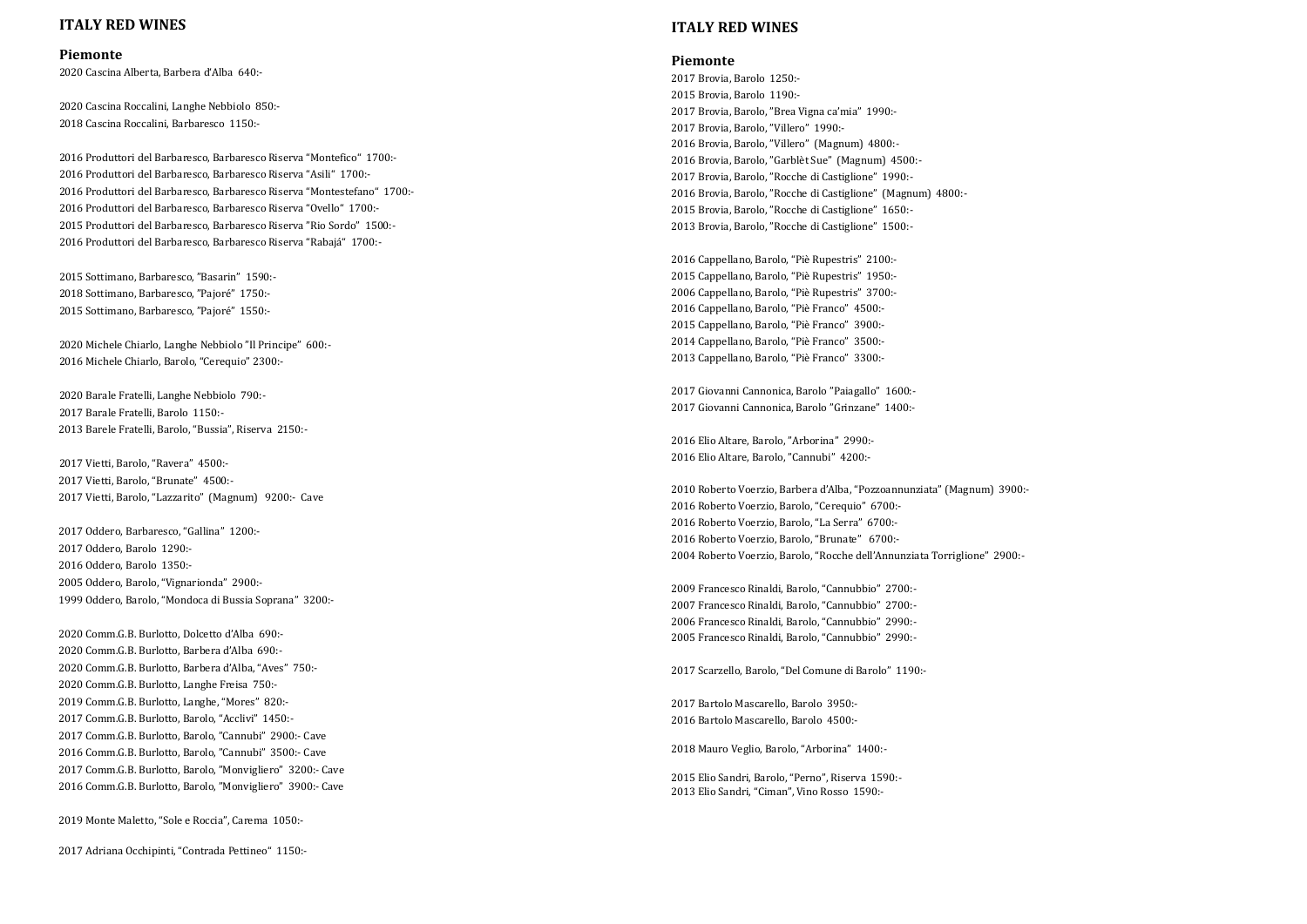## ITALY RED WINES

### Piemonte

2020 Cascina Alberta, Barbera d'Alba 640:-

2020 Cascina Roccalini, Langhe Nebbiolo 850:-
2018 Cascina Roccalini, Barbaresco 1150:-

2016 Produttori del Barbaresco, Barbaresco Riserva "Montefico" 1700:-
2016 Produttori del Barbaresco, Barbaresco Riserva "Asili" 1700:-
2016 Produttori del Barbaresco, Barbaresco Riserva "Montestefano" 1700:-
2016 Produttori del Barbaresco, Barbaresco Riserva "Ovello" 1700:-
2015 Produttori del Barbaresco, Barbaresco Riserva "Rio Sordo" 1500:-
2016 Produttori del Barbaresco, Barbaresco Riserva "Rabajá" 1700:-

2015 Sottimano, Barbaresco, "Basarin" 1590:-
2018 Sottimano, Barbaresco, "Pajoré" 1750:-
2015 Sottimano, Barbaresco, "Pajoré" 1550:-

2020 Michele Chiarlo, Langhe Nebbiolo "Il Principe" 600:-
2016 Michele Chiarlo, Barolo, "Cerequio" 2300:-

2020 Barale Fratelli, Langhe Nebbiolo 790:-
2017 Barale Fratelli, Barolo 1150:-
2013 Barele Fratelli, Barolo, "Bussia", Riserva 2150:-

2017 Vietti, Barolo, "Ravera" 4500:-
2017 Vietti, Barolo, "Brunate" 4500:-
2017 Vietti, Barolo, "Lazzarito" (Magnum) 9200:- Cave

2017 Oddero, Barbaresco, "Gallina" 1200:-
2017 Oddero, Barolo 1290:-
2016 Oddero, Barolo 1350:-
2005 Oddero, Barolo, "Vignarionda" 2900:-
1999 Oddero, Barolo, "Mondoca di Bussia Soprana" 3200:-

2020 Comm.G.B. Burlotto, Dolcetto d'Alba 690:-
2020 Comm.G.B. Burlotto, Barbera d'Alba 690:-
2020 Comm.G.B. Burlotto, Barbera d'Alba, "Aves" 750:-
2020 Comm.G.B. Burlotto, Langhe Freisa 750:-
2019 Comm.G.B. Burlotto, Langhe, "Mores" 820:-
2017 Comm.G.B. Burlotto, Barolo, "Acclivi" 1450:-
2017 Comm.G.B. Burlotto, Barolo, "Cannubi" 2900:- Cave
2016 Comm.G.B. Burlotto, Barolo, "Cannubi" 3500:- Cave
2017 Comm.G.B. Burlotto, Barolo, "Monvigliero" 3200:- Cave
2016 Comm.G.B. Burlotto, Barolo, "Monvigliero" 3900:- Cave

2019 Monte Maletto, "Sole e Roccia", Carema 1050:-

2017 Adriana Occhipinti, "Contrada Pettineo" 1150:-

## ITALY RED WINES

### Piemonte

2017 Brovia, Barolo 1250:-
2015 Brovia, Barolo 1190:-
2017 Brovia, Barolo, "Brea Vigna ca'mia" 1990:-
2017 Brovia, Barolo, "Villero" 1990:-
2016 Brovia, Barolo, "Villero" (Magnum) 4800:-
2016 Brovia, Barolo, "Garblèt Sue" (Magnum) 4500:-
2017 Brovia, Barolo, "Rocche di Castiglione" 1990:-
2016 Brovia, Barolo, "Rocche di Castiglione" (Magnum) 4800:-
2015 Brovia, Barolo, "Rocche di Castiglione" 1650:-
2013 Brovia, Barolo, "Rocche di Castiglione" 1500:-

2016 Cappellano, Barolo, "Piè Rupestris" 2100:-
2015 Cappellano, Barolo, "Piè Rupestris" 1950:-
2006 Cappellano, Barolo, "Piè Rupestris" 3700:-
2016 Cappellano, Barolo, "Piè Franco" 4500:-
2015 Cappellano, Barolo, "Piè Franco" 3900:-
2014 Cappellano, Barolo, "Piè Franco" 3500:-
2013 Cappellano, Barolo, "Piè Franco" 3300:-

2017 Giovanni Cannonica, Barolo "Paiagallo" 1600:-
2017 Giovanni Cannonica, Barolo "Grinzane" 1400:-

2016 Elio Altare, Barolo, "Arborina" 2990:-
2016 Elio Altare, Barolo, "Cannubi" 4200:-

2010 Roberto Voerzio, Barbera d'Alba, "Pozzoannunziata" (Magnum) 3900:-
2016 Roberto Voerzio, Barolo, "Cerequio" 6700:-
2016 Roberto Voerzio, Barolo, "La Serra" 6700:-
2016 Roberto Voerzio, Barolo, "Brunate" 6700:-
2004 Roberto Voerzio, Barolo, "Rocche dell'Annunziata Torriglione" 2900:-

2009 Francesco Rinaldi, Barolo, "Cannubbio" 2700:-
2007 Francesco Rinaldi, Barolo, "Cannubbio" 2700:-
2006 Francesco Rinaldi, Barolo, "Cannubbio" 2990:-
2005 Francesco Rinaldi, Barolo, "Cannubbio" 2990:-

2017 Scarzello, Barolo, "Del Comune di Barolo" 1190:-

2017 Bartolo Mascarello, Barolo 3950:-
2016 Bartolo Mascarello, Barolo 4500:-

2018 Mauro Veglio, Barolo, "Arborina" 1400:-

2015 Elio Sandri, Barolo, "Perno", Riserva 1590:-
2013 Elio Sandri, "Ciman", Vino Rosso 1590:-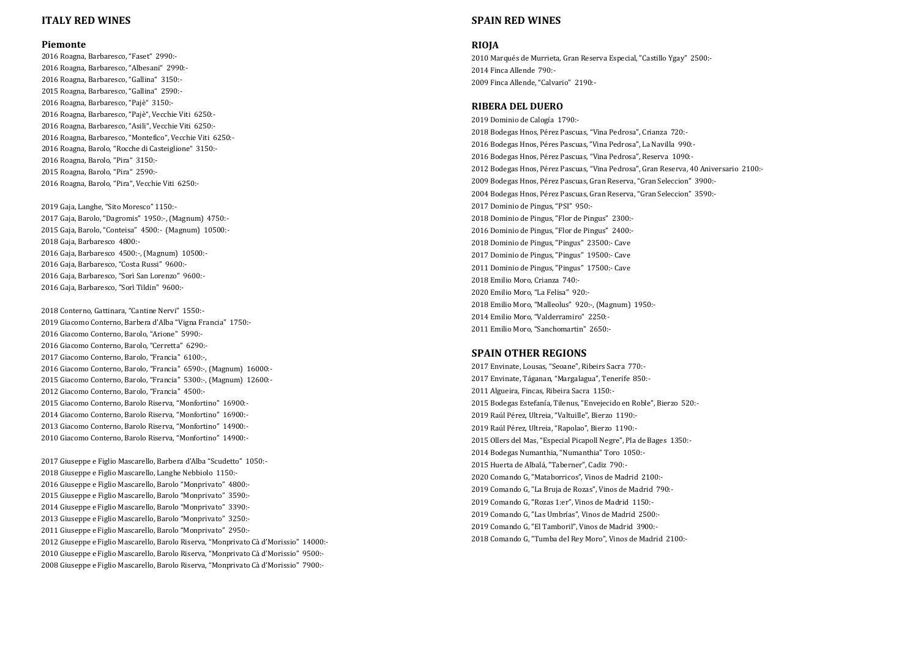## ITALY RED WINES

### Piemonte

2016 Roagna, Barbaresco, "Faset" 2990:-
2016 Roagna, Barbaresco, "Albesani" 2990:-
2016 Roagna, Barbaresco, "Gallina" 3150:-
2015 Roagna, Barbaresco, "Gallina" 2590:-
2016 Roagna, Barbaresco, "Pajè" 3150:-
2016 Roagna, Barbaresco, "Pajè", Vecchie Viti 6250:-
2016 Roagna, Barbaresco, "Asili", Vecchie Viti 6250:-
2016 Roagna, Barbaresco, "Montefico", Vecchie Viti 6250:-
2016 Roagna, Barolo, "Rocche di Casteiglione" 3150:-
2016 Roagna, Barolo, "Pira" 3150:-
2015 Roagna, Barolo, "Pira" 2590:-
2016 Roagna, Barolo, "Pira", Vecchie Viti 6250:-

2019 Gaja, Langhe, "Sito Moresco" 1150:-
2017 Gaja, Barolo, "Dagromis" 1950:-, (Magnum) 4750:-
2015 Gaja, Barolo, "Conteisa" 4500:- (Magnum) 10500:-
2018 Gaja, Barbaresco 4800:-
2016 Gaja, Barbaresco 4500:-, (Magnum) 10500:-
2016 Gaja, Barbaresco, "Costa Russi" 9600:-
2016 Gaja, Barbaresco, "Sorì San Lorenzo" 9600:-
2016 Gaja, Barbaresco, "Sorì Tildin" 9600:-

2018 Conterno, Gattinara, "Cantine Nervi" 1550:-
2019 Giacomo Conterno, Barbera d'Alba "Vigna Francia" 1750:-
2016 Giacomo Conterno, Barolo, "Arione" 5990:-
2016 Giacomo Conterno, Barolo, "Cerretta" 6290:-
2017 Giacomo Conterno, Barolo, "Francia" 6100:-,
2016 Giacomo Conterno, Barolo, "Francia" 6590:-, (Magnum) 16000:-
2015 Giacomo Conterno, Barolo, "Francia" 5300:-, (Magnum) 12600:-
2012 Giacomo Conterno, Barolo, "Francia" 4500:-
2015 Giacomo Conterno, Barolo Riserva, "Monfortino" 16900:-
2014 Giacomo Conterno, Barolo Riserva, "Monfortino" 16900:-
2013 Giacomo Conterno, Barolo Riserva, "Monfortino" 14900:-
2010 Giacomo Conterno, Barolo Riserva, "Monfortino" 14900:-

2017 Giuseppe e Figlio Mascarello, Barbera d'Alba "Scudetto" 1050:-
2018 Giuseppe e Figlio Mascarello, Langhe Nebbiolo 1150:-
2016 Giuseppe e Figlio Mascarello, Barolo "Monprivato" 4800:-
2015 Giuseppe e Figlio Mascarello, Barolo "Monprivato" 3590:-
2014 Giuseppe e Figlio Mascarello, Barolo "Monprivato" 3390:-
2013 Giuseppe e Figlio Mascarello, Barolo "Monprivato" 3250:-
2011 Giuseppe e Figlio Mascarello, Barolo "Monprivato" 2950:-
2012 Giuseppe e Figlio Mascarello, Barolo Riserva, "Monprivato Cà d'Morissio" 14000:-
2010 Giuseppe e Figlio Mascarello, Barolo Riserva, "Monprivato Cà d'Morissio" 9500:-
2008 Giuseppe e Figlio Mascarello, Barolo Riserva, "Monprivato Cà d'Morissio" 7900:-

## SPAIN RED WINES

### RIOJA

2010 Marqués de Murrieta, Gran Reserva Especial, "Castillo Ygay" 2500:-
2014 Finca Allende 790:-
2009 Finca Allende, "Calvario" 2190:-

### RIBERA DEL DUERO

2019 Dominio de Calogía 1790:-
2018 Bodegas Hnos, Pérez Pascuas, "Vina Pedrosa", Crianza 720:-
2016 Bodegas Hnos, Péres Pascuas, "Vina Pedrosa", La Navilla 990:-
2016 Bodegas Hnos, Pérez Pascuas, "Vina Pedrosa", Reserva 1090:-
2012 Bodegas Hnos, Pérez Pascuas, "Vina Pedrosa", Gran Reserva, 40 Aniversario 2100:-
2009 Bodegas Hnos, Pérez Pascuas, Gran Reserva, "Gran Seleccion" 3900:-
2004 Bodegas Hnos, Pérez Pascuas, Gran Reserva, "Gran Seleccion" 3590:-
2017 Dominio de Pingus, "PSI" 950:-
2018 Dominio de Pingus, "Flor de Pingus" 2300:-
2016 Dominio de Pingus, "Flor de Pingus" 2400:-
2018 Dominio de Pingus, "Pingus" 23500:- Cave
2017 Dominio de Pingus, "Pingus" 19500:- Cave
2011 Dominio de Pingus, "Pingus" 17500:- Cave
2018 Emilio Moro, Crianza 740:-
2020 Emilio Moro, "La Felisa" 920:-
2018 Emilio Moro, "Malleolus" 920:-, (Magnum) 1950:-
2014 Emilio Moro, "Valderramiro" 2250:-
2011 Emilio Moro, "Sanchomartin" 2650:-

### SPAIN OTHER REGIONS

2017 Envinate, Lousas, "Seoane", Ribeirs Sacra 770:-
2017 Envinate, Táganan, "Margalagua", Tenerife 850:-
2011 Algueira, Fincas, Ribeira Sacra 1150:-
2015 Bodegas Estefanía, Tilenus, "Envejecido en Roble", Bierzo 520:-
2019 Raúl Pérez, Ultreia, "Valtuille", Bierzo 1190:-
2019 Raúl Pérez, Ultreia, "Rapolao", Bierzo 1190:-
2015 Ollers del Mas, "Especial Picapoll Negre", Pla de Bages 1350:-
2014 Bodegas Numanthia, "Numanthia" Toro 1050:-
2015 Huerta de Albalá, "Taberner", Cadiz 790:-
2020 Comando G, "Mataborricos", Vinos de Madrid 2100:-
2019 Comando G, "La Bruja de Rozas", Vinos de Madrid 790:-
2019 Comando G, "Rozas 1:er", Vinos de Madrid 1150:-
2019 Comando G, "Las Umbrías", Vinos de Madrid 2500:-
2019 Comando G, "El Tamboril", Vinos de Madrid 3900:-
2018 Comando G, "Tumba del Rey Moro", Vinos de Madrid 2100:-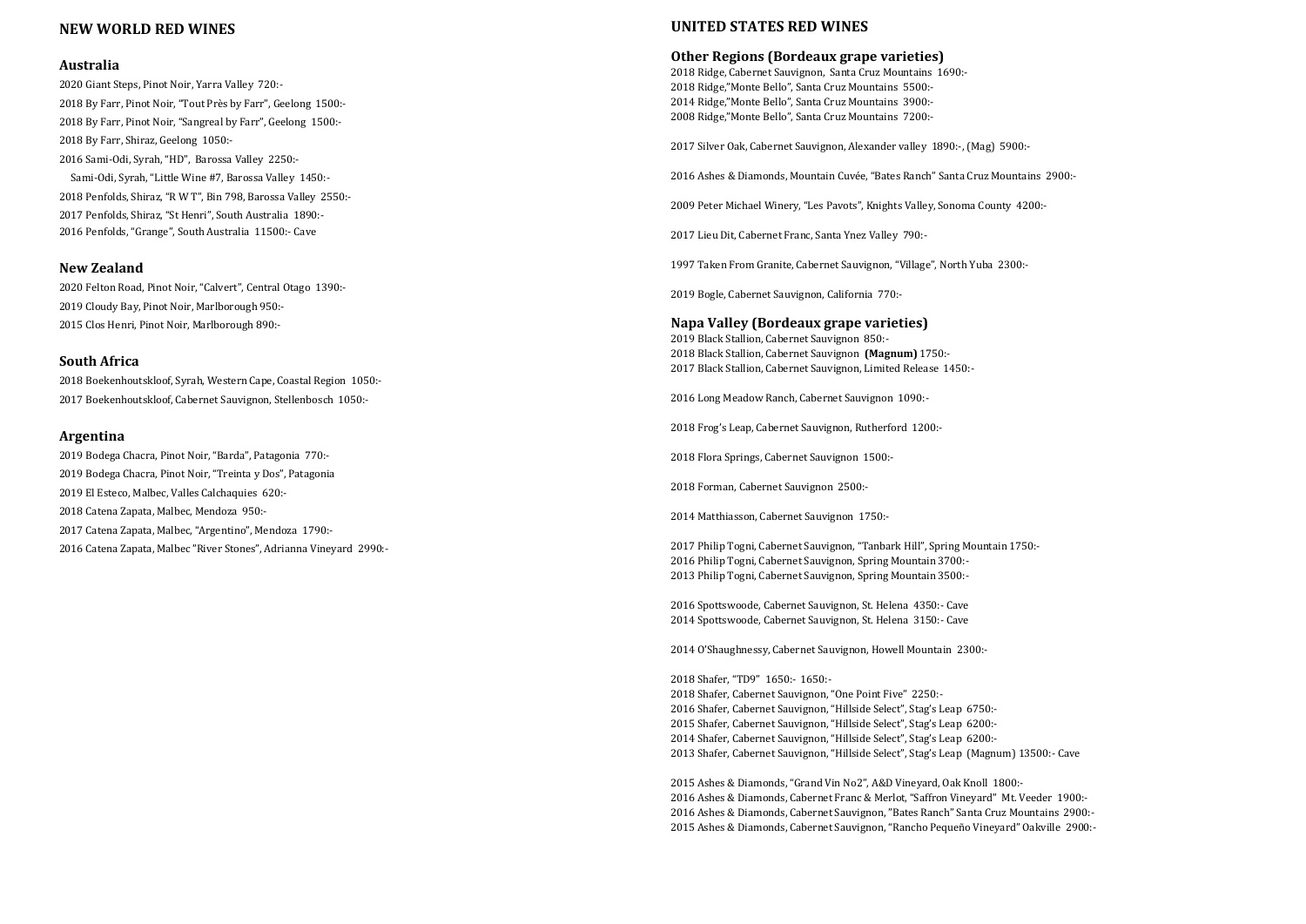## NEW WORLD RED WINES

### Australia

2020 Giant Steps, Pinot Noir, Yarra Valley 720:-

2018 By Farr, Pinot Noir, "Tout Près by Farr", Geelong 1500:-

2018 By Farr, Pinot Noir, "Sangreal by Farr", Geelong 1500:-

2018 By Farr, Shiraz, Geelong 1050:-

2016 Sami-Odi, Syrah, "HD", Barossa Valley 2250:-

Sami-Odi, Syrah, "Little Wine #7, Barossa Valley 1450:-

2018 Penfolds, Shiraz, "R W T", Bin 798, Barossa Valley 2550:-

2017 Penfolds, Shiraz, "St Henri", South Australia 1890:-

2016 Penfolds, "Grange", South Australia 11500:- Cave

### New Zealand

2020 Felton Road, Pinot Noir, "Calvert", Central Otago 1390:-

2019 Cloudy Bay, Pinot Noir, Marlborough 950:-

2015 Clos Henri, Pinot Noir, Marlborough 890:-

### South Africa

2018 Boekenhoutskloof, Syrah, Western Cape, Coastal Region 1050:-

2017 Boekenhoutskloof, Cabernet Sauvignon, Stellenbosch 1050:-

### Argentina

2019 Bodega Chacra, Pinot Noir, "Barda", Patagonia 770:-

2019 Bodega Chacra, Pinot Noir, "Treinta y Dos", Patagonia

2019 El Esteco, Malbec, Valles Calchaquies 620:-

2018 Catena Zapata, Malbec, Mendoza 950:-

2017 Catena Zapata, Malbec, "Argentino", Mendoza 1790:-

2016 Catena Zapata, Malbec "River Stones", Adrianna Vineyard 2990:-

## UNITED STATES RED WINES

### Other Regions (Bordeaux grape varieties)

2018 Ridge, Cabernet Sauvignon, Santa Cruz Mountains 1690:-
2018 Ridge,"Monte Bello", Santa Cruz Mountains 5500:-
2014 Ridge,"Monte Bello", Santa Cruz Mountains 3900:-
2008 Ridge,"Monte Bello", Santa Cruz Mountains 7200:-

2017 Silver Oak, Cabernet Sauvignon, Alexander valley 1890:-, (Mag) 5900:-

2016 Ashes & Diamonds, Mountain Cuvée, "Bates Ranch" Santa Cruz Mountains 2900:-

2009 Peter Michael Winery, "Les Pavots", Knights Valley, Sonoma County 4200:-

2017 Lieu Dit, Cabernet Franc, Santa Ynez Valley 790:-

1997 Taken From Granite, Cabernet Sauvignon, "Village", North Yuba 2300:-

2019 Bogle, Cabernet Sauvignon, California 770:-

### Napa Valley (Bordeaux grape varieties)

2019 Black Stallion, Cabernet Sauvignon 850:-
2018 Black Stallion, Cabernet Sauvignon **(Magnum)** 1750:-
2017 Black Stallion, Cabernet Sauvignon, Limited Release 1450:-

2016 Long Meadow Ranch, Cabernet Sauvignon 1090:-

2018 Frog's Leap, Cabernet Sauvignon, Rutherford 1200:-

2018 Flora Springs, Cabernet Sauvignon 1500:-

2018 Forman, Cabernet Sauvignon 2500:-

2014 Matthiasson, Cabernet Sauvignon 1750:-

2017 Philip Togni, Cabernet Sauvignon, "Tanbark Hill", Spring Mountain 1750:-
2016 Philip Togni, Cabernet Sauvignon, Spring Mountain 3700:-
2013 Philip Togni, Cabernet Sauvignon, Spring Mountain 3500:-

2016 Spottswoode, Cabernet Sauvignon, St. Helena 4350:- Cave
2014 Spottswoode, Cabernet Sauvignon, St. Helena 3150:- Cave

2014 O'Shaughnessy, Cabernet Sauvignon, Howell Mountain 2300:-

2018 Shafer, "TD9" 1650:- 1650:-
2018 Shafer, Cabernet Sauvignon, "One Point Five" 2250:-
2016 Shafer, Cabernet Sauvignon, "Hillside Select", Stag's Leap 6750:-
2015 Shafer, Cabernet Sauvignon, "Hillside Select", Stag's Leap 6200:-
2014 Shafer, Cabernet Sauvignon, "Hillside Select", Stag's Leap 6200:-
2013 Shafer, Cabernet Sauvignon, "Hillside Select", Stag's Leap (Magnum) 13500:- Cave

2015 Ashes & Diamonds, "Grand Vin No2", A&D Vineyard, Oak Knoll 1800:-
2016 Ashes & Diamonds, Cabernet Franc & Merlot, "Saffron Vineyard" Mt. Veeder 1900:-
2016 Ashes & Diamonds, Cabernet Sauvignon, "Bates Ranch" Santa Cruz Mountains 2900:-
2015 Ashes & Diamonds, Cabernet Sauvignon, "Rancho Pequeño Vineyard" Oakville 2900:-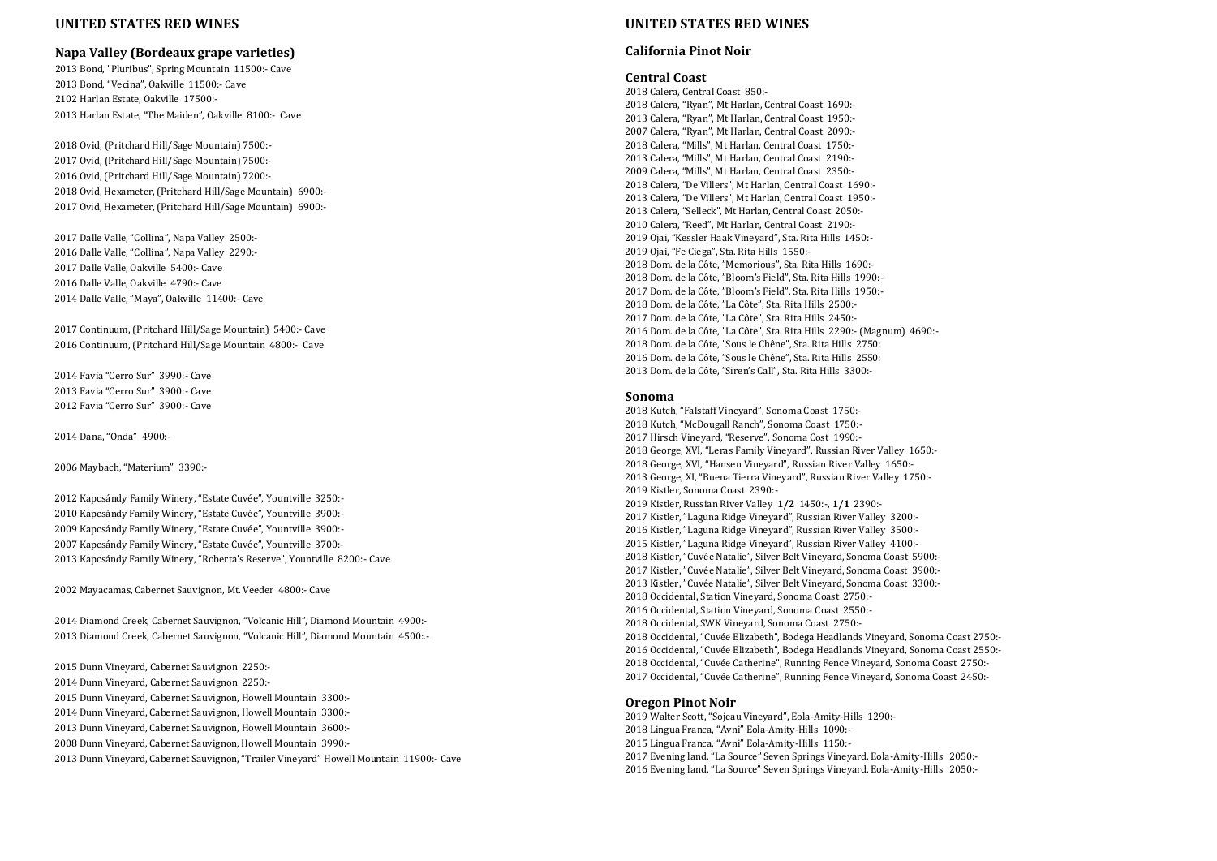## UNITED STATES RED WINES

### Napa Valley (Bordeaux grape varieties)

2013 Bond, "Pluribus", Spring Mountain 11500:- Cave
2013 Bond, "Vecina", Oakville 11500:- Cave
2102 Harlan Estate, Oakville 17500:-
2013 Harlan Estate, "The Maiden", Oakville 8100:- Cave

2018 Ovid, (Pritchard Hill/Sage Mountain) 7500:-
2017 Ovid, (Pritchard Hill/Sage Mountain) 7500:-
2016 Ovid, (Pritchard Hill/Sage Mountain) 7200:-
2018 Ovid, Hexameter, (Pritchard Hill/Sage Mountain) 6900:-
2017 Ovid, Hexameter, (Pritchard Hill/Sage Mountain) 6900:-

2017 Dalle Valle, "Collina", Napa Valley 2500:-
2016 Dalle Valle, "Collina", Napa Valley 2290:-
2017 Dalle Valle, Oakville 5400:- Cave
2016 Dalle Valle, Oakville 4790:- Cave
2014 Dalle Valle, "Maya", Oakville 11400:- Cave

2017 Continuum, (Pritchard Hill/Sage Mountain) 5400:- Cave
2016 Continuum, (Pritchard Hill/Sage Mountain 4800:- Cave

2014 Favia "Cerro Sur" 3990:- Cave
2013 Favia "Cerro Sur" 3900:- Cave
2012 Favia "Cerro Sur" 3900:- Cave

2014 Dana, "Onda" 4900:-

2006 Maybach, "Materium" 3390:-

2012 Kapcsándy Family Winery, "Estate Cuvée", Yountville 3250:-
2010 Kapcsándy Family Winery, "Estate Cuvée", Yountville 3900:-
2009 Kapcsándy Family Winery, "Estate Cuvée", Yountville 3900:-
2007 Kapcsándy Family Winery, "Estate Cuvée", Yountville 3700:-
2013 Kapcsándy Family Winery, "Roberta's Reserve", Yountville 8200:- Cave

2002 Mayacamas, Cabernet Sauvignon, Mt. Veeder 4800:- Cave

2014 Diamond Creek, Cabernet Sauvignon, "Volcanic Hill", Diamond Mountain 4900:-
2013 Diamond Creek, Cabernet Sauvignon, "Volcanic Hill", Diamond Mountain 4500:.-

2015 Dunn Vineyard, Cabernet Sauvignon 2250:-
2014 Dunn Vineyard, Cabernet Sauvignon 2250:-
2015 Dunn Vineyard, Cabernet Sauvignon, Howell Mountain 3300:-
2014 Dunn Vineyard, Cabernet Sauvignon, Howell Mountain 3300:-
2013 Dunn Vineyard, Cabernet Sauvignon, Howell Mountain 3600:-
2008 Dunn Vineyard, Cabernet Sauvignon, Howell Mountain 3990:-
2013 Dunn Vineyard, Cabernet Sauvignon, "Trailer Vineyard" Howell Mountain 11900:- Cave

## UNITED STATES RED WINES

### California Pinot Noir

### Central Coast

2018 Calera, Central Coast 850:-
2018 Calera, "Ryan", Mt Harlan, Central Coast 1690:-
2013 Calera, "Ryan", Mt Harlan, Central Coast 1950:-
2007 Calera, "Ryan", Mt Harlan, Central Coast 2090:-
2018 Calera, "Mills", Mt Harlan, Central Coast 1750:-
2013 Calera, "Mills", Mt Harlan, Central Coast 2190:-
2009 Calera, "Mills", Mt Harlan, Central Coast 2350:-
2018 Calera, "De Villers", Mt Harlan, Central Coast 1690:-
2013 Calera, "De Villers", Mt Harlan, Central Coast 1950:-
2013 Calera, "Selleck", Mt Harlan, Central Coast 2050:-
2010 Calera, "Reed", Mt Harlan, Central Coast 2190:-
2019 Ojai, "Kessler Haak Vineyard", Sta. Rita Hills 1450:-
2019 Ojai, "Fe Ciega", Sta. Rita Hills 1550:-
2018 Dom. de la Côte, "Memorious", Sta. Rita Hills 1690:-
2018 Dom. de la Côte, "Bloom's Field", Sta. Rita Hills 1990:-
2017 Dom. de la Côte, "Bloom's Field", Sta. Rita Hills 1950:-
2018 Dom. de la Côte, "La Côte", Sta. Rita Hills 2500:-
2017 Dom. de la Côte, "La Côte", Sta. Rita Hills 2450:-
2016 Dom. de la Côte, "La Côte", Sta. Rita Hills 2290:- (Magnum) 4690:-
2018 Dom. de la Côte, "Sous le Chêne", Sta. Rita Hills 2750:
2016 Dom. de la Côte, "Sous le Chêne", Sta. Rita Hills 2550:
2013 Dom. de la Côte, "Siren's Call", Sta. Rita Hills 3300:-

### Sonoma

2018 Kutch, "Falstaff Vineyard", Sonoma Coast 1750:-
2018 Kutch, "McDougall Ranch", Sonoma Coast 1750:-
2017 Hirsch Vineyard, "Reserve", Sonoma Cost 1990:-
2018 George, XVI, "Leras Family Vineyard", Russian River Valley 1650:-
2018 George, XVI, "Hansen Vineyard", Russian River Valley 1650:-
2013 George, XI, "Buena Tierra Vineyard", Russian River Valley 1750:-
2019 Kistler, Sonoma Coast 2390:-
2019 Kistler, Russian River Valley **1/2** 1450:-, **1/1** 2390:-
2017 Kistler, "Laguna Ridge Vineyard", Russian River Valley 3200:-
2016 Kistler, "Laguna Ridge Vineyard", Russian River Valley 3500:-
2015 Kistler, "Laguna Ridge Vineyard", Russian River Valley 4100:-
2018 Kistler, "Cuvée Natalie", Silver Belt Vineyard, Sonoma Coast 5900:-
2017 Kistler, "Cuvée Natalie", Silver Belt Vineyard, Sonoma Coast 3900:-
2013 Kistler, "Cuvée Natalie", Silver Belt Vineyard, Sonoma Coast 3300:-
2018 Occidental, Station Vineyard, Sonoma Coast 2750:-
2016 Occidental, Station Vineyard, Sonoma Coast 2550:-
2018 Occidental, SWK Vineyard, Sonoma Coast 2750:-
2018 Occidental, "Cuvée Elizabeth", Bodega Headlands Vineyard, Sonoma Coast 2750:-
2016 Occidental, "Cuvée Elizabeth", Bodega Headlands Vineyard, Sonoma Coast 2550:-
2018 Occidental, "Cuvée Catherine", Running Fence Vineyard, Sonoma Coast 2750:-
2017 Occidental, "Cuvée Catherine", Running Fence Vineyard, Sonoma Coast 2450:-

### Oregon Pinot Noir

2019 Walter Scott, "Sojeau Vineyard", Eola-Amity-Hills 1290:-
2018 Lingua Franca, "Avni" Eola-Amity-Hills 1090:-
2015 Lingua Franca, "Avni" Eola-Amity-Hills 1150:-
2017 Evening land, "La Source" Seven Springs Vineyard, Eola-Amity-Hills 2050:-
2016 Evening land, "La Source" Seven Springs Vineyard, Eola-Amity-Hills 2050:-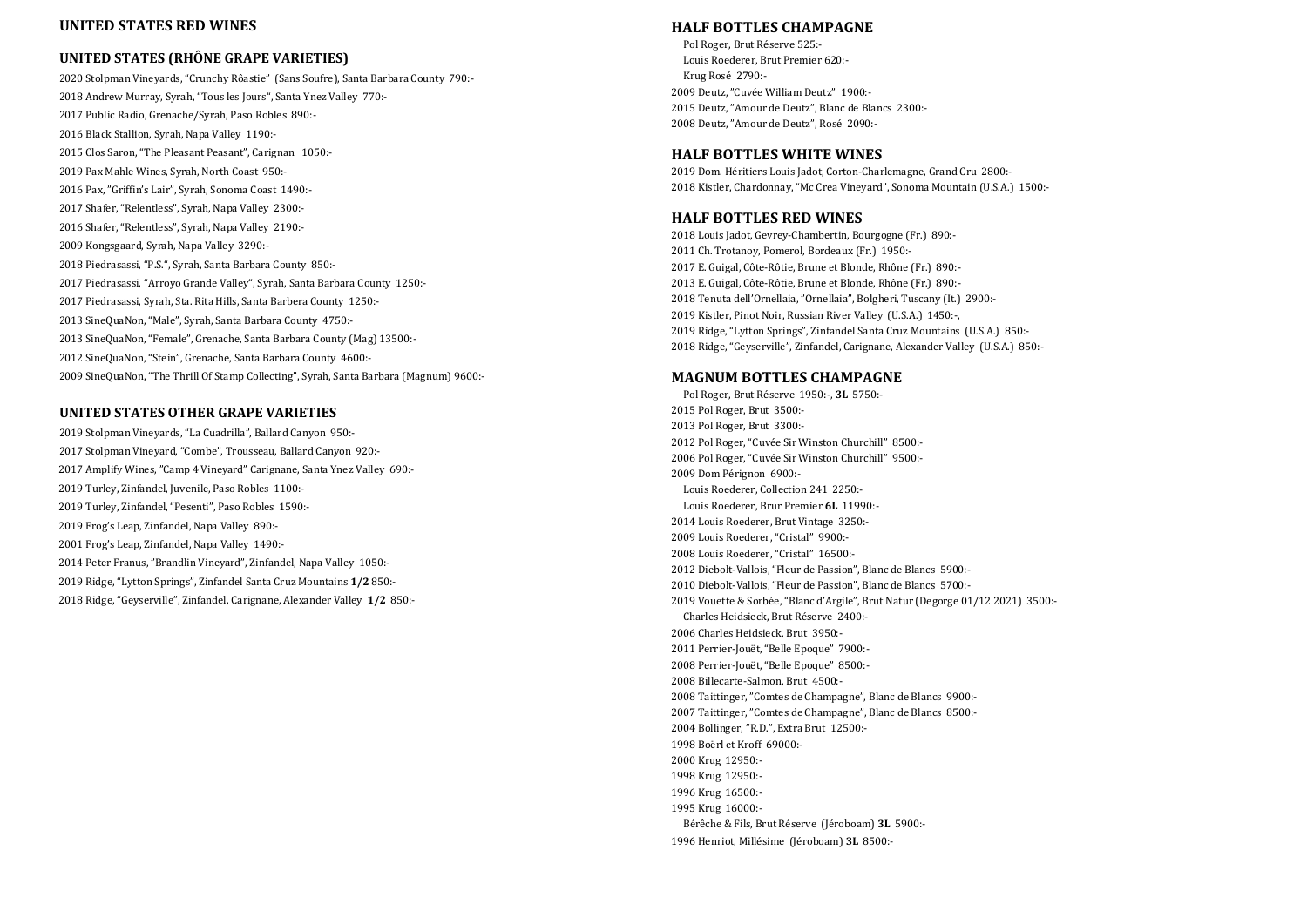## UNITED STATES RED WINES

### UNITED STATES (RHÔNE GRAPE VARIETIES)

2020 Stolpman Vineyards, "Crunchy Rôastie" (Sans Soufre), Santa Barbara County 790:-

2018 Andrew Murray, Syrah, "Tous les Jours", Santa Ynez Valley 770:-

2017 Public Radio, Grenache/Syrah, Paso Robles 890:-

2016 Black Stallion, Syrah, Napa Valley 1190:-

2015 Clos Saron, "The Pleasant Peasant", Carignan 1050:-

2019 Pax Mahle Wines, Syrah, North Coast 950:-

2016 Pax, "Griffin's Lair", Syrah, Sonoma Coast 1490:-

2017 Shafer, "Relentless", Syrah, Napa Valley 2300:-

2016 Shafer, "Relentless", Syrah, Napa Valley 2190:-

2009 Kongsgaard, Syrah, Napa Valley 3290:-

2018 Piedrasassi, "P.S.", Syrah, Santa Barbara County 850:-

2017 Piedrasassi, "Arroyo Grande Valley", Syrah, Santa Barbara County 1250:-

2017 Piedrasassi, Syrah, Sta. Rita Hills, Santa Barbera County 1250:-

2013 SineQuaNon, "Male", Syrah, Santa Barbara County 4750:-

2013 SineQuaNon, "Female", Grenache, Santa Barbara County (Mag) 13500:-

2012 SineQuaNon, "Stein", Grenache, Santa Barbara County 4600:-

2009 SineQuaNon, "The Thrill Of Stamp Collecting", Syrah, Santa Barbara (Magnum) 9600:-

### UNITED STATES OTHER GRAPE VARIETIES

2019 Stolpman Vineyards, "La Cuadrilla", Ballard Canyon 950:-

2017 Stolpman Vineyard, "Combe", Trousseau, Ballard Canyon 920:-

2017 Amplify Wines, "Camp 4 Vineyard" Carignane, Santa Ynez Valley 690:-

2019 Turley, Zinfandel, Juvenile, Paso Robles 1100:-

2019 Turley, Zinfandel, "Pesenti", Paso Robles 1590:-

2019 Frog's Leap, Zinfandel, Napa Valley 890:-

2001 Frog's Leap, Zinfandel, Napa Valley 1490:-

2014 Peter Franus, "Brandlin Vineyard", Zinfandel, Napa Valley 1050:-

2019 Ridge, "Lytton Springs", Zinfandel Santa Cruz Mountains **1/2** 850:-

2018 Ridge, "Geyserville", Zinfandel, Carignane, Alexander Valley **1/2** 850:-

## HALF BOTTLES CHAMPAGNE

Pol Roger, Brut Réserve 525:-

Louis Roederer, Brut Premier 620:-

Krug Rosé 2790:-

2009 Deutz, "Cuvée William Deutz" 1900:-

2015 Deutz, "Amour de Deutz", Blanc de Blancs 2300:-

2008 Deutz, "Amour de Deutz", Rosé 2090:-

## HALF BOTTLES WHITE WINES

2019 Dom. Héritiers Louis Jadot, Corton-Charlemagne, Grand Cru 2800:-

2018 Kistler, Chardonnay, "Mc Crea Vineyard", Sonoma Mountain (U.S.A.) 1500:-

## HALF BOTTLES RED WINES

2018 Louis Jadot, Gevrey-Chambertin, Bourgogne (Fr.) 890:-

2011 Ch. Trotanoy, Pomerol, Bordeaux (Fr.) 1950:-

2017 E. Guigal, Côte-Rôtie, Brune et Blonde, Rhône (Fr.) 890:-

2013 E. Guigal, Côte-Rôtie, Brune et Blonde, Rhône (Fr.) 890:-

2018 Tenuta dell'Ornellaia, "Ornellaia", Bolgheri, Tuscany (It.) 2900:-

2019 Kistler, Pinot Noir, Russian River Valley (U.S.A.) 1450:-,

2019 Ridge, "Lytton Springs", Zinfandel Santa Cruz Mountains (U.S.A.) 850:-

2018 Ridge, "Geyserville", Zinfandel, Carignane, Alexander Valley (U.S.A.) 850:-

## MAGNUM BOTTLES CHAMPAGNE

Pol Roger, Brut Réserve 1950:-, **3L** 5750:-

2015 Pol Roger, Brut 3500:-

2013 Pol Roger, Brut 3300:-

2012 Pol Roger, "Cuvée Sir Winston Churchill" 8500:-

2006 Pol Roger, "Cuvée Sir Winston Churchill" 9500:-

2009 Dom Pérignon 6900:-

Louis Roederer, Collection 241 2250:-

Louis Roederer, Brur Premier **6L** 11990:-

2014 Louis Roederer, Brut Vintage 3250:-

2009 Louis Roederer, "Cristal" 9900:-

2008 Louis Roederer, "Cristal" 16500:-

2012 Diebolt-Vallois, "Fleur de Passion", Blanc de Blancs 5900:-

2010 Diebolt-Vallois, "Fleur de Passion", Blanc de Blancs 5700:-

2019 Vouette & Sorbée, "Blanc d'Argile", Brut Natur (Degorge 01/12 2021) 3500:-

Charles Heidsieck, Brut Réserve 2400:-

2006 Charles Heidsieck, Brut 3950:-

2011 Perrier-Jouët, "Belle Epoque" 7900:-

2008 Perrier-Jouët, "Belle Epoque" 8500:-

2008 Billecarte-Salmon, Brut 4500:-

2008 Taittinger, "Comtes de Champagne", Blanc de Blancs 9900:-

2007 Taittinger, "Comtes de Champagne", Blanc de Blancs 8500:-

2004 Bollinger, "R.D.", Extra Brut 12500:-

1998 Boërl et Kroff 69000:-

2000 Krug 12950:-

1998 Krug 12950:-

1996 Krug 16500:-

1995 Krug 16000:-

Bérêche & Fils, Brut Réserve (Jéroboam) **3L** 5900:-

1996 Henriot, Millésime (Jéroboam) **3L** 8500:-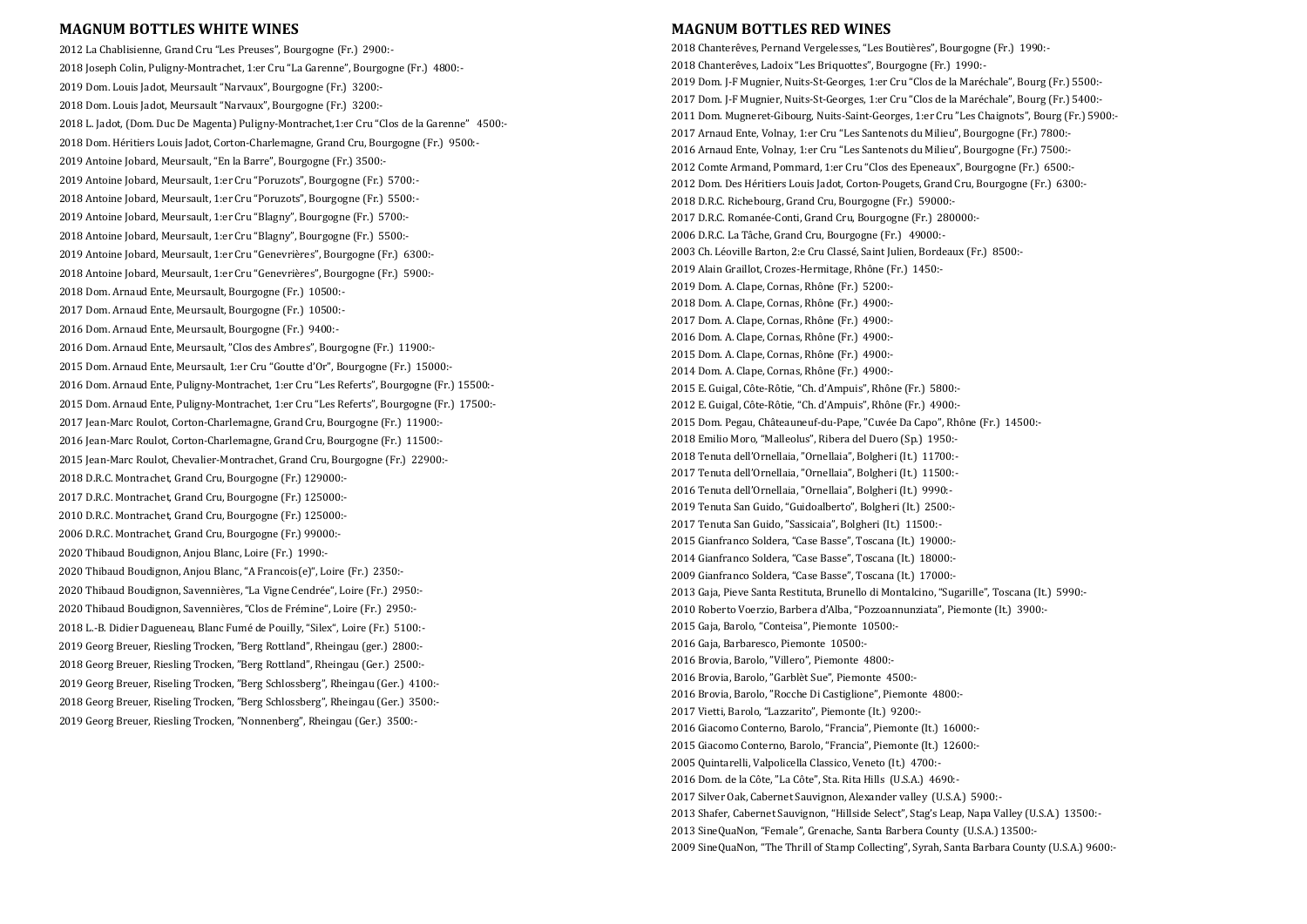## MAGNUM BOTTLES WHITE WINES

2012 La Chablisienne, Grand Cru "Les Preuses", Bourgogne (Fr.) 2900:-

2018 Joseph Colin, Puligny-Montrachet, 1:er Cru "La Garenne", Bourgogne (Fr.) 4800:-

2019 Dom. Louis Jadot, Meursault "Narvaux", Bourgogne (Fr.) 3200:-

2018 Dom. Louis Jadot, Meursault "Narvaux", Bourgogne (Fr.) 3200:-

2018 L. Jadot, (Dom. Duc De Magenta) Puligny-Montrachet,1:er Cru "Clos de la Garenne" 4500:-

2018 Dom. Héritiers Louis Jadot, Corton-Charlemagne, Grand Cru, Bourgogne (Fr.) 9500:-

2019 Antoine Jobard, Meursault, "En la Barre", Bourgogne (Fr.) 3500:-

2019 Antoine Jobard, Meursault, 1:er Cru "Poruzots", Bourgogne (Fr.) 5700:-

2018 Antoine Jobard, Meursault, 1:er Cru "Poruzots", Bourgogne (Fr.) 5500:-

2019 Antoine Jobard, Meursault, 1:er Cru "Blagny", Bourgogne (Fr.) 5700:-

2018 Antoine Jobard, Meursault, 1:er Cru "Blagny", Bourgogne (Fr.) 5500:-

2019 Antoine Jobard, Meursault, 1:er Cru "Genevrières", Bourgogne (Fr.) 6300:-

2018 Antoine Jobard, Meursault, 1:er Cru "Genevrières", Bourgogne (Fr.) 5900:-

2018 Dom. Arnaud Ente, Meursault, Bourgogne (Fr.) 10500:-

2017 Dom. Arnaud Ente, Meursault, Bourgogne (Fr.) 10500:-

2016 Dom. Arnaud Ente, Meursault, Bourgogne (Fr.) 9400:-

2016 Dom. Arnaud Ente, Meursault, "Clos des Ambres", Bourgogne (Fr.) 11900:-

2015 Dom. Arnaud Ente, Meursault, 1:er Cru "Goutte d'Or", Bourgogne (Fr.) 15000:-

2016 Dom. Arnaud Ente, Puligny-Montrachet, 1:er Cru "Les Referts", Bourgogne (Fr.) 15500:-

2015 Dom. Arnaud Ente, Puligny-Montrachet, 1:er Cru "Les Referts", Bourgogne (Fr.) 17500:-

2017 Jean-Marc Roulot, Corton-Charlemagne, Grand Cru, Bourgogne (Fr.) 11900:-

2016 Jean-Marc Roulot, Corton-Charlemagne, Grand Cru, Bourgogne (Fr.) 11500:-

2015 Jean-Marc Roulot, Chevalier-Montrachet, Grand Cru, Bourgogne (Fr.) 22900:-

2018 D.R.C. Montrachet, Grand Cru, Bourgogne (Fr.) 129000:-

2017 D.R.C. Montrachet, Grand Cru, Bourgogne (Fr.) 125000:-

2010 D.R.C. Montrachet, Grand Cru, Bourgogne (Fr.) 125000:-

2006 D.R.C. Montrachet, Grand Cru, Bourgogne (Fr.) 99000:-

2020 Thibaud Boudignon, Anjou Blanc, Loire (Fr.) 1990:-

2020 Thibaud Boudignon, Anjou Blanc, "A Francois(e)", Loire (Fr.) 2350:-

2020 Thibaud Boudignon, Savennières, "La Vigne Cendrée", Loire (Fr.) 2950:-

2020 Thibaud Boudignon, Savennières, "Clos de Frémine", Loire (Fr.) 2950:-

2018 L.-B. Didier Dagueneau, Blanc Fumé de Pouilly, "Silex", Loire (Fr.) 5100:-

2019 Georg Breuer, Riesling Trocken, "Berg Rottland", Rheingau (ger.) 2800:-

2018 Georg Breuer, Riesling Trocken, "Berg Rottland", Rheingau (Ger.) 2500:-

2019 Georg Breuer, Riseling Trocken, "Berg Schlossberg", Rheingau (Ger.) 4100:-

2018 Georg Breuer, Riseling Trocken, "Berg Schlossberg", Rheingau (Ger.) 3500:-

2019 Georg Breuer, Riesling Trocken, "Nonnenberg", Rheingau (Ger.) 3500:-

## MAGNUM BOTTLES RED WINES

2018 Chanterêves, Pernand Vergelesses, "Les Boutières", Bourgogne (Fr.) 1990:-

2018 Chanterêves, Ladoix "Les Briquottes", Bourgogne (Fr.) 1990:-

2019 Dom. J-F Mugnier, Nuits-St-Georges, 1:er Cru "Clos de la Maréchale", Bourg (Fr.) 5500:-

2017 Dom. J-F Mugnier, Nuits-St-Georges, 1:er Cru "Clos de la Maréchale", Bourg (Fr.) 5400:-

2011 Dom. Mugneret-Gibourg, Nuits-Saint-Georges, 1:er Cru "Les Chaignots", Bourg (Fr.) 5900:-

2017 Arnaud Ente, Volnay, 1:er Cru "Les Santenots du Milieu", Bourgogne (Fr.) 7800:-

2016 Arnaud Ente, Volnay, 1:er Cru "Les Santenots du Milieu", Bourgogne (Fr.) 7500:-

2012 Comte Armand, Pommard, 1:er Cru "Clos des Epeneaux", Bourgogne (Fr.) 6500:-

2012 Dom. Des Héritiers Louis Jadot, Corton-Pougets, Grand Cru, Bourgogne (Fr.) 6300:-

2018 D.R.C. Richebourg, Grand Cru, Bourgogne (Fr.) 59000:-

2017 D.R.C. Romanée-Conti, Grand Cru, Bourgogne (Fr.) 280000:-

2006 D.R.C. La Tâche, Grand Cru, Bourgogne (Fr.) 49000:-

2003 Ch. Léoville Barton, 2:e Cru Classé, Saint Julien, Bordeaux (Fr.) 8500:-

2019 Alain Graillot, Crozes-Hermitage, Rhône (Fr.) 1450:-

2019 Dom. A. Clape, Cornas, Rhône (Fr.) 5200:-

2018 Dom. A. Clape, Cornas, Rhône (Fr.) 4900:-

2017 Dom. A. Clape, Cornas, Rhône (Fr.) 4900:-

2016 Dom. A. Clape, Cornas, Rhône (Fr.) 4900:-

2015 Dom. A. Clape, Cornas, Rhône (Fr.) 4900:-

2014 Dom. A. Clape, Cornas, Rhône (Fr.) 4900:-

2015 E. Guigal, Côte-Rôtie, "Ch. d'Ampuis", Rhône (Fr.) 5800:-

2012 E. Guigal, Côte-Rôtie, "Ch. d'Ampuis", Rhône (Fr.) 4900:-

2015 Dom. Pegau, Châteauneuf-du-Pape, "Cuvée Da Capo", Rhône (Fr.) 14500:-

2018 Emilio Moro, "Malleolus", Ribera del Duero (Sp.) 1950:-

2018 Tenuta dell'Ornellaia, "Ornellaia", Bolgheri (It.) 11700:-

2017 Tenuta dell'Ornellaia, "Ornellaia", Bolgheri (It.) 11500:-

2016 Tenuta dell'Ornellaia, "Ornellaia", Bolgheri (It.) 9990:-

2019 Tenuta San Guido, "Guidoalberto", Bolgheri (It.) 2500:-

2017 Tenuta San Guido, "Sassicaia", Bolgheri (It.) 11500:-

2015 Gianfranco Soldera, "Case Basse", Toscana (It.) 19000:-

2014 Gianfranco Soldera, "Case Basse", Toscana (It.) 18000:-

2009 Gianfranco Soldera, "Case Basse", Toscana (It.) 17000:-

2013 Gaja, Pieve Santa Restituta, Brunello di Montalcino, "Sugarille", Toscana (It.) 5990:-

2010 Roberto Voerzio, Barbera d'Alba, "Pozzoannunziata", Piemonte (It.) 3900:-

2015 Gaja, Barolo, "Conteisa", Piemonte 10500:-

2016 Gaja, Barbaresco, Piemonte 10500:-

2016 Brovia, Barolo, "Villero", Piemonte 4800:-

2016 Brovia, Barolo, "Garblèt Sue", Piemonte 4500:-

2016 Brovia, Barolo, "Rocche Di Castiglione", Piemonte 4800:-

2017 Vietti, Barolo, "Lazzarito", Piemonte (It.) 9200:-

2016 Giacomo Conterno, Barolo, "Francia", Piemonte (It.) 16000:-

2015 Giacomo Conterno, Barolo, "Francia", Piemonte (It.) 12600:-

2005 Quintarelli, Valpolicella Classico, Veneto (It.) 4700:-

2016 Dom. de la Côte, "La Côte", Sta. Rita Hills (U.S.A.) 4690:-

2017 Silver Oak, Cabernet Sauvignon, Alexander valley (U.S.A.) 5900:-

2013 Shafer, Cabernet Sauvignon, "Hillside Select", Stag's Leap, Napa Valley (U.S.A.) 13500:-

2013 SineQuaNon, "Female", Grenache, Santa Barbara County (U.S.A.) 13500:-

2009 SineQuaNon, "The Thrill of Stamp Collecting", Syrah, Santa Barbara County (U.S.A.) 9600:-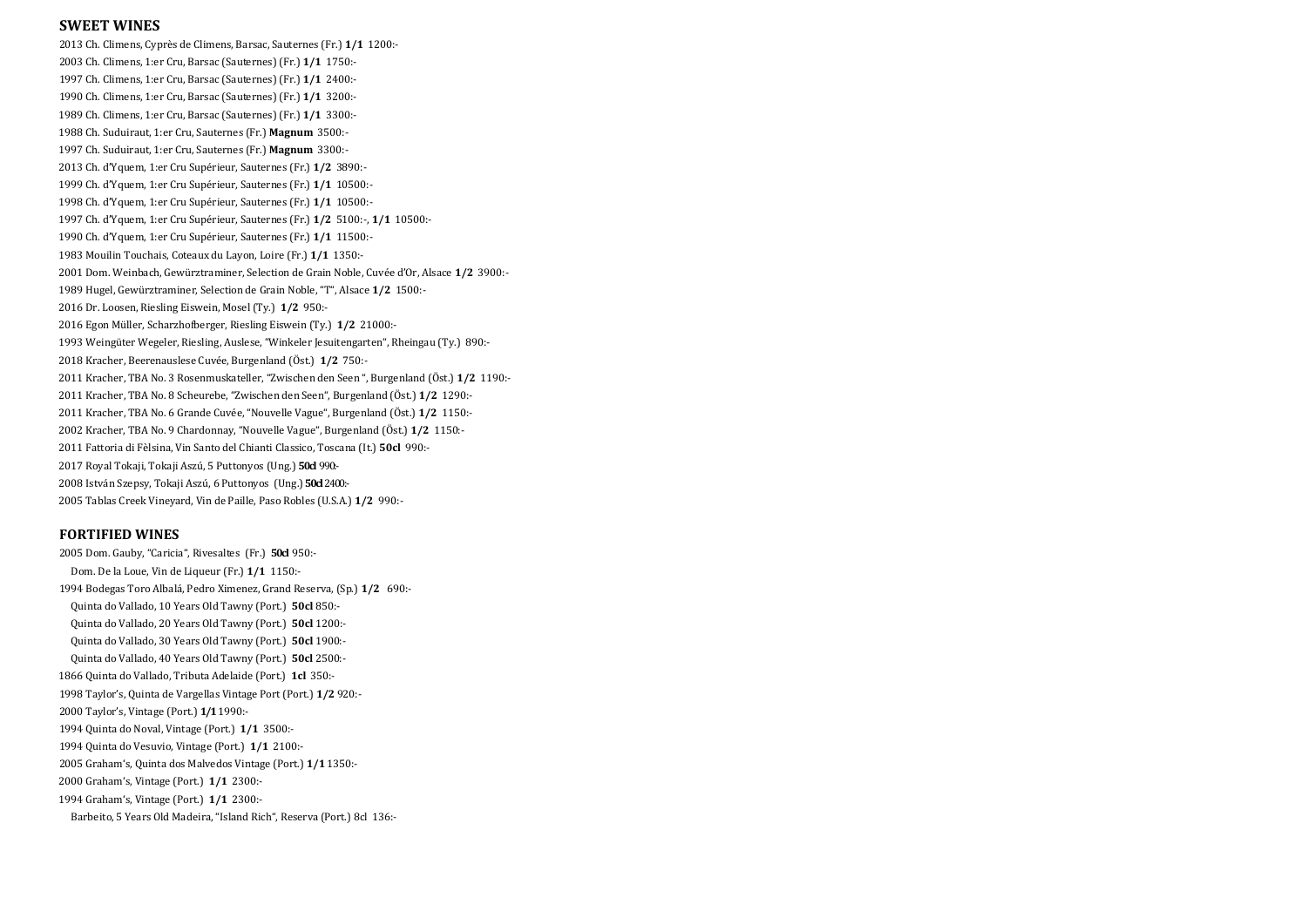## SWEET WINES

2013 Ch. Climens, Cyprès de Climens, Barsac, Sauternes (Fr.) **1/1** 1200:-

2003 Ch. Climens, 1:er Cru, Barsac (Sauternes) (Fr.) **1/1** 1750:-

1997 Ch. Climens, 1:er Cru, Barsac (Sauternes) (Fr.) **1/1** 2400:-

1990 Ch. Climens, 1:er Cru, Barsac (Sauternes) (Fr.) **1/1** 3200:-

1989 Ch. Climens, 1:er Cru, Barsac (Sauternes) (Fr.) **1/1** 3300:-

1988 Ch. Suduiraut, 1:er Cru, Sauternes (Fr.) **Magnum** 3500:-

1997 Ch. Suduiraut, 1:er Cru, Sauternes (Fr.) **Magnum** 3300:-

2013 Ch. d'Yquem, 1:er Cru Supérieur, Sauternes (Fr.) **1/2** 3890:-

1999 Ch. d'Yquem, 1:er Cru Supérieur, Sauternes (Fr.) **1/1** 10500:-

1998 Ch. d'Yquem, 1:er Cru Supérieur, Sauternes (Fr.) **1/1** 10500:-

1997 Ch. d'Yquem, 1:er Cru Supérieur, Sauternes (Fr.) **1/2** 5100:-, **1/1** 10500:-

1990 Ch. d'Yquem, 1:er Cru Supérieur, Sauternes (Fr.) **1/1** 11500:-

1983 Mouilin Touchais, Coteaux du Layon, Loire (Fr.) **1/1** 1350:-

2001 Dom. Weinbach, Gewürztraminer, Selection de Grain Noble, Cuvée d'Or, Alsace **1/2** 3900:-

1989 Hugel, Gewürztraminer, Selection de Grain Noble, "T", Alsace **1/2** 1500:-

2016 Dr. Loosen, Riesling Eiswein, Mosel (Ty.) **1/2** 950:-

2016 Egon Müller, Scharzhofberger, Riesling Eiswein (Ty.) **1/2** 21000:-

1993 Weingüter Wegeler, Riesling, Auslese, "Winkeler Jesuitengarten", Rheingau (Ty.) 890:-

2018 Kracher, Beerenauslese Cuvée, Burgenland (Öst.) **1/2** 750:-

2011 Kracher, TBA No. 3 Rosenmuskateller, "Zwischen den Seen", Burgenland (Öst.) **1/2** 1190:-

2011 Kracher, TBA No. 8 Scheurebe, "Zwischen den Seen", Burgenland (Öst.) **1/2** 1290:-

2011 Kracher, TBA No. 6 Grande Cuvée, "Nouvelle Vague", Burgenland (Öst.) **1/2** 1150:-

2002 Kracher, TBA No. 9 Chardonnay, "Nouvelle Vague", Burgenland (Öst.) **1/2** 1150:-

2011 Fattoria di Fèlsina, Vin Santo del Chianti Classico, Toscana (It.) **50cl** 990:-

2017 Royal Tokaji, Tokaji Aszú, 5 Puttonyos (Ung.) **50cl** 990:-

2008 István Szepsy, Tokaji Aszú, 6 Puttonyos (Ung.) **50cl** 2400:-

2005 Tablas Creek Vineyard, Vin de Paille, Paso Robles (U.S.A.) **1/2** 990:-

## FORTIFIED WINES

2005 Dom. Gauby, "Caricia", Rivesaltes (Fr.) **50cl** 950:-

Dom. De la Loue, Vin de Liqueur (Fr.) **1/1** 1150:-

1994 Bodegas Toro Albalá, Pedro Ximenez, Grand Reserva, (Sp.) **1/2** 690:-

Quinta do Vallado, 10 Years Old Tawny (Port.) **50cl** 850:-

Quinta do Vallado, 20 Years Old Tawny (Port.) **50cl** 1200:-

Quinta do Vallado, 30 Years Old Tawny (Port.) **50cl** 1900:-

Quinta do Vallado, 40 Years Old Tawny (Port.) **50cl** 2500:-

1866 Quinta do Vallado, Tributa Adelaide (Port.) **1cl** 350:-

1998 Taylor's, Quinta de Vargellas Vintage Port (Port.) **1/2** 920:-

2000 Taylor's, Vintage (Port.) **1/1** 1990:-

1994 Quinta do Noval, Vintage (Port.) **1/1** 3500:-

1994 Quinta do Vesuvio, Vintage (Port.) **1/1** 2100:-

2005 Graham's, Quinta dos Malvedos Vintage (Port.) **1/1** 1350:-

2000 Graham's, Vintage (Port.) **1/1** 2300:-

1994 Graham's, Vintage (Port.) **1/1** 2300:-

Barbeito, 5 Years Old Madeira, "Island Rich", Reserva (Port.) 8cl 136:-